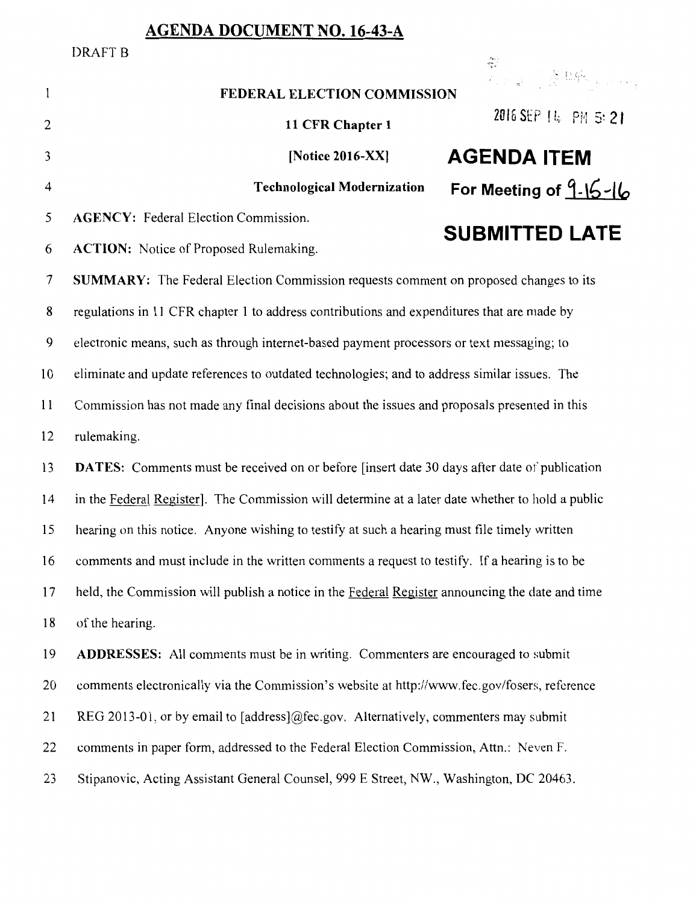## AGENDA DOCUMENT NO. 16-43-A

DRAFT B

2016 SEP 14 PM 5:21

**AGENDA ITEM**

**For Meeting of 9-15-16**

**SUBMITTED LATE**

**FEDERAL ELECTION COMMISSION**

**11 CFR Chapter 1**

**[Notice 2016-XX]**

**Technological Modernization**

**AGENCY:** Federal Election Commission.

**ACTION:** Notice of Proposed Rulemaking.

**SUMMARY:** The Federal Election Commission requests comment on proposed changes to its regulations in 11 CFR chapter 1 to address contributions and expenditures that are made by electronic means, such as through internet-based payment processors or text messaging; to eliminate and update references to outdated technologies; and to address similar issues. The Commission has not made any final decisions about the issues and proposals presented in this rulemaking.

**DATES:** Comments must be received on or before [insert date 30 days after date of publication in the Federal Register]. The Commission will determine at a later date whether to hold a public hearing on this notice. Anyone wishing to testify at such a hearing must file timely written comments and must include in the written comments a request to testify. If a hearing is to be held, the Commission will publish a notice in the Federal Register announcing the date and time of the hearing.

**ADDRESSES:** All comments must be in writing. Commenters are encouraged to submit comments electronically via the Commission's website at http://www.fec.gov/fosers, reference REG 2013-01, or by email to [address]@fec.gov. Alternatively, commenters may submit comments in paper form, addressed to the Federal Election Commission, Attn.: Neven F. Stipanovic, Acting Assistant General Counsel, 999 E Street, NW., Washington, DC 20463.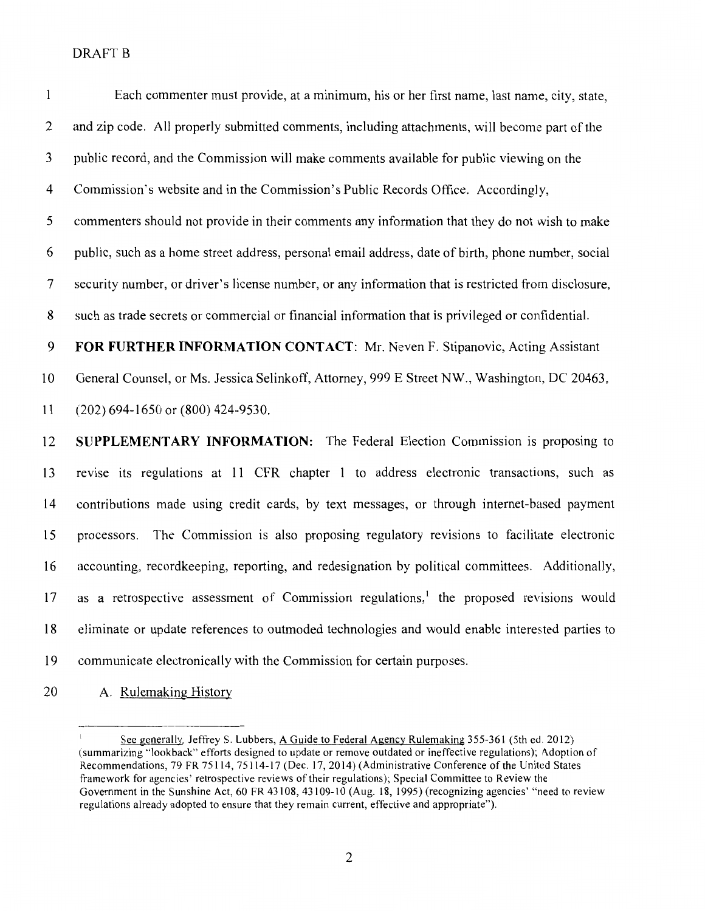Each commenter must provide, at a minimum, his or her first name, last name, city, state, and zip code. All properly submitted comments, including attachments, will become part of the public record, and the Commission will make comments available for public viewing on the Commission's website and in the Commission's Public Records Office. Accordingly, commenters should not provide in their comments any information that they do not wish to make public, such as a home street address, personal email address, date of birth, phone number, social security number, or driver's license number, or any information that is restricted from disclosure, such as trade secrets or commercial or financial information that is privileged or confidential.

**FOR FURTHER INFORMATION CONTACT**: Mr. Neven F. Stipanovic, Acting Assistant General Counsel, or Ms. Jessica Selinkoff, Attorney, 999 E Street NW., Washington, DC 20463, (202) 694-1650 or (800) 424-9530.

**SUPPLEMENTARY INFORMATION:** The Federal Election Commission is proposing to revise its regulations at 11 CFR chapter 1 to address electronic transactions, such as contributions made using credit cards, by text messages, or through internet-based payment processors. The Commission is also proposing regulatory revisions to facilitate electronic accounting, recordkeeping, reporting, and redesignation by political committees. Additionally, as a retrospective assessment of Commission regulations,[1] the proposed revisions would eliminate or update references to outmoded technologies and would enable interested parties to communicate electronically with the Commission for certain purposes.

A. Rulemaking History

[1] See generally, Jeffrey S. Lubbers, A Guide to Federal Agency Rulemaking 355-361 (5th ed. 2012) (summarizing "lookback" efforts designed to update or remove outdated or ineffective regulations); Adoption of Recommendations, 79 FR 75114, 75114-17 (Dec. 17, 2014) (Administrative Conference of the United States framework for agencies' retrospective reviews of their regulations); Special Committee to Review the Government in the Sunshine Act, 60 FR 43108, 43109-10 (Aug. 18, 1995) (recognizing agencies' "need to review regulations already adopted to ensure that they remain current, effective and appropriate").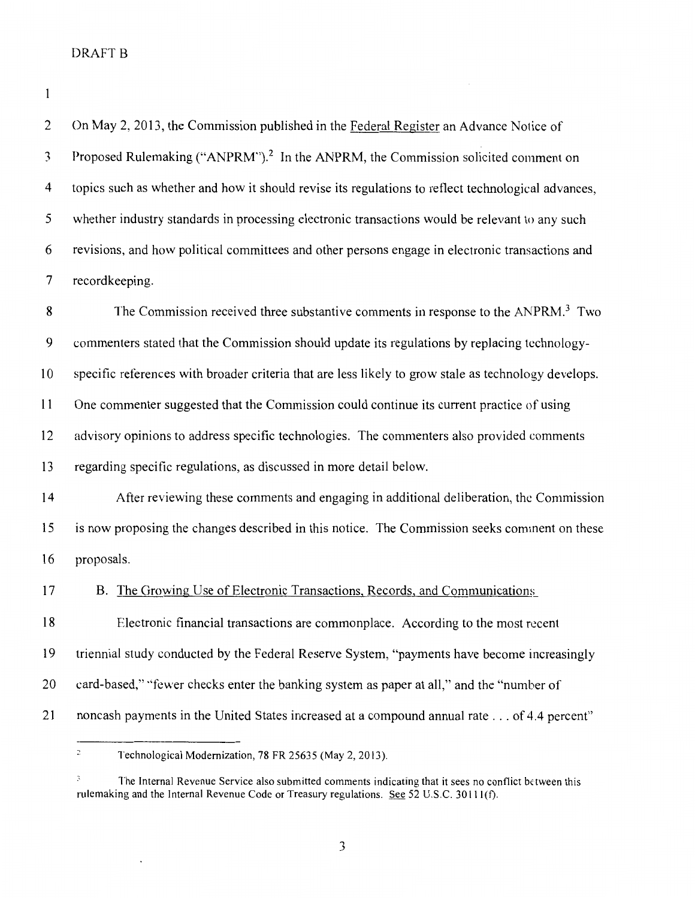DRAFT B

On May 2, 2013, the Commission published in the Federal Register an Advance Notice of Proposed Rulemaking ("ANPRM").[2] In the ANPRM, the Commission solicited comment on topics such as whether and how it should revise its regulations to reflect technological advances, whether industry standards in processing electronic transactions would be relevant to any such revisions, and how political committees and other persons engage in electronic transactions and recordkeeping.

The Commission received three substantive comments in response to the ANPRM.[3] Two commenters stated that the Commission should update its regulations by replacing technology-specific references with broader criteria that are less likely to grow stale as technology develops. One commenter suggested that the Commission could continue its current practice of using advisory opinions to address specific technologies. The commenters also provided comments regarding specific regulations, as discussed in more detail below.

After reviewing these comments and engaging in additional deliberation, the Commission is now proposing the changes described in this notice. The Commission seeks comment on these proposals.

## B. The Growing Use of Electronic Transactions, Records, and Communications

Electronic financial transactions are commonplace. According to the most recent triennial study conducted by the Federal Reserve System, "payments have become increasingly card-based," "fewer checks enter the banking system as paper at all," and the "number of noncash payments in the United States increased at a compound annual rate . . . of 4.4 percent"

---

[2] Technological Modernization, 78 FR 25635 (May 2, 2013).

[3] The Internal Revenue Service also submitted comments indicating that it sees no conflict between this rulemaking and the Internal Revenue Code or Treasury regulations. See 52 U.S.C. 30111(f).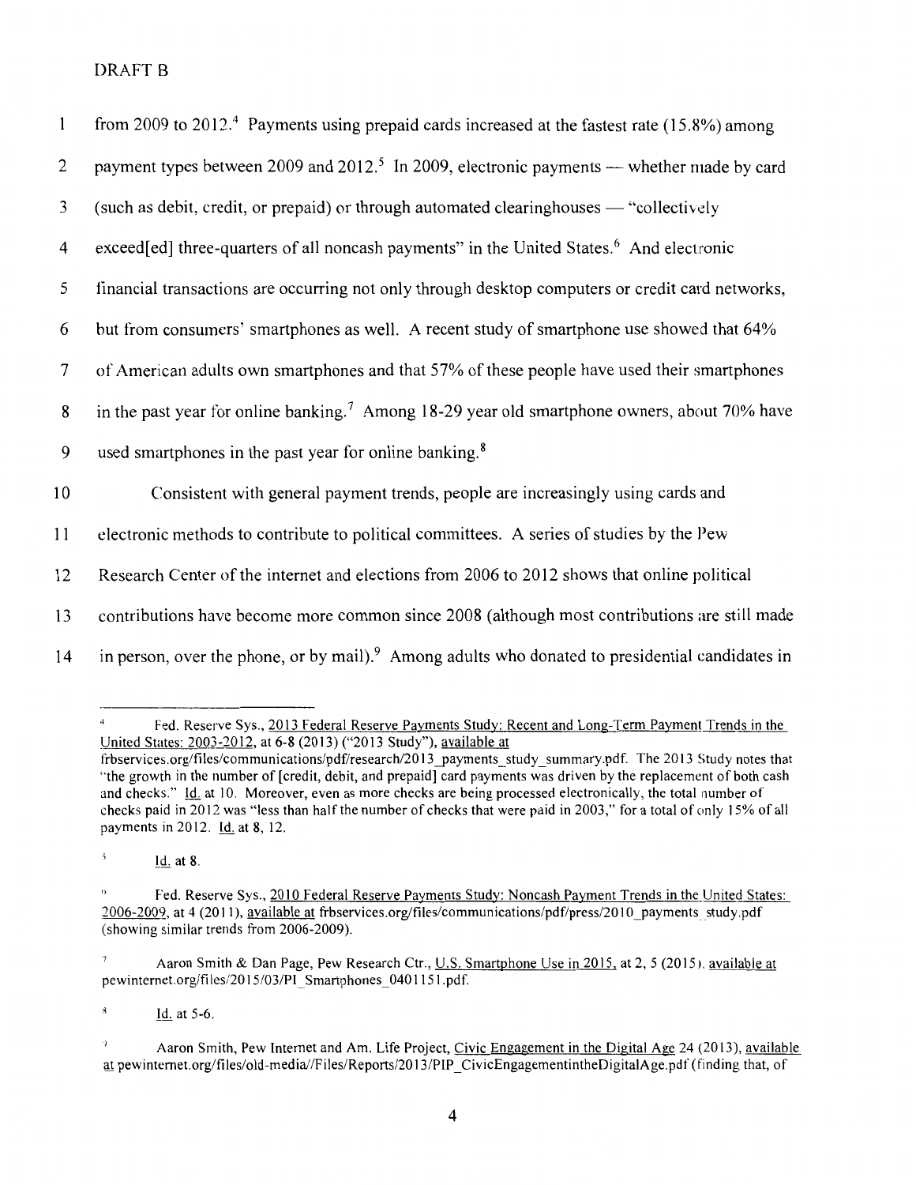DRAFT B

from 2009 to 2012.[4] Payments using prepaid cards increased at the fastest rate (15.8%) among payment types between 2009 and 2012.[5] In 2009, electronic payments — whether made by card (such as debit, credit, or prepaid) or through automated clearinghouses — "collectively exceed[ed] three-quarters of all noncash payments" in the United States.[6] And electronic financial transactions are occurring not only through desktop computers or credit card networks, but from consumers' smartphones as well. A recent study of smartphone use showed that 64% of American adults own smartphones and that 57% of these people have used their smartphones in the past year for online banking.[7] Among 18-29 year old smartphone owners, about 70% have used smartphones in the past year for online banking.[8]

Consistent with general payment trends, people are increasingly using cards and electronic methods to contribute to political committees. A series of studies by the Pew Research Center of the internet and elections from 2006 to 2012 shows that online political contributions have become more common since 2008 (although most contributions are still made in person, over the phone, or by mail).[9] Among adults who donated to presidential candidates in

---

[4] Fed. Reserve Sys., 2013 Federal Reserve Payments Study: Recent and Long-Term Payment Trends in the United States: 2003-2012, at 6-8 (2013) ("2013 Study"), available at frbservices.org/files/communications/pdf/research/2013_payments_study_summary.pdf. The 2013 Study notes that "the growth in the number of [credit, debit, and prepaid] card payments was driven by the replacement of both cash and checks." Id. at 10. Moreover, even as more checks are being processed electronically, the total number of checks paid in 2012 was "less than half the number of checks that were paid in 2003," for a total of only 15% of all payments in 2012. Id. at 8, 12.

[5] Id. at 8.

[6] Fed. Reserve Sys., 2010 Federal Reserve Payments Study: Noncash Payment Trends in the United States: 2006-2009, at 4 (2011), available at frbservices.org/files/communications/pdf/press/2010_payments_study.pdf (showing similar trends from 2006-2009).

[7] Aaron Smith & Dan Page, Pew Research Ctr., U.S. Smartphone Use in 2015, at 2, 5 (2015), available at pewinternet.org/files/2015/03/PI_Smartphones_0401151.pdf.

[8] Id. at 5-6.

[9] Aaron Smith, Pew Internet and Am. Life Project, Civic Engagement in the Digital Age 24 (2013), available at pewinternet.org/files/old-media//Files/Reports/2013/PIP_CivicEngagementintheDigitalAge.pdf (finding that, of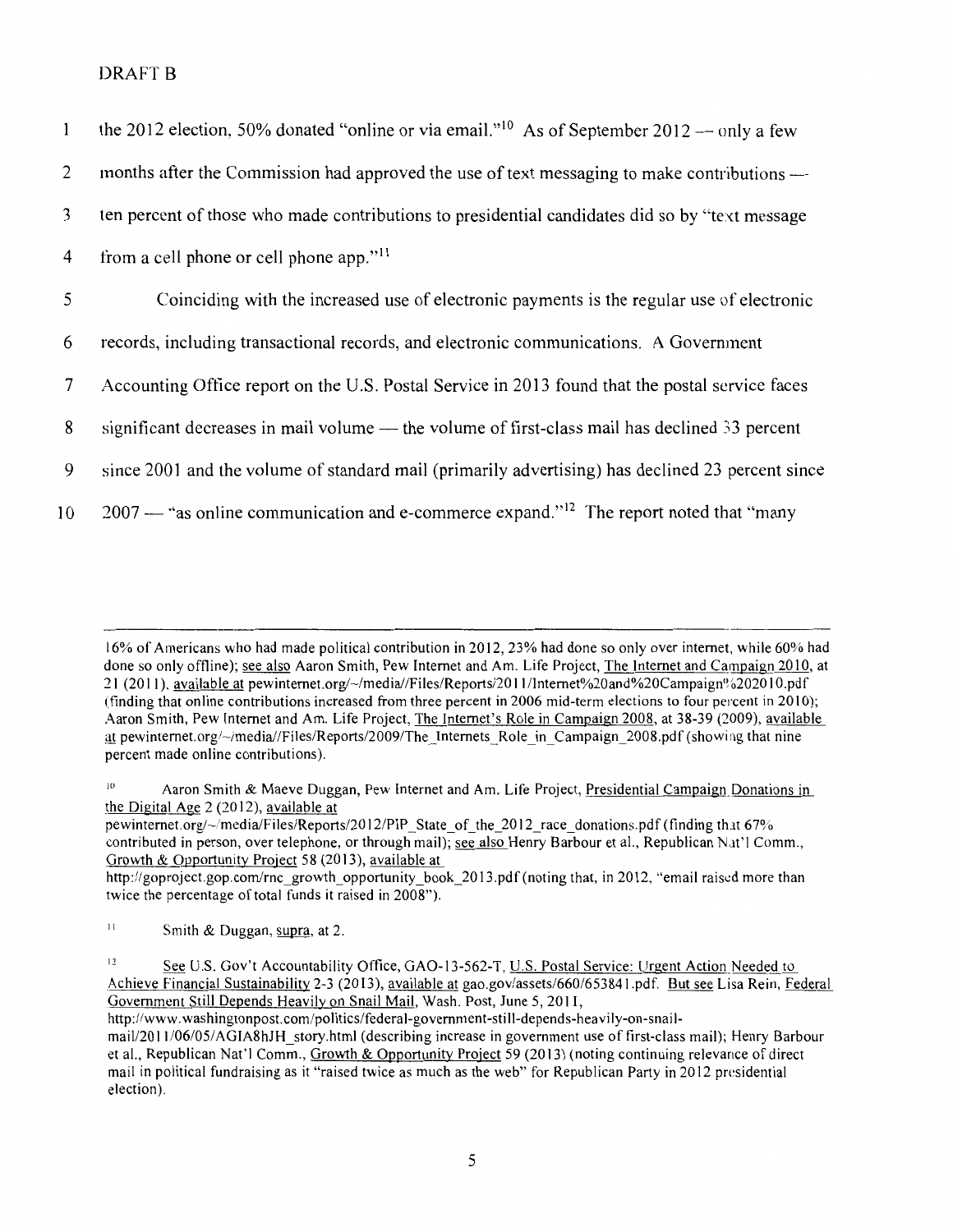DRAFT B

the 2012 election, 50% donated "online or via email."[10] As of September 2012 — only a few months after the Commission had approved the use of text messaging to make contributions — ten percent of those who made contributions to presidential candidates did so by "text message from a cell phone or cell phone app."[11]

Coinciding with the increased use of electronic payments is the regular use of electronic records, including transactional records, and electronic communications. A Government Accounting Office report on the U.S. Postal Service in 2013 found that the postal service faces significant decreases in mail volume — the volume of first-class mail has declined 33 percent since 2001 and the volume of standard mail (primarily advertising) has declined 23 percent since 2007 — "as online communication and e-commerce expand."[12] The report noted that "many

---

16% of Americans who had made political contribution in 2012, 23% had done so only over internet, while 60% had done so only offline); see also Aaron Smith, Pew Internet and Am. Life Project, The Internet and Campaign 2010, at 21 (2011), available at pewinternet.org/~/media//Files/Reports/2011/Internet%20and%20Campaign%202010.pdf (finding that online contributions increased from three percent in 2006 mid-term elections to four percent in 2010); Aaron Smith, Pew Internet and Am. Life Project, The Internet's Role in Campaign 2008, at 38-39 (2009), available at pewinternet.org/~/media//Files/Reports/2009/The_Internets_Role_in_Campaign_2008.pdf (showing that nine percent made online contributions).

[10] Aaron Smith & Maeve Duggan, Pew Internet and Am. Life Project, Presidential Campaign Donations in the Digital Age 2 (2012), available at pewinternet.org/~/media/Files/Reports/2012/PIP_State_of_the_2012_race_donations.pdf (finding that 67% contributed in person, over telephone, or through mail); see also Henry Barbour et al., Republican Nat'l Comm., Growth & Opportunity Project 58 (2013), available at http://goproject.gop.com/rnc_growth_opportunity_book_2013.pdf (noting that, in 2012, "email raised more than twice the percentage of total funds it raised in 2008").

[11] Smith & Duggan, supra, at 2.

[12] See U.S. Gov't Accountability Office, GAO-13-562-T, U.S. Postal Service: Urgent Action Needed to Achieve Financial Sustainability 2-3 (2013), available at gao.gov/assets/660/653841.pdf. But see Lisa Rein, Federal Government Still Depends Heavily on Snail Mail, Wash. Post, June 5, 2011, http://www.washingtonpost.com/politics/federal-government-still-depends-heavily-on-snail-mail/2011/06/05/AGIA8hJH_story.html (describing increase in government use of first-class mail); Henry Barbour et al., Republican Nat'l Comm., Growth & Opportunity Project 59 (2013) (noting continuing relevance of direct mail in political fundraising as it "raised twice as much as the web" for Republican Party in 2012 presidential election).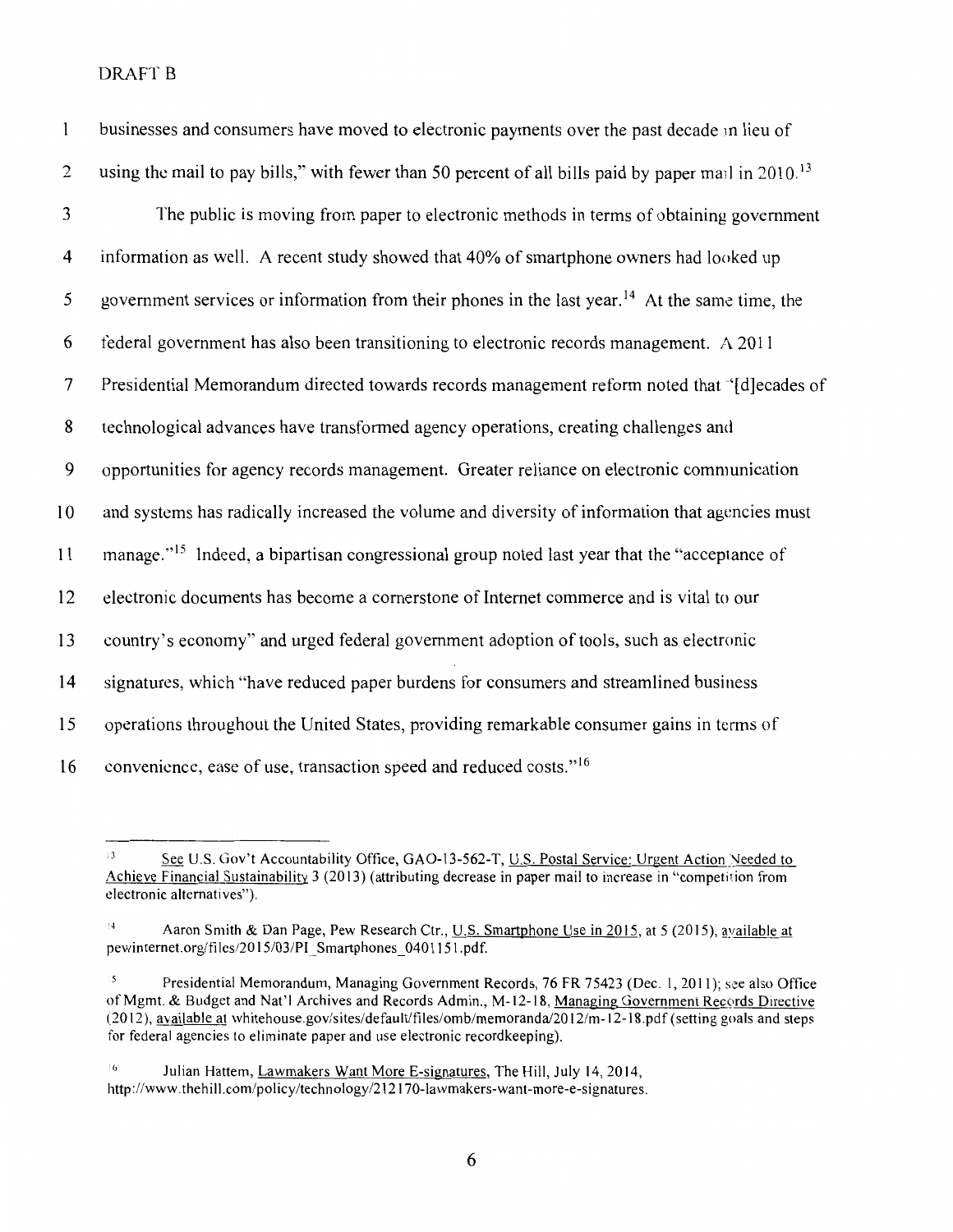businesses and consumers have moved to electronic payments over the past decade in lieu of using the mail to pay bills," with fewer than 50 percent of all bills paid by paper mail in 2010.[13]

The public is moving from paper to electronic methods in terms of obtaining government information as well. A recent study showed that 40% of smartphone owners had looked up government services or information from their phones in the last year.[14] At the same time, the federal government has also been transitioning to electronic records management. A 2011 Presidential Memorandum directed towards records management reform noted that "[d]ecades of technological advances have transformed agency operations, creating challenges and opportunities for agency records management. Greater reliance on electronic communication and systems has radically increased the volume and diversity of information that agencies must manage."[15] Indeed, a bipartisan congressional group noted last year that the "acceptance of electronic documents has become a cornerstone of Internet commerce and is vital to our country's economy" and urged federal government adoption of tools, such as electronic signatures, which "have reduced paper burdens for consumers and streamlined business operations throughout the United States, providing remarkable consumer gains in terms of convenience, ease of use, transaction speed and reduced costs."[16]

---

[13] See U.S. Gov't Accountability Office, GAO-13-562-T, U.S. Postal Service: Urgent Action Needed to Achieve Financial Sustainability 3 (2013) (attributing decrease in paper mail to increase in "competition from electronic alternatives").

[14] Aaron Smith & Dan Page, Pew Research Ctr., U.S. Smartphone Use in 2015, at 5 (2015), available at pewinternet.org/files/2015/03/PI_Smartphones_0401151.pdf.

[15] Presidential Memorandum, Managing Government Records, 76 FR 75423 (Dec. 1, 2011); see also Office of Mgmt. & Budget and Nat'l Archives and Records Admin., M-12-18, Managing Government Records Directive (2012), available at whitehouse.gov/sites/default/files/omb/memoranda/2012/m-12-18.pdf (setting goals and steps for federal agencies to eliminate paper and use electronic recordkeeping).

[16] Julian Hattem, Lawmakers Want More E-signatures, The Hill, July 14, 2014, http://www.thehill.com/policy/technology/212170-lawmakers-want-more-e-signatures.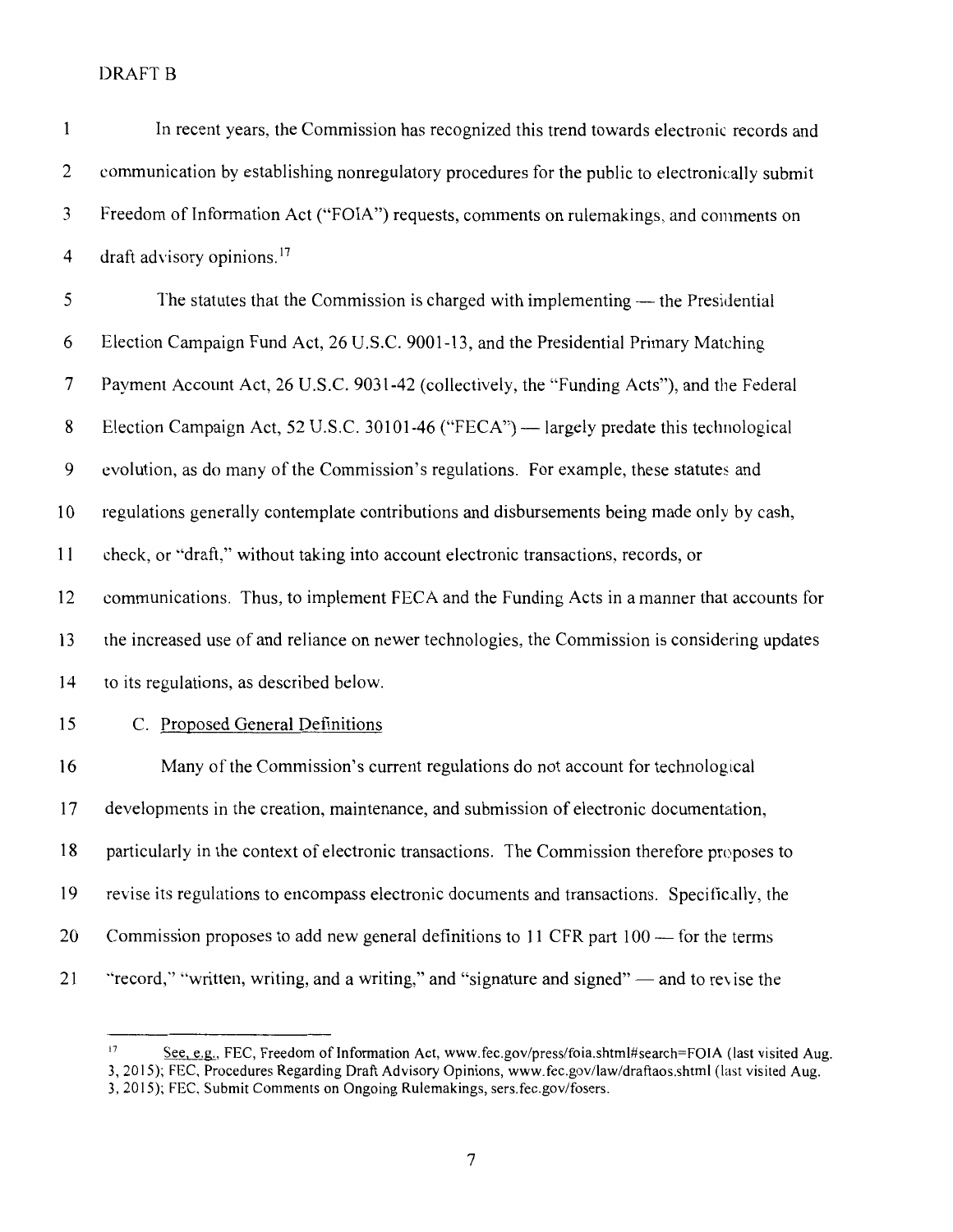DRAFT B

In recent years, the Commission has recognized this trend towards electronic records and communication by establishing nonregulatory procedures for the public to electronically submit Freedom of Information Act ("FOIA") requests, comments on rulemakings, and comments on draft advisory opinions.[17]

The statutes that the Commission is charged with implementing — the Presidential Election Campaign Fund Act, 26 U.S.C. 9001-13, and the Presidential Primary Matching Payment Account Act, 26 U.S.C. 9031-42 (collectively, the "Funding Acts"), and the Federal Election Campaign Act, 52 U.S.C. 30101-46 ("FECA") — largely predate this technological evolution, as do many of the Commission's regulations. For example, these statutes and regulations generally contemplate contributions and disbursements being made only by cash, check, or "draft," without taking into account electronic transactions, records, or communications. Thus, to implement FECA and the Funding Acts in a manner that accounts for the increased use of and reliance on newer technologies, the Commission is considering updates to its regulations, as described below.

C. Proposed General Definitions

Many of the Commission's current regulations do not account for technological developments in the creation, maintenance, and submission of electronic documentation, particularly in the context of electronic transactions. The Commission therefore proposes to revise its regulations to encompass electronic documents and transactions. Specifically, the Commission proposes to add new general definitions to 11 CFR part 100 — for the terms "record," "written, writing, and a writing," and "signature and signed" — and to revise the

---

[17] See, e.g., FEC, Freedom of Information Act, www.fec.gov/press/foia.shtml#search=FOIA (last visited Aug. 3, 2015); FEC, Procedures Regarding Draft Advisory Opinions, www.fec.gov/law/draftaos.shtml (last visited Aug. 3, 2015); FEC, Submit Comments on Ongoing Rulemakings, sers.fec.gov/fosers.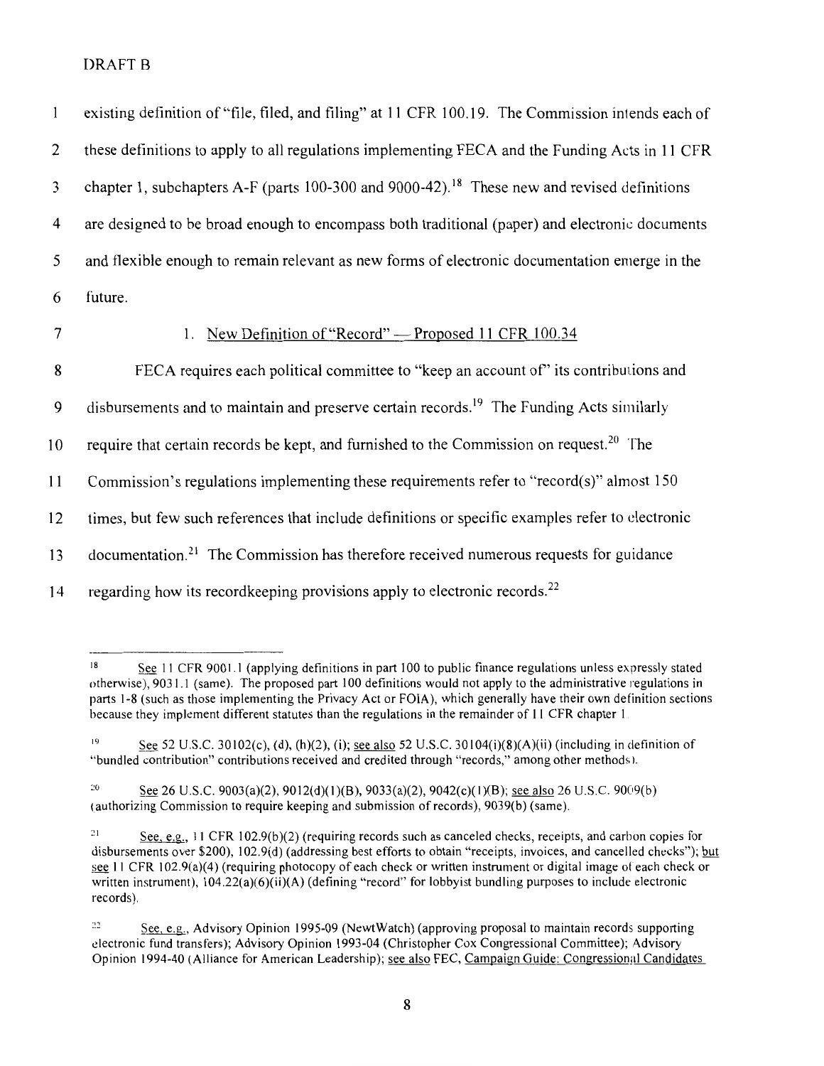existing definition of "file, filed, and filing" at 11 CFR 100.19. The Commission intends each of these definitions to apply to all regulations implementing FECA and the Funding Acts in 11 CFR chapter 1, subchapters A-F (parts 100-300 and 9000-42).[18] These new and revised definitions are designed to be broad enough to encompass both traditional (paper) and electronic documents and flexible enough to remain relevant as new forms of electronic documentation emerge in the future.

### 1. New Definition of "Record" — Proposed 11 CFR 100.34

FECA requires each political committee to "keep an account of" its contributions and disbursements and to maintain and preserve certain records.[19] The Funding Acts similarly require that certain records be kept, and furnished to the Commission on request.[20] The Commission's regulations implementing these requirements refer to "record(s)" almost 150 times, but few such references that include definitions or specific examples refer to electronic documentation.[21] The Commission has therefore received numerous requests for guidance regarding how its recordkeeping provisions apply to electronic records.[22]

---

[18] See 11 CFR 9001.1 (applying definitions in part 100 to public finance regulations unless expressly stated otherwise), 9031.1 (same). The proposed part 100 definitions would not apply to the administrative regulations in parts 1-8 (such as those implementing the Privacy Act or FOIA), which generally have their own definition sections because they implement different statutes than the regulations in the remainder of 11 CFR chapter 1.

[19] See 52 U.S.C. 30102(c), (d), (h)(2), (i); see also 52 U.S.C. 30104(i)(8)(A)(ii) (including in definition of "bundled contribution" contributions received and credited through "records," among other methods).

[20] See 26 U.S.C. 9003(a)(2), 9012(d)(1)(B), 9033(a)(2), 9042(c)(1)(B); see also 26 U.S.C. 9009(b) (authorizing Commission to require keeping and submission of records), 9039(b) (same).

[21] See, e.g., 11 CFR 102.9(b)(2) (requiring records such as canceled checks, receipts, and carbon copies for disbursements over $200), 102.9(d) (addressing best efforts to obtain "receipts, invoices, and cancelled checks"); but see 11 CFR 102.9(a)(4) (requiring photocopy of each check or written instrument or digital image of each check or written instrument), 104.22(a)(6)(ii)(A) (defining "record" for lobbyist bundling purposes to include electronic records).

[22] See, e.g., Advisory Opinion 1995-09 (NewtWatch) (approving proposal to maintain records supporting electronic fund transfers); Advisory Opinion 1993-04 (Christopher Cox Congressional Committee); Advisory Opinion 1994-40 (Alliance for American Leadership); see also FEC, Campaign Guide: Congressional Candidates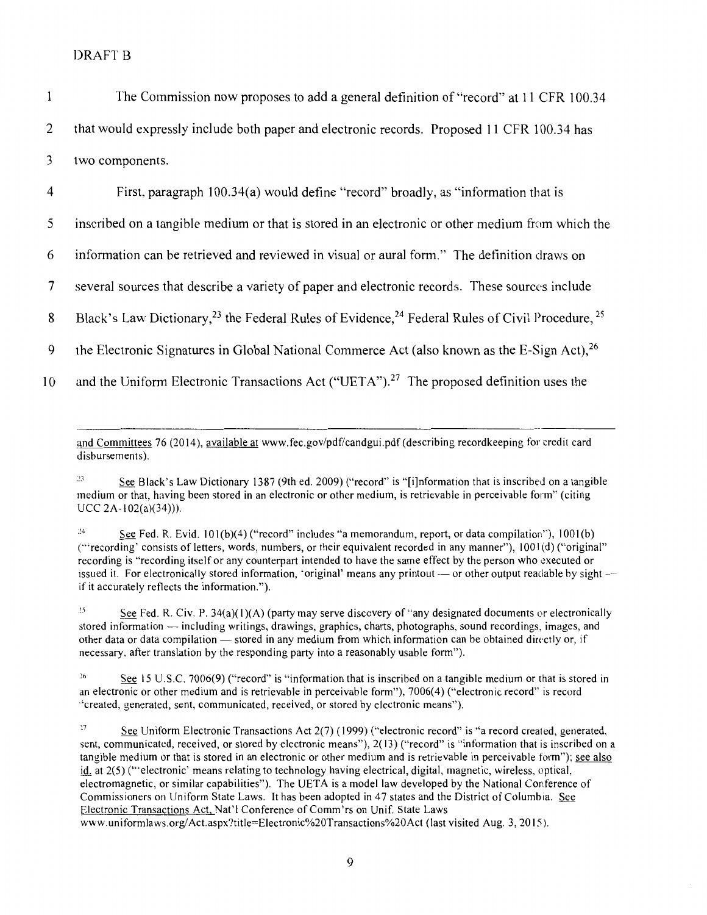DRAFT B

The Commission now proposes to add a general definition of "record" at 11 CFR 100.34 that would expressly include both paper and electronic records. Proposed 11 CFR 100.34 has two components.

First, paragraph 100.34(a) would define "record" broadly, as "information that is inscribed on a tangible medium or that is stored in an electronic or other medium from which the information can be retrieved and reviewed in visual or aural form." The definition draws on several sources that describe a variety of paper and electronic records. These sources include Black's Law Dictionary,[23] the Federal Rules of Evidence,[24] Federal Rules of Civil Procedure, [25] the Electronic Signatures in Global National Commerce Act (also known as the E-Sign Act),[26] and the Uniform Electronic Transactions Act ("UETA").[27] The proposed definition uses the

---

and Committees 76 (2014), available at www.fec.gov/pdf/candgui.pdf (describing recordkeeping for credit card disbursements).

[23] See Black's Law Dictionary 1387 (9th ed. 2009) ("record" is "[i]nformation that is inscribed on a tangible medium or that, having been stored in an electronic or other medium, is retrievable in perceivable form" (citing UCC 2A-102(a)(34))).

[24] See Fed. R. Evid. 101(b)(4) ("record" includes "a memorandum, report, or data compilation"), 1001(b) ("'recording' consists of letters, words, numbers, or their equivalent recorded in any manner"), 1001(d) ("original" recording is "recording itself or any counterpart intended to have the same effect by the person who executed or issued it. For electronically stored information, 'original' means any printout — or other output readable by sight — if it accurately reflects the information.").

[25] See Fed. R. Civ. P. 34(a)(1)(A) (party may serve discovery of "any designated documents or electronically stored information — including writings, drawings, graphics, charts, photographs, sound recordings, images, and other data or data compilation — stored in any medium from which information can be obtained directly or, if necessary, after translation by the responding party into a reasonably usable form").

[26] See 15 U.S.C. 7006(9) ("record" is "information that is inscribed on a tangible medium or that is stored in an electronic or other medium and is retrievable in perceivable form"), 7006(4) ("electronic record" is record "created, generated, sent, communicated, received, or stored by electronic means").

[27] See Uniform Electronic Transactions Act 2(7) (1999) ("electronic record" is "a record created, generated, sent, communicated, received, or stored by electronic means"), 2(13) ("record" is "information that is inscribed on a tangible medium or that is stored in an electronic or other medium and is retrievable in perceivable form"); see also id. at 2(5) ("'electronic' means relating to technology having electrical, digital, magnetic, wireless, optical, electromagnetic, or similar capabilities"). The UETA is a model law developed by the National Conference of Commissioners on Uniform State Laws. It has been adopted in 47 states and the District of Columbia. See Electronic Transactions Act, Nat'l Conference of Comm'rs on Unif. State Laws www.uniformlaws.org/Act.aspx?title=Electronic%20Transactions%20Act (last visited Aug. 3, 2015).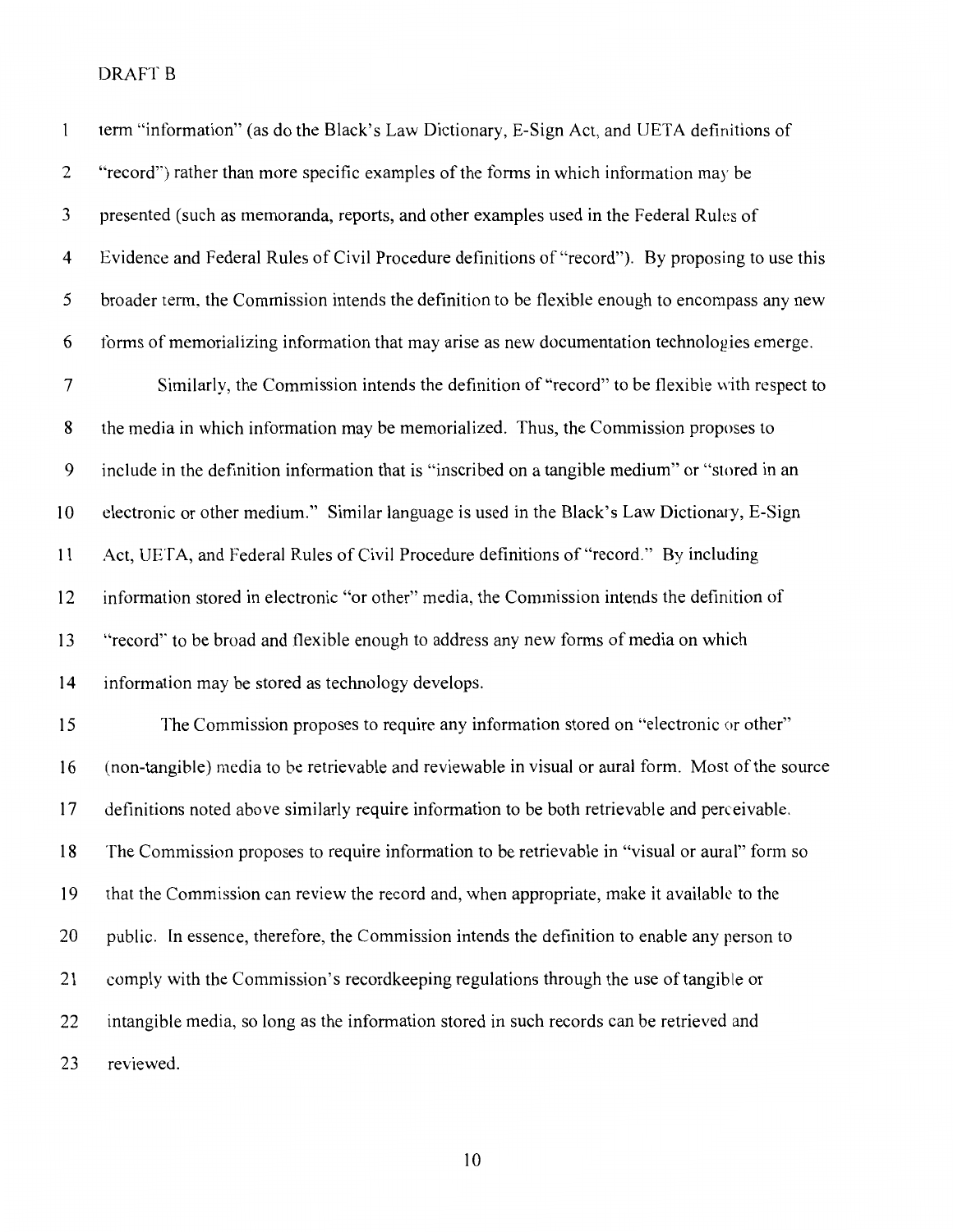term "information" (as do the Black's Law Dictionary, E-Sign Act, and UETA definitions of "record") rather than more specific examples of the forms in which information may be presented (such as memoranda, reports, and other examples used in the Federal Rules of Evidence and Federal Rules of Civil Procedure definitions of "record"). By proposing to use this broader term, the Commission intends the definition to be flexible enough to encompass any new forms of memorializing information that may arise as new documentation technologies emerge.

Similarly, the Commission intends the definition of "record" to be flexible with respect to the media in which information may be memorialized. Thus, the Commission proposes to include in the definition information that is "inscribed on a tangible medium" or "stored in an electronic or other medium." Similar language is used in the Black's Law Dictionary, E-Sign Act, UETA, and Federal Rules of Civil Procedure definitions of "record." By including information stored in electronic "or other" media, the Commission intends the definition of "record" to be broad and flexible enough to address any new forms of media on which information may be stored as technology develops.

The Commission proposes to require any information stored on "electronic or other" (non-tangible) media to be retrievable and reviewable in visual or aural form. Most of the source definitions noted above similarly require information to be both retrievable and perceivable. The Commission proposes to require information to be retrievable in "visual or aural" form so that the Commission can review the record and, when appropriate, make it available to the public. In essence, therefore, the Commission intends the definition to enable any person to comply with the Commission's recordkeeping regulations through the use of tangible or intangible media, so long as the information stored in such records can be retrieved and reviewed.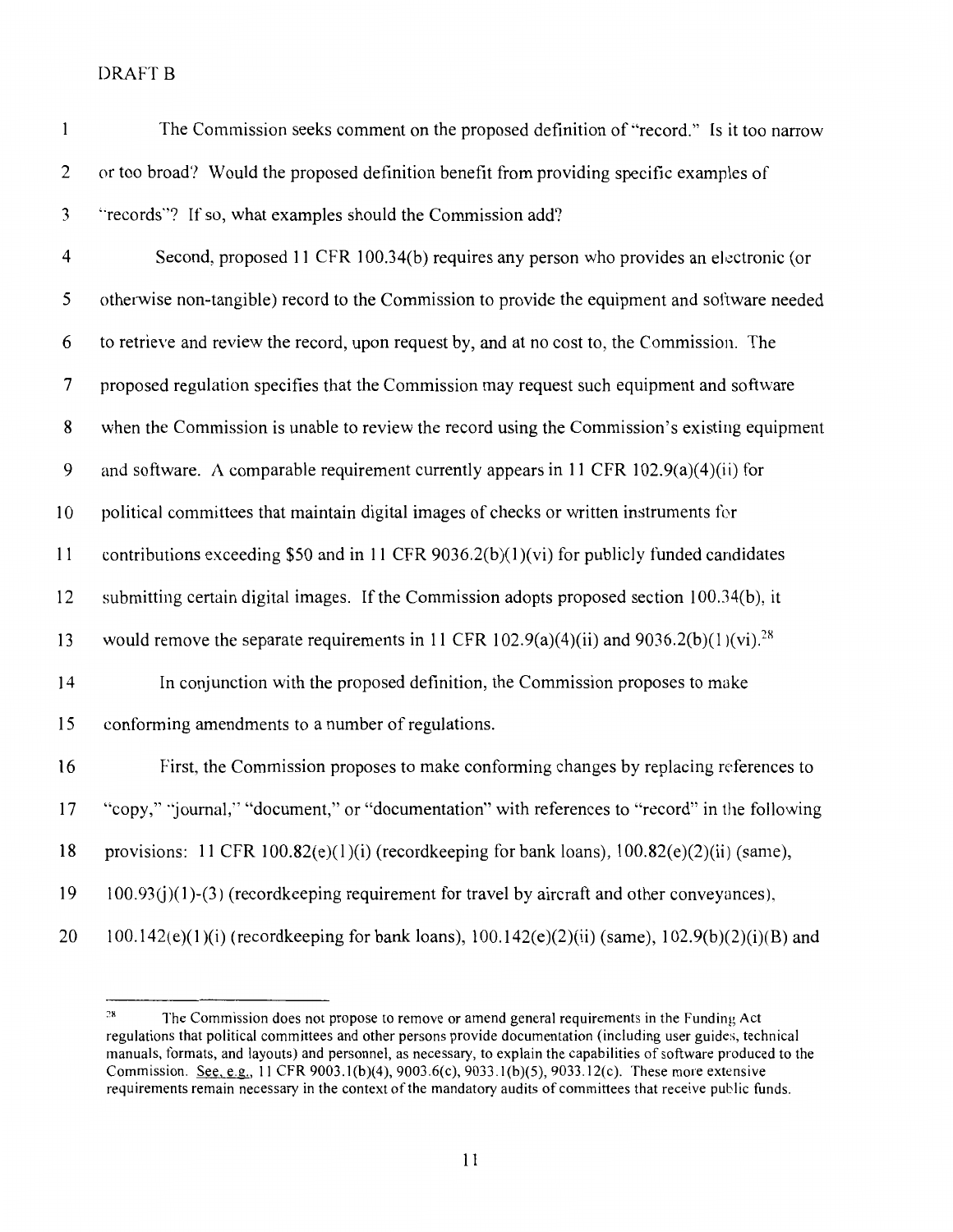DRAFT B

The Commission seeks comment on the proposed definition of "record." Is it too narrow or too broad? Would the proposed definition benefit from providing specific examples of "records"? If so, what examples should the Commission add?

Second, proposed 11 CFR 100.34(b) requires any person who provides an electronic (or otherwise non-tangible) record to the Commission to provide the equipment and software needed to retrieve and review the record, upon request by, and at no cost to, the Commission. The proposed regulation specifies that the Commission may request such equipment and software when the Commission is unable to review the record using the Commission's existing equipment and software. A comparable requirement currently appears in 11 CFR 102.9(a)(4)(ii) for political committees that maintain digital images of checks or written instruments for contributions exceeding $50 and in 11 CFR 9036.2(b)(1)(vi) for publicly funded candidates submitting certain digital images. If the Commission adopts proposed section 100.34(b), it would remove the separate requirements in 11 CFR 102.9(a)(4)(ii) and 9036.2(b)(1)(vi).[28]

In conjunction with the proposed definition, the Commission proposes to make conforming amendments to a number of regulations.

First, the Commission proposes to make conforming changes by replacing references to "copy," "journal," "document," or "documentation" with references to "record" in the following provisions: 11 CFR 100.82(e)(1)(i) (recordkeeping for bank loans), 100.82(e)(2)(ii) (same), 100.93(j)(1)-(3) (recordkeeping requirement for travel by aircraft and other conveyances), 100.142(e)(1)(i) (recordkeeping for bank loans), 100.142(e)(2)(ii) (same), 102.9(b)(2)(i)(B) and

---

[28] The Commission does not propose to remove or amend general requirements in the Funding Act regulations that political committees and other persons provide documentation (including user guides, technical manuals, formats, and layouts) and personnel, as necessary, to explain the capabilities of software produced to the Commission. See, e.g., 11 CFR 9003.1(b)(4), 9003.6(c), 9033.1(b)(5), 9033.12(c). These more extensive requirements remain necessary in the context of the mandatory audits of committees that receive public funds.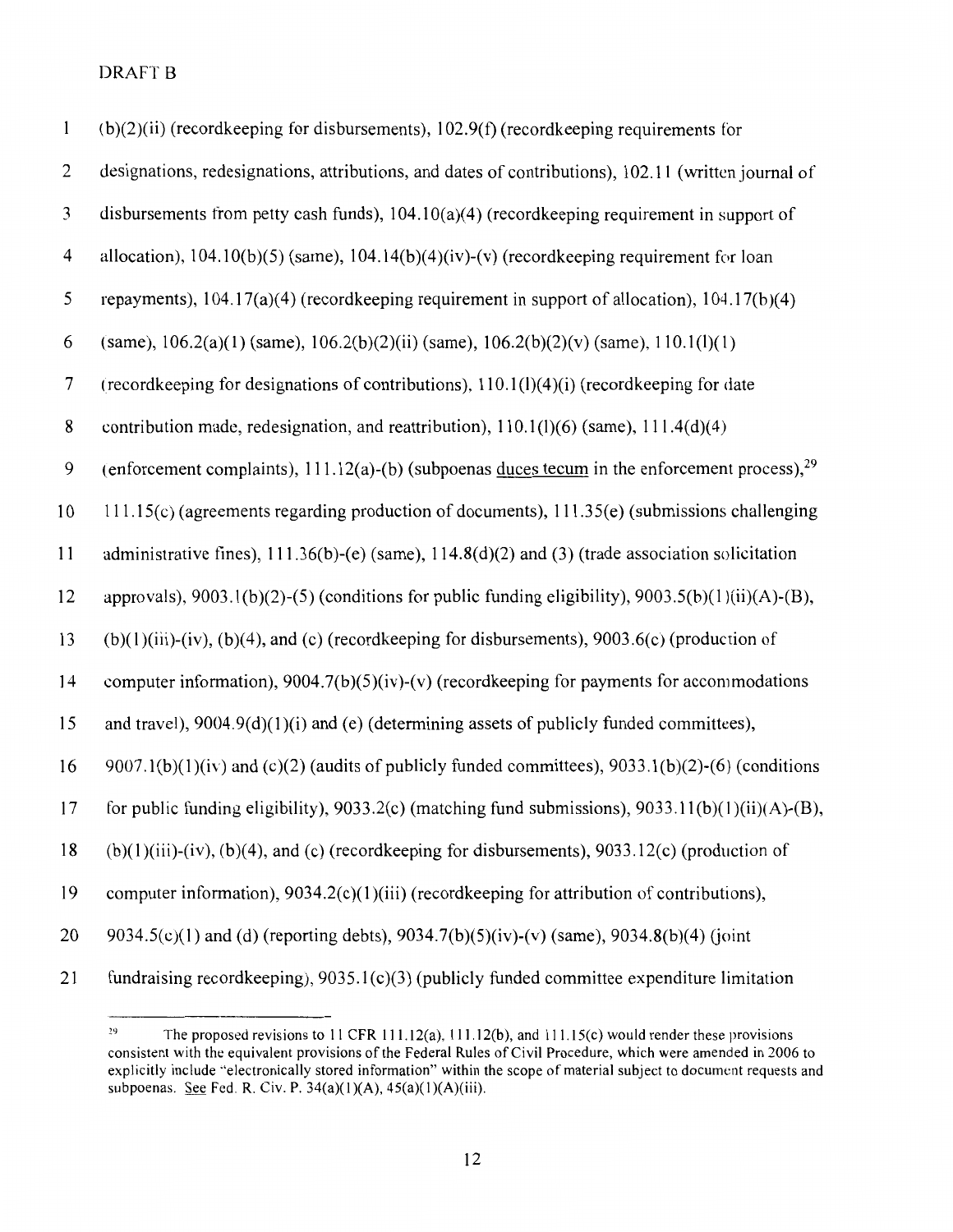DRAFT B

(b)(2)(ii) (recordkeeping for disbursements), 102.9(f) (recordkeeping requirements for designations, redesignations, attributions, and dates of contributions), 102.11 (written journal of disbursements from petty cash funds), 104.10(a)(4) (recordkeeping requirement in support of allocation), 104.10(b)(5) (same), 104.14(b)(4)(iv)-(v) (recordkeeping requirement for loan repayments), 104.17(a)(4) (recordkeeping requirement in support of allocation), 104.17(b)(4) (same), 106.2(a)(1) (same), 106.2(b)(2)(ii) (same), 106.2(b)(2)(v) (same), 110.1(l)(1) (recordkeeping for designations of contributions), 110.1(l)(4)(i) (recordkeeping for date contribution made, redesignation, and reattribution), 110.1(l)(6) (same), 111.4(d)(4) (enforcement complaints), 111.12(a)-(b) (subpoenas duces tecum in the enforcement process),[29] 111.15(c) (agreements regarding production of documents), 111.35(e) (submissions challenging administrative fines), 111.36(b)-(e) (same), 114.8(d)(2) and (3) (trade association solicitation approvals), 9003.1(b)(2)-(5) (conditions for public funding eligibility), 9003.5(b)(1)(ii)(A)-(B), (b)(1)(iii)-(iv), (b)(4), and (c) (recordkeeping for disbursements), 9003.6(c) (production of computer information), 9004.7(b)(5)(iv)-(v) (recordkeeping for payments for accommodations and travel), 9004.9(d)(1)(i) and (e) (determining assets of publicly funded committees), 9007.1(b)(1)(iv) and (c)(2) (audits of publicly funded committees), 9033.1(b)(2)-(6) (conditions for public funding eligibility), 9033.2(c) (matching fund submissions), 9033.11(b)(1)(ii)(A)-(B), (b)(1)(iii)-(iv), (b)(4), and (c) (recordkeeping for disbursements), 9033.12(c) (production of computer information), 9034.2(c)(1)(iii) (recordkeeping for attribution of contributions), 9034.5(c)(1) and (d) (reporting debts), 9034.7(b)(5)(iv)-(v) (same), 9034.8(b)(4) (joint fundraising recordkeeping), 9035.1(c)(3) (publicly funded committee expenditure limitation

---

[29] The proposed revisions to 11 CFR 111.12(a), 111.12(b), and 111.15(c) would render these provisions consistent with the equivalent provisions of the Federal Rules of Civil Procedure, which were amended in 2006 to explicitly include "electronically stored information" within the scope of material subject to document requests and subpoenas. See Fed. R. Civ. P. 34(a)(1)(A), 45(a)(1)(A)(iii).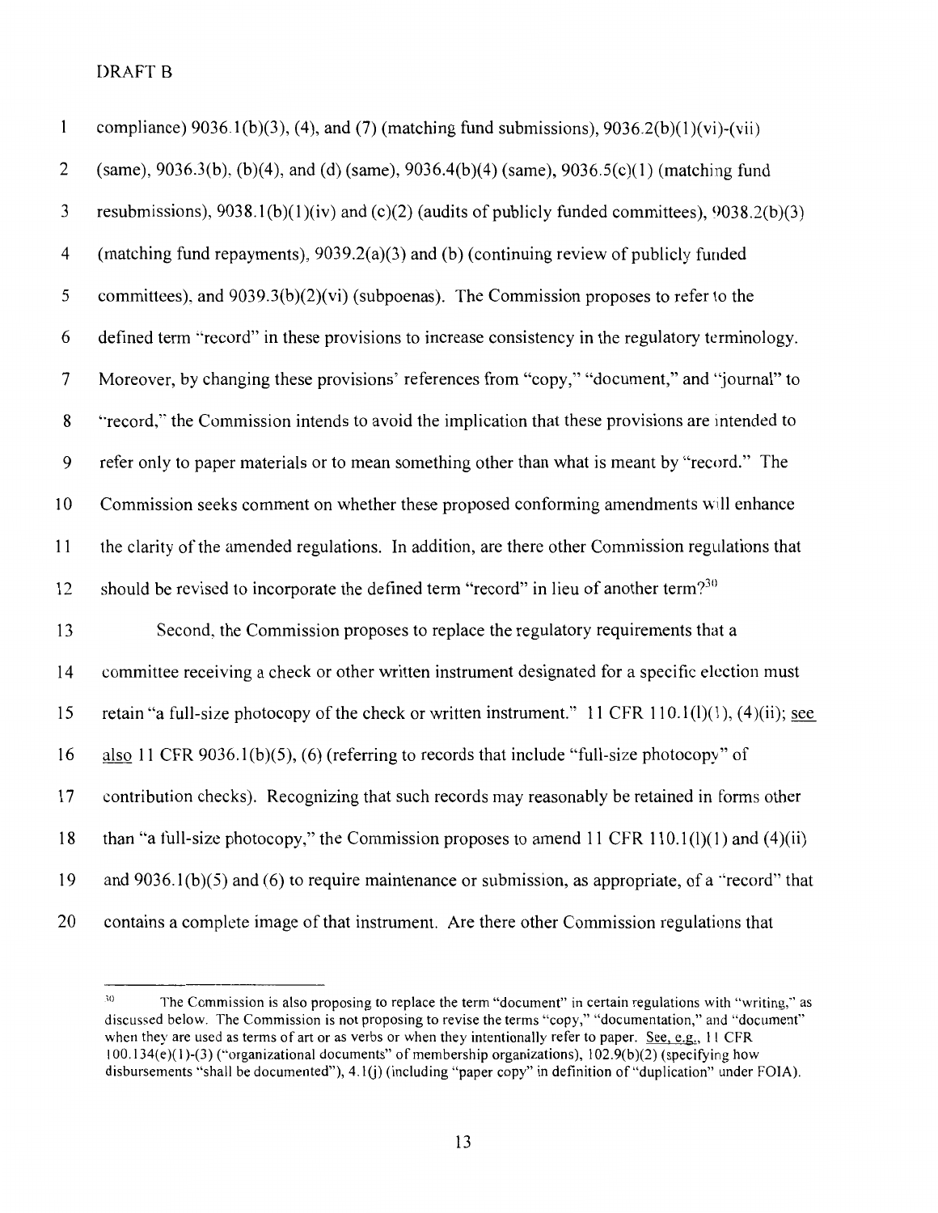DRAFT B

compliance) 9036.1(b)(3), (4), and (7) (matching fund submissions), 9036.2(b)(1)(vi)-(vii) (same), 9036.3(b), (b)(4), and (d) (same), 9036.4(b)(4) (same), 9036.5(c)(1) (matching fund resubmissions), 9038.1(b)(1)(iv) and (c)(2) (audits of publicly funded committees), 9038.2(b)(3) (matching fund repayments), 9039.2(a)(3) and (b) (continuing review of publicly funded committees), and 9039.3(b)(2)(vi) (subpoenas). The Commission proposes to refer to the defined term "record" in these provisions to increase consistency in the regulatory terminology. Moreover, by changing these provisions' references from "copy," "document," and "journal" to "record," the Commission intends to avoid the implication that these provisions are intended to refer only to paper materials or to mean something other than what is meant by "record." The Commission seeks comment on whether these proposed conforming amendments will enhance the clarity of the amended regulations. In addition, are there other Commission regulations that should be revised to incorporate the defined term "record" in lieu of another term?[30]

Second, the Commission proposes to replace the regulatory requirements that a committee receiving a check or other written instrument designated for a specific election must retain "a full-size photocopy of the check or written instrument." 11 CFR 110.1(l)(1), (4)(ii); see also 11 CFR 9036.1(b)(5), (6) (referring to records that include "full-size photocopy" of contribution checks). Recognizing that such records may reasonably be retained in forms other than "a full-size photocopy," the Commission proposes to amend 11 CFR 110.1(l)(1) and (4)(ii) and 9036.1(b)(5) and (6) to require maintenance or submission, as appropriate, of a "record" that contains a complete image of that instrument. Are there other Commission regulations that

[30] The Commission is also proposing to replace the term "document" in certain regulations with "writing," as discussed below. The Commission is not proposing to revise the terms "copy," "documentation," and "document" when they are used as terms of art or as verbs or when they intentionally refer to paper. See, e.g., 11 CFR 100.134(e)(1)-(3) ("organizational documents" of membership organizations), 102.9(b)(2) (specifying how disbursements "shall be documented"), 4.1(j) (including "paper copy" in definition of "duplication" under FOIA).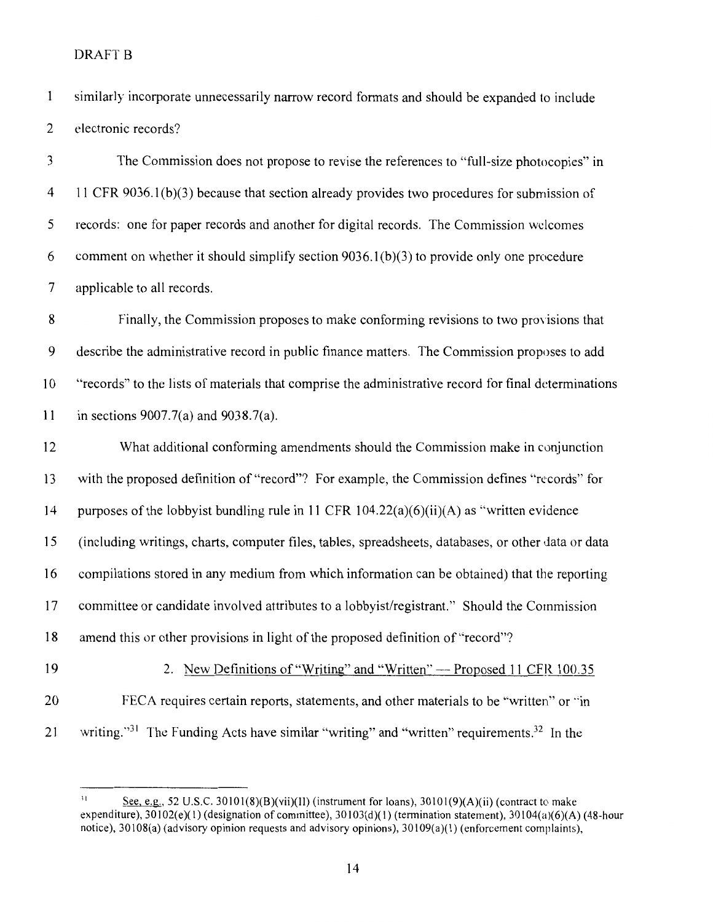similarly incorporate unnecessarily narrow record formats and should be expanded to include electronic records?

The Commission does not propose to revise the references to "full-size photocopies" in 11 CFR 9036.1(b)(3) because that section already provides two procedures for submission of records: one for paper records and another for digital records. The Commission welcomes comment on whether it should simplify section 9036.1(b)(3) to provide only one procedure applicable to all records.

Finally, the Commission proposes to make conforming revisions to two provisions that describe the administrative record in public finance matters. The Commission proposes to add "records" to the lists of materials that comprise the administrative record for final determinations in sections 9007.7(a) and 9038.7(a).

What additional conforming amendments should the Commission make in conjunction with the proposed definition of "record"? For example, the Commission defines "records" for purposes of the lobbyist bundling rule in 11 CFR 104.22(a)(6)(ii)(A) as "written evidence (including writings, charts, computer files, tables, spreadsheets, databases, or other data or data compilations stored in any medium from which information can be obtained) that the reporting committee or candidate involved attributes to a lobbyist/registrant." Should the Commission amend this or other provisions in light of the proposed definition of "record"?

2. New Definitions of "Writing" and "Written" — Proposed 11 CFR 100.35

FECA requires certain reports, statements, and other materials to be "written" or "in writing."[31] The Funding Acts have similar "writing" and "written" requirements.[32] In the

---

[31] See, e.g., 52 U.S.C. 30101(8)(B)(vii)(II) (instrument for loans), 30101(9)(A)(ii) (contract to make expenditure), 30102(e)(1) (designation of committee), 30103(d)(1) (termination statement), 30104(a)(6)(A) (48-hour notice), 30108(a) (advisory opinion requests and advisory opinions), 30109(a)(1) (enforcement complaints),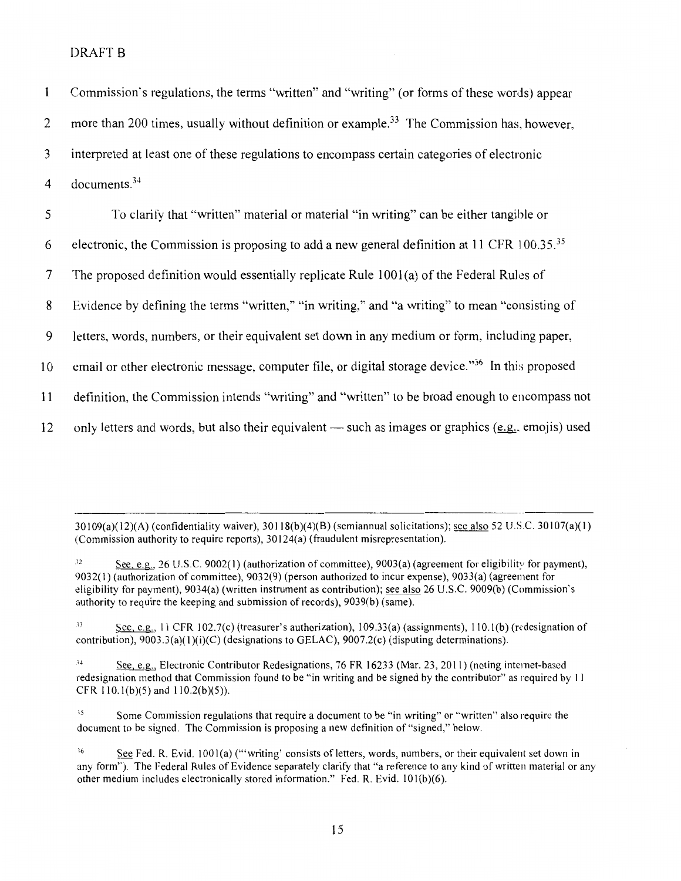Commission's regulations, the terms "written" and "writing" (or forms of these words) appear more than 200 times, usually without definition or example.[33] The Commission has, however, interpreted at least one of these regulations to encompass certain categories of electronic documents.[34]

To clarify that "written" material or material "in writing" can be either tangible or electronic, the Commission is proposing to add a new general definition at 11 CFR 100.35.[35] The proposed definition would essentially replicate Rule 1001(a) of the Federal Rules of Evidence by defining the terms "written," "in writing," and "a writing" to mean "consisting of letters, words, numbers, or their equivalent set down in any medium or form, including paper, email or other electronic message, computer file, or digital storage device."[36] In this proposed definition, the Commission intends "writing" and "written" to be broad enough to encompass not only letters and words, but also their equivalent — such as images or graphics (e.g., emojis) used

---

30109(a)(12)(A) (confidentiality waiver), 30118(b)(4)(B) (semiannual solicitations); see also 52 U.S.C. 30107(a)(1) (Commission authority to require reports), 30124(a) (fraudulent misrepresentation).

[32] See, e.g., 26 U.S.C. 9002(1) (authorization of committee), 9003(a) (agreement for eligibility for payment), 9032(1) (authorization of committee), 9032(9) (person authorized to incur expense), 9033(a) (agreement for eligibility for payment), 9034(a) (written instrument as contribution); see also 26 U.S.C. 9009(b) (Commission's authority to require the keeping and submission of records), 9039(b) (same).

[33] See, e.g., 11 CFR 102.7(c) (treasurer's authorization), 109.33(a) (assignments), 110.1(b) (redesignation of contribution), 9003.3(a)(1)(i)(C) (designations to GELAC), 9007.2(c) (disputing determinations).

[34] See, e.g., Electronic Contributor Redesignations, 76 FR 16233 (Mar. 23, 2011) (noting internet-based redesignation method that Commission found to be "in writing and be signed by the contributor" as required by 11 CFR 110.1(b)(5) and 110.2(b)(5)).

[35] Some Commission regulations that require a document to be "in writing" or "written" also require the document to be signed. The Commission is proposing a new definition of "signed," below.

[36] See Fed. R. Evid. 1001(a) ("'writing' consists of letters, words, numbers, or their equivalent set down in any form"). The Federal Rules of Evidence separately clarify that "a reference to any kind of written material or any other medium includes electronically stored information." Fed. R. Evid. 101(b)(6).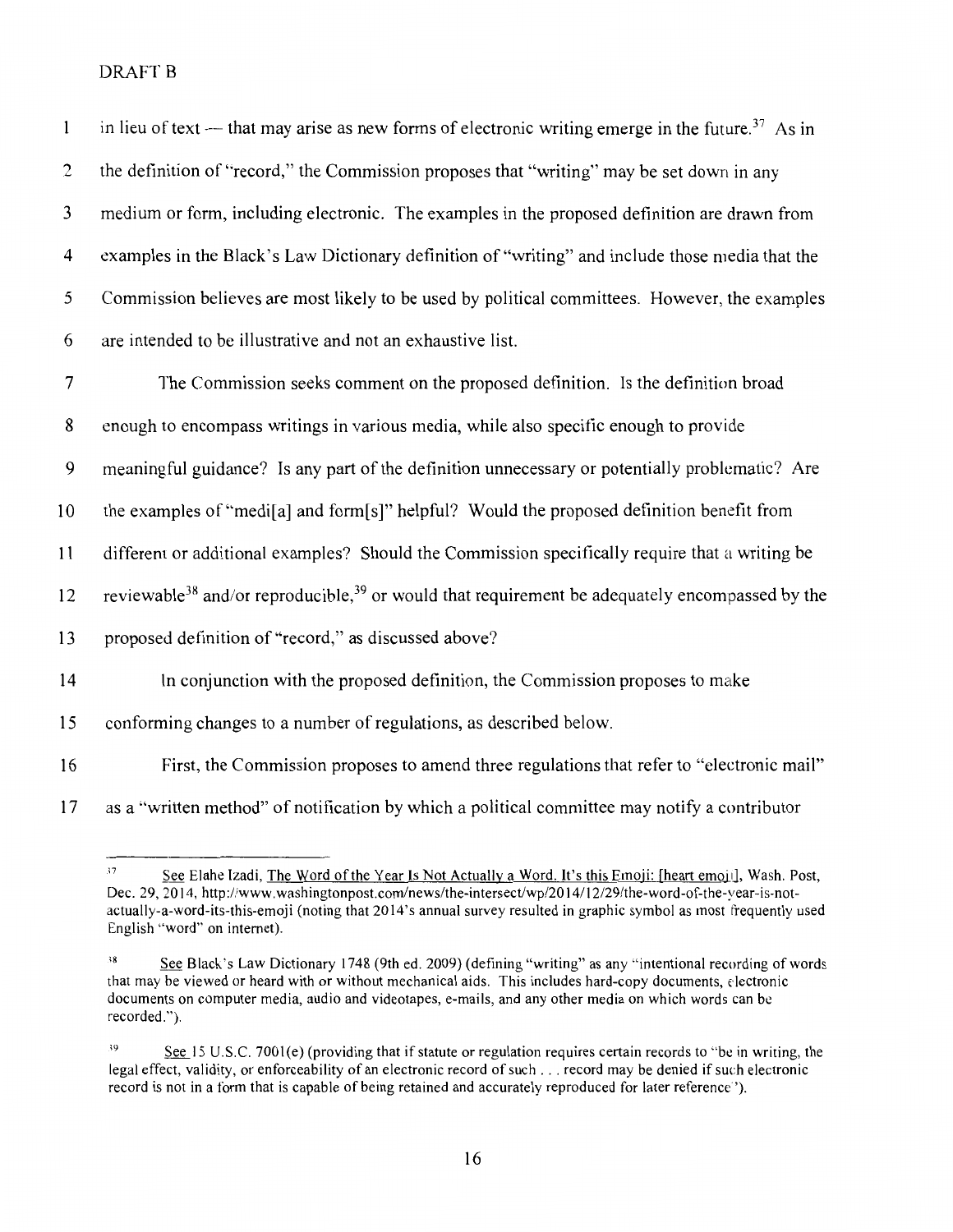in lieu of text — that may arise as new forms of electronic writing emerge in the future.[37] As in the definition of "record," the Commission proposes that "writing" may be set down in any medium or form, including electronic. The examples in the proposed definition are drawn from examples in the Black's Law Dictionary definition of "writing" and include those media that the Commission believes are most likely to be used by political committees. However, the examples are intended to be illustrative and not an exhaustive list.

The Commission seeks comment on the proposed definition. Is the definition broad enough to encompass writings in various media, while also specific enough to provide meaningful guidance? Is any part of the definition unnecessary or potentially problematic? Are the examples of "medi[a] and form[s]" helpful? Would the proposed definition benefit from different or additional examples? Should the Commission specifically require that a writing be reviewable[38] and/or reproducible,[39] or would that requirement be adequately encompassed by the proposed definition of "record," as discussed above?

In conjunction with the proposed definition, the Commission proposes to make conforming changes to a number of regulations, as described below.

First, the Commission proposes to amend three regulations that refer to "electronic mail" as a "written method" of notification by which a political committee may notify a contributor

---

[37] See Elahe Izadi, The Word of the Year Is Not Actually a Word. It's this Emoji: [heart emoji], Wash. Post, Dec. 29, 2014, http://www.washingtonpost.com/news/the-intersect/wp/2014/12/29/the-word-of-the-year-is-not-actually-a-word-its-this-emoji (noting that 2014's annual survey resulted in graphic symbol as most frequently used English "word" on internet).

[38] See Black's Law Dictionary 1748 (9th ed. 2009) (defining "writing" as any "intentional recording of words that may be viewed or heard with or without mechanical aids. This includes hard-copy documents, electronic documents on computer media, audio and videotapes, e-mails, and any other media on which words can be recorded.").

[39] See 15 U.S.C. 7001(e) (providing that if statute or regulation requires certain records to "be in writing, the legal effect, validity, or enforceability of an electronic record of such . . . record may be denied if such electronic record is not in a form that is capable of being retained and accurately reproduced for later reference").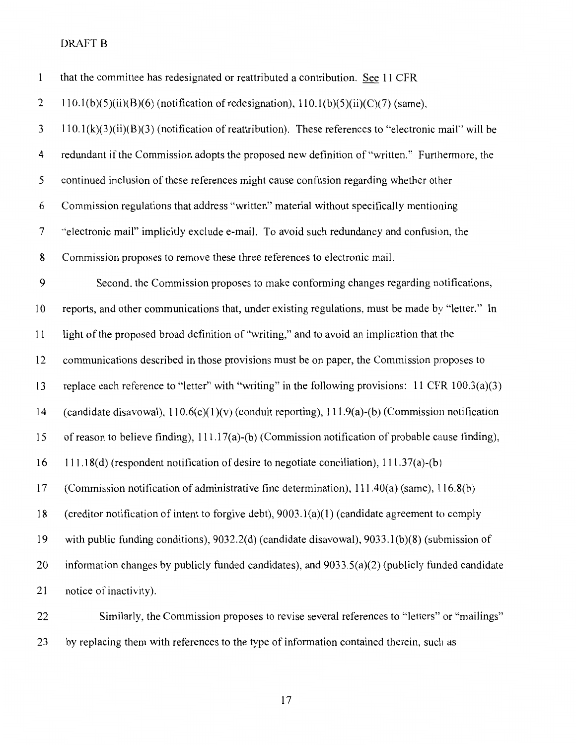DRAFT B

that the committee has redesignated or reattributed a contribution. See 11 CFR 110.1(b)(5)(ii)(B)(6) (notification of redesignation), 110.1(b)(5)(ii)(C)(7) (same), 110.1(k)(3)(ii)(B)(3) (notification of reattribution). These references to "electronic mail" will be redundant if the Commission adopts the proposed new definition of "written." Furthermore, the continued inclusion of these references might cause confusion regarding whether other Commission regulations that address "written" material without specifically mentioning "electronic mail" implicitly exclude e-mail. To avoid such redundancy and confusion, the Commission proposes to remove these three references to electronic mail.

Second, the Commission proposes to make conforming changes regarding notifications, reports, and other communications that, under existing regulations, must be made by "letter." In light of the proposed broad definition of "writing," and to avoid an implication that the communications described in those provisions must be on paper, the Commission proposes to replace each reference to "letter" with "writing" in the following provisions: 11 CFR 100.3(a)(3) (candidate disavowal), 110.6(c)(1)(v) (conduit reporting), 111.9(a)-(b) (Commission notification of reason to believe finding), 111.17(a)-(b) (Commission notification of probable cause finding), 111.18(d) (respondent notification of desire to negotiate conciliation), 111.37(a)-(b) (Commission notification of administrative fine determination), 111.40(a) (same), 116.8(b) (creditor notification of intent to forgive debt), 9003.1(a)(1) (candidate agreement to comply with public funding conditions), 9032.2(d) (candidate disavowal), 9033.1(b)(8) (submission of information changes by publicly funded candidates), and 9033.5(a)(2) (publicly funded candidate notice of inactivity).

Similarly, the Commission proposes to revise several references to "letters" or "mailings" by replacing them with references to the type of information contained therein, such as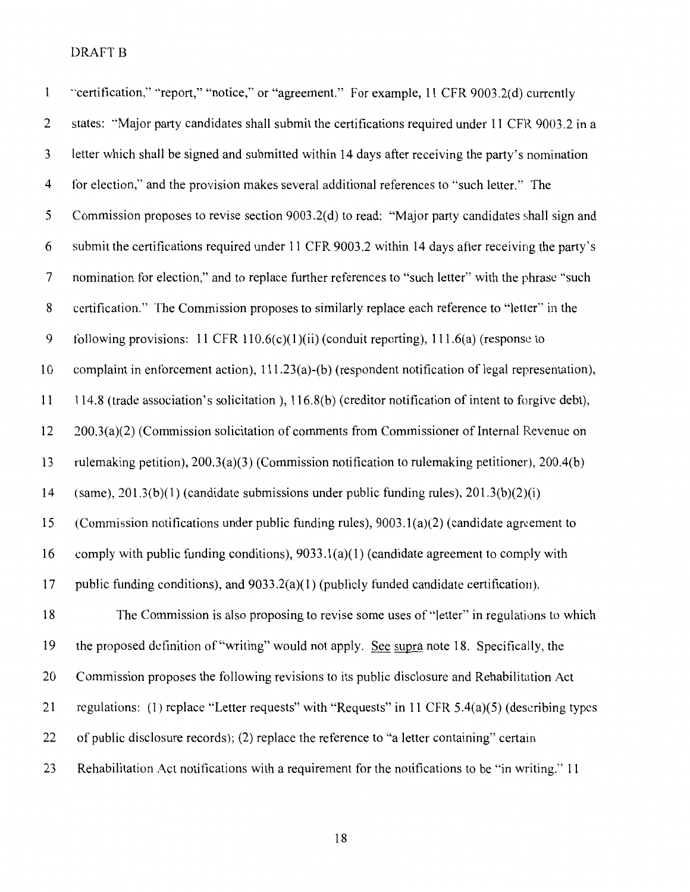"certification," "report," "notice," or "agreement." For example, 11 CFR 9003.2(d) currently states: "Major party candidates shall submit the certifications required under 11 CFR 9003.2 in a letter which shall be signed and submitted within 14 days after receiving the party's nomination for election," and the provision makes several additional references to "such letter." The Commission proposes to revise section 9003.2(d) to read: "Major party candidates shall sign and submit the certifications required under 11 CFR 9003.2 within 14 days after receiving the party's nomination for election," and to replace further references to "such letter" with the phrase "such certification." The Commission proposes to similarly replace each reference to "letter" in the following provisions: 11 CFR 110.6(c)(1)(ii) (conduit reporting), 111.6(a) (response to complaint in enforcement action), 111.23(a)-(b) (respondent notification of legal representation), 114.8 (trade association's solicitation ), 116.8(b) (creditor notification of intent to forgive debt), 200.3(a)(2) (Commission solicitation of comments from Commissioner of Internal Revenue on rulemaking petition), 200.3(a)(3) (Commission notification to rulemaking petitioner), 200.4(b) (same), 201.3(b)(1) (candidate submissions under public funding rules), 201.3(b)(2)(i) (Commission notifications under public funding rules), 9003.1(a)(2) (candidate agreement to comply with public funding conditions), 9033.1(a)(1) (candidate agreement to comply with public funding conditions), and 9033.2(a)(1) (publicly funded candidate certification).

The Commission is also proposing to revise some uses of "letter" in regulations to which the proposed definition of "writing" would not apply. See supra note 18. Specifically, the Commission proposes the following revisions to its public disclosure and Rehabilitation Act regulations: (1) replace "Letter requests" with "Requests" in 11 CFR 5.4(a)(5) (describing types of public disclosure records); (2) replace the reference to "a letter containing" certain Rehabilitation Act notifications with a requirement for the notifications to be "in writing." 11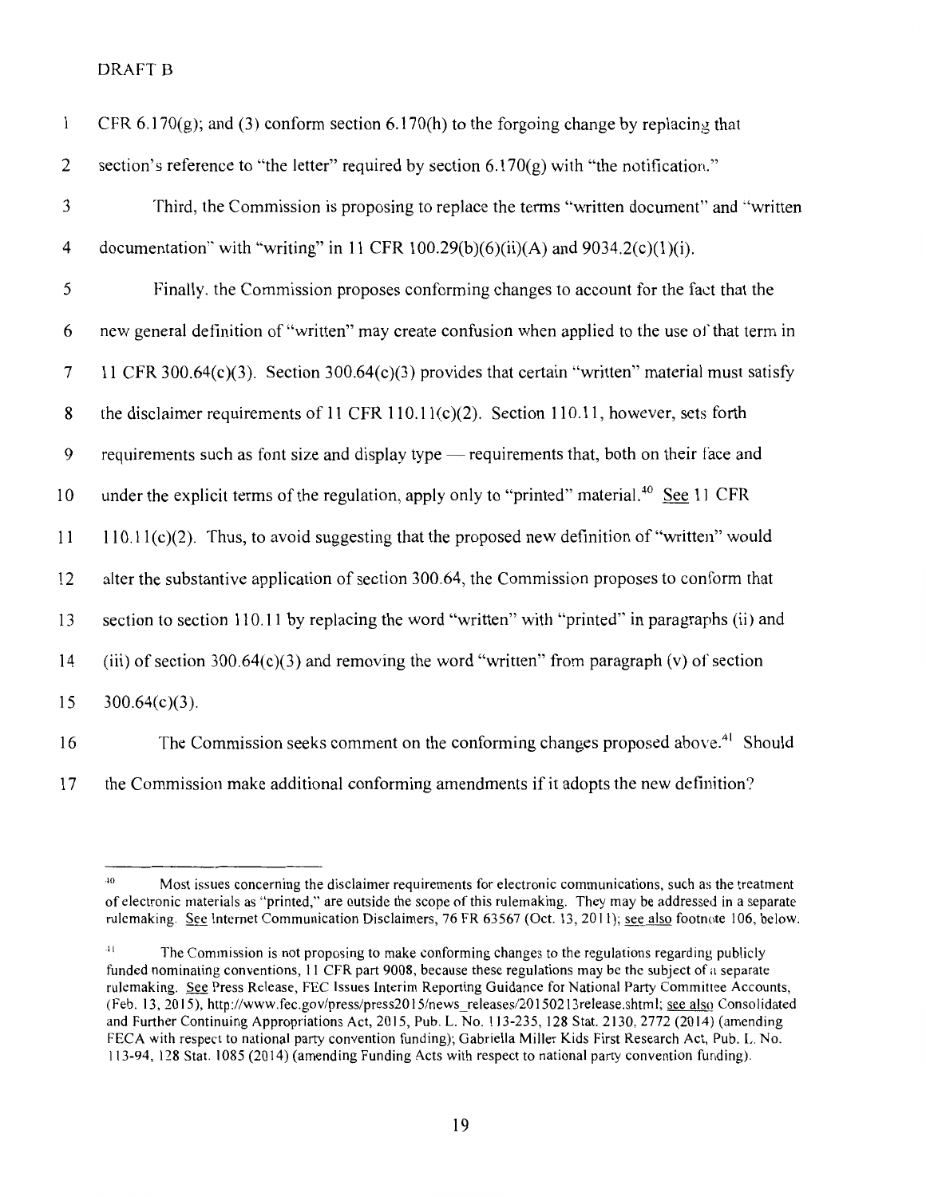CFR 6.170(g); and (3) conform section 6.170(h) to the forgoing change by replacing that section's reference to "the letter" required by section 6.170(g) with "the notification."

Third, the Commission is proposing to replace the terms "written document" and "written documentation" with "writing" in 11 CFR 100.29(b)(6)(ii)(A) and 9034.2(c)(1)(i).

Finally, the Commission proposes conforming changes to account for the fact that the new general definition of "written" may create confusion when applied to the use of that term in 11 CFR 300.64(c)(3). Section 300.64(c)(3) provides that certain "written" material must satisfy the disclaimer requirements of 11 CFR 110.11(c)(2). Section 110.11, however, sets forth requirements such as font size and display type — requirements that, both on their face and under the explicit terms of the regulation, apply only to "printed" material.[40] See 11 CFR 110.11(c)(2). Thus, to avoid suggesting that the proposed new definition of "written" would alter the substantive application of section 300.64, the Commission proposes to conform that section to section 110.11 by replacing the word "written" with "printed" in paragraphs (ii) and (iii) of section 300.64(c)(3) and removing the word "written" from paragraph (v) of section 300.64(c)(3).

The Commission seeks comment on the conforming changes proposed above.[41] Should the Commission make additional conforming amendments if it adopts the new definition?

---

[40] Most issues concerning the disclaimer requirements for electronic communications, such as the treatment of electronic materials as "printed," are outside the scope of this rulemaking. They may be addressed in a separate rulemaking. See Internet Communication Disclaimers, 76 FR 63567 (Oct. 13, 2011); see also footnote 106, below.

[41] The Commission is not proposing to make conforming changes to the regulations regarding publicly funded nominating conventions, 11 CFR part 9008, because these regulations may be the subject of a separate rulemaking. See Press Release, FEC Issues Interim Reporting Guidance for National Party Committee Accounts, (Feb. 13, 2015), http://www.fec.gov/press/press2015/news_releases/20150213release.shtml; see also Consolidated and Further Continuing Appropriations Act, 2015, Pub. L. No. 113-235, 128 Stat. 2130, 2772 (2014) (amending FECA with respect to national party convention funding); Gabriella Miller Kids First Research Act, Pub. L. No. 113-94, 128 Stat. 1085 (2014) (amending Funding Acts with respect to national party convention funding).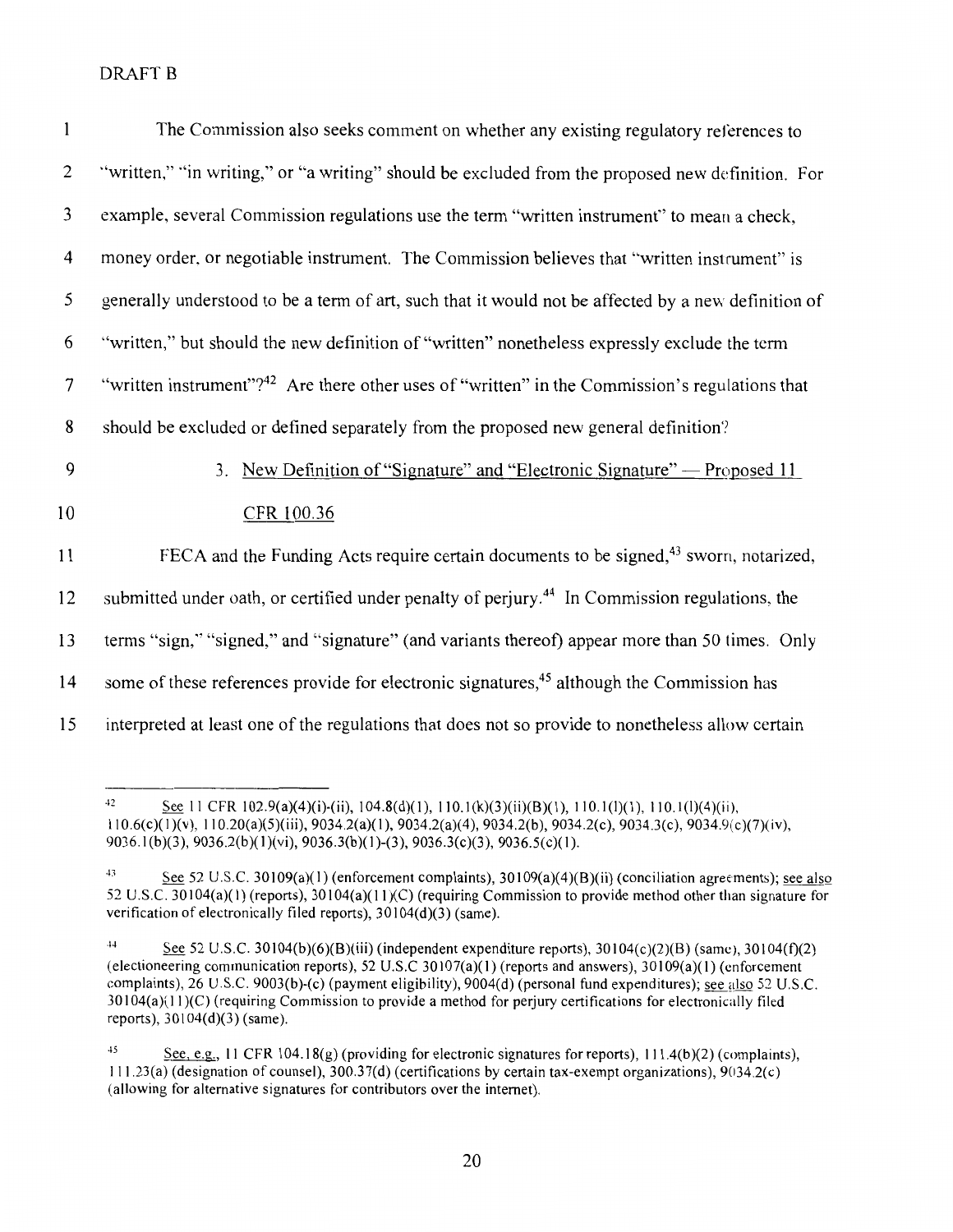The Commission also seeks comment on whether any existing regulatory references to "written," "in writing," or "a writing" should be excluded from the proposed new definition. For example, several Commission regulations use the term "written instrument" to mean a check, money order, or negotiable instrument. The Commission believes that "written instrument" is generally understood to be a term of art, such that it would not be affected by a new definition of "written," but should the new definition of "written" nonetheless expressly exclude the term "written instrument"?[42] Are there other uses of "written" in the Commission's regulations that should be excluded or defined separately from the proposed new general definition?

### 3. New Definition of "Signature" and "Electronic Signature" — Proposed 11 CFR 100.36

FECA and the Funding Acts require certain documents to be signed,[43] sworn, notarized, submitted under oath, or certified under penalty of perjury.[44] In Commission regulations, the terms "sign," "signed," and "signature" (and variants thereof) appear more than 50 times. Only some of these references provide for electronic signatures,[45] although the Commission has interpreted at least one of the regulations that does not so provide to nonetheless allow certain

---

[42] See 11 CFR 102.9(a)(4)(i)-(ii), 104.8(d)(1), 110.1(k)(3)(ii)(B)(1), 110.1(l)(1), 110.1(l)(4)(ii), 110.6(c)(1)(v), 110.20(a)(5)(iii), 9034.2(a)(1), 9034.2(a)(4), 9034.2(b), 9034.2(c), 9034.3(c), 9034.9(c)(7)(iv), 9036.1(b)(3), 9036.2(b)(1)(vi), 9036.3(b)(1)-(3), 9036.3(c)(3), 9036.5(c)(1).

[43] See 52 U.S.C. 30109(a)(1) (enforcement complaints), 30109(a)(4)(B)(ii) (conciliation agreements); see also 52 U.S.C. 30104(a)(1) (reports), 30104(a)(11)(C) (requiring Commission to provide method other than signature for verification of electronically filed reports), 30104(d)(3) (same).

[44] See 52 U.S.C. 30104(b)(6)(B)(iii) (independent expenditure reports), 30104(c)(2)(B) (same), 30104(f)(2) (electioneering communication reports), 52 U.S.C 30107(a)(1) (reports and answers), 30109(a)(1) (enforcement complaints), 26 U.S.C. 9003(b)-(c) (payment eligibility), 9004(d) (personal fund expenditures); see also 52 U.S.C. 30104(a)(11)(C) (requiring Commission to provide a method for perjury certifications for electronically filed reports), 30104(d)(3) (same).

[45] See, e.g., 11 CFR 104.18(g) (providing for electronic signatures for reports), 111.4(b)(2) (complaints), 111.23(a) (designation of counsel), 300.37(d) (certifications by certain tax-exempt organizations), 9034.2(c) (allowing for alternative signatures for contributors over the internet).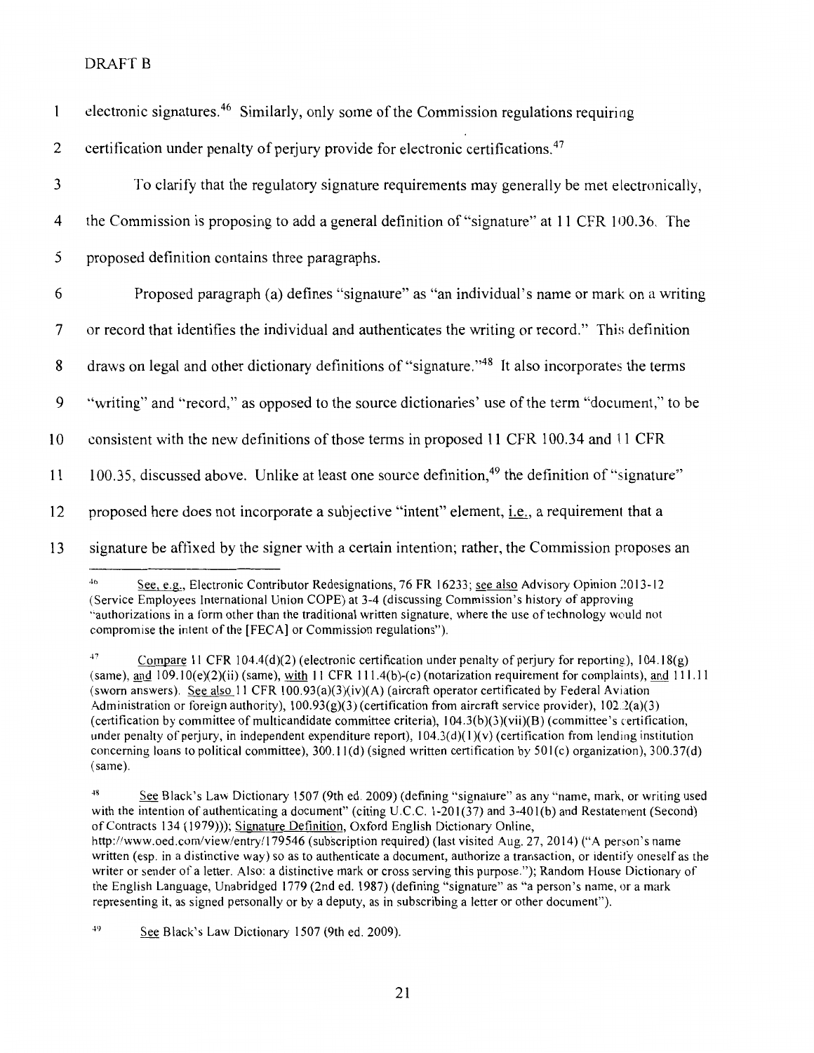DRAFT B

electronic signatures.[46] Similarly, only some of the Commission regulations requiring certification under penalty of perjury provide for electronic certifications.[47]

To clarify that the regulatory signature requirements may generally be met electronically, the Commission is proposing to add a general definition of "signature" at 11 CFR 100.36. The proposed definition contains three paragraphs.

Proposed paragraph (a) defines "signature" as "an individual's name or mark on a writing or record that identifies the individual and authenticates the writing or record." This definition draws on legal and other dictionary definitions of "signature."[48] It also incorporates the terms "writing" and "record," as opposed to the source dictionaries' use of the term "document," to be consistent with the new definitions of those terms in proposed 11 CFR 100.34 and 11 CFR 100.35, discussed above. Unlike at least one source definition,[49] the definition of "signature" proposed here does not incorporate a subjective "intent" element, i.e., a requirement that a signature be affixed by the signer with a certain intention; rather, the Commission proposes an

---

[46] See, e.g., Electronic Contributor Redesignations, 76 FR 16233; see also Advisory Opinion 2013-12 (Service Employees International Union COPE) at 3-4 (discussing Commission's history of approving "authorizations in a form other than the traditional written signature, where the use of technology would not compromise the intent of the [FECA] or Commission regulations").

[47] Compare 11 CFR 104.4(d)(2) (electronic certification under penalty of perjury for reporting), 104.18(g) (same), and 109.10(e)(2)(ii) (same), with 11 CFR 111.4(b)-(c) (notarization requirement for complainants), and 111.11 (sworn answers). See also 11 CFR 100.93(a)(3)(iv)(A) (aircraft operator certificated by Federal Aviation Administration or foreign authority), 100.93(g)(3) (certification from aircraft service provider), 102.2(a)(3) (certification by committee of multicandidate committee criteria), 104.3(b)(3)(vii)(B) (committee's certification, under penalty of perjury, in independent expenditure report), 104.3(d)(1)(v) (certification from lending institution concerning loans to political committee), 300.11(d) (signed written certification by 501(c) organization), 300.37(d) (same).

[48] See Black's Law Dictionary 1507 (9th ed. 2009) (defining "signature" as any "name, mark, or writing used with the intention of authenticating a document" (citing U.C.C. 1-201(37) and 3-401(b) and Restatement (Second) of Contracts 134 (1979))); Signature Definition, Oxford English Dictionary Online, http://www.oed.com/view/entry/179546 (subscription required) (last visited Aug. 27, 2014) ("A person's name written (esp. in a distinctive way) so as to authenticate a document, authorize a transaction, or identify oneself as the writer or sender of a letter. Also: a distinctive mark or cross serving this purpose."); Random House Dictionary of the English Language, Unabridged 1779 (2nd ed. 1987) (defining "signature" as "a person's name, or a mark representing it, as signed personally or by a deputy, as in subscribing a letter or other document").

[49] See Black's Law Dictionary 1507 (9th ed. 2009).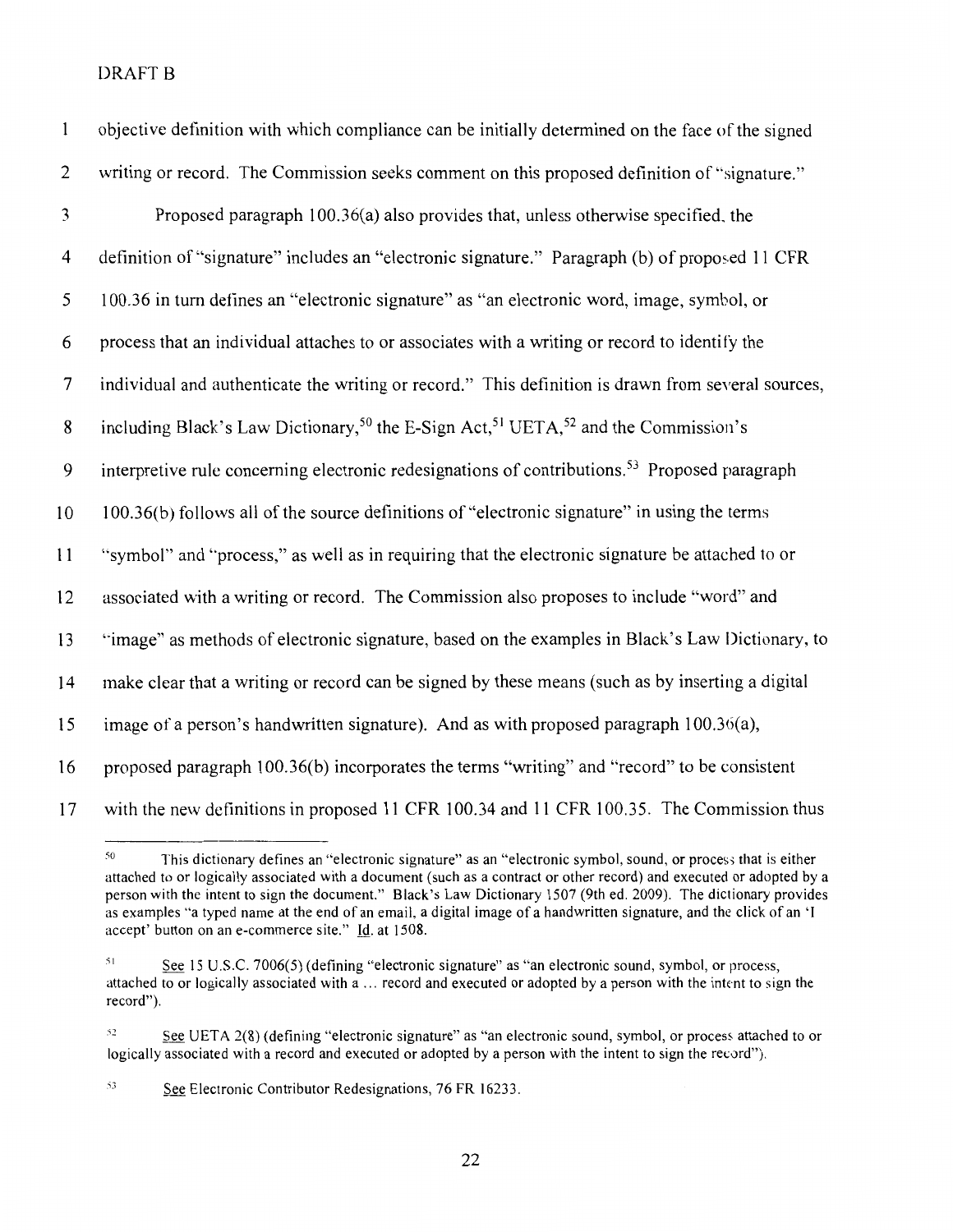DRAFT B

objective definition with which compliance can be initially determined on the face of the signed writing or record. The Commission seeks comment on this proposed definition of "signature."

Proposed paragraph 100.36(a) also provides that, unless otherwise specified, the definition of "signature" includes an "electronic signature." Paragraph (b) of proposed 11 CFR 100.36 in turn defines an "electronic signature" as "an electronic word, image, symbol, or process that an individual attaches to or associates with a writing or record to identify the individual and authenticate the writing or record." This definition is drawn from several sources, including Black's Law Dictionary,[50] the E-Sign Act,[51] UETA,[52] and the Commission's interpretive rule concerning electronic redesignations of contributions.[53] Proposed paragraph 100.36(b) follows all of the source definitions of "electronic signature" in using the terms "symbol" and "process," as well as in requiring that the electronic signature be attached to or associated with a writing or record. The Commission also proposes to include "word" and "image" as methods of electronic signature, based on the examples in Black's Law Dictionary, to make clear that a writing or record can be signed by these means (such as by inserting a digital image of a person's handwritten signature). And as with proposed paragraph 100.36(a), proposed paragraph 100.36(b) incorporates the terms "writing" and "record" to be consistent with the new definitions in proposed 11 CFR 100.34 and 11 CFR 100.35. The Commission thus

---

[50] This dictionary defines an "electronic signature" as an "electronic symbol, sound, or process that is either attached to or logically associated with a document (such as a contract or other record) and executed or adopted by a person with the intent to sign the document." Black's Law Dictionary 1507 (9th ed. 2009). The dictionary provides as examples "a typed name at the end of an email, a digital image of a handwritten signature, and the click of an 'I accept' button on an e-commerce site." Id. at 1508.

[51] See 15 U.S.C. 7006(5) (defining "electronic signature" as "an electronic sound, symbol, or process, attached to or logically associated with a ... record and executed or adopted by a person with the intent to sign the record").

[52] See UETA 2(8) (defining "electronic signature" as "an electronic sound, symbol, or process attached to or logically associated with a record and executed or adopted by a person with the intent to sign the record").

[53] See Electronic Contributor Redesignations, 76 FR 16233.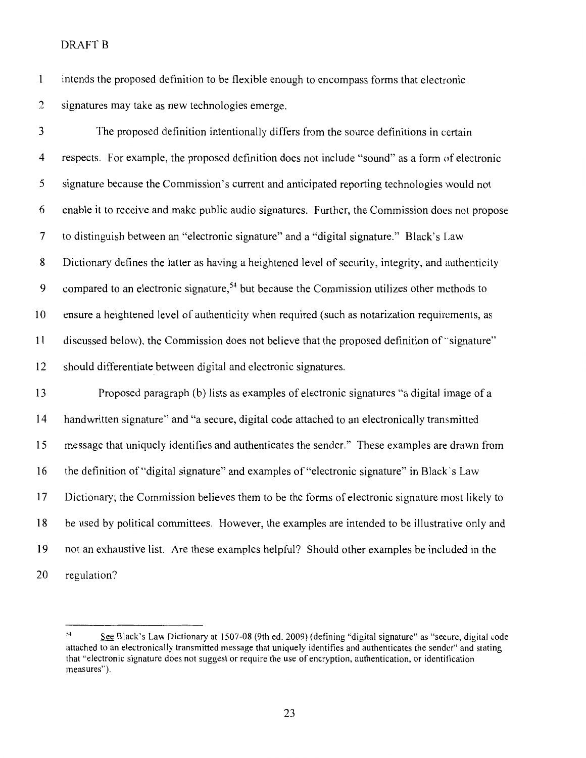DRAFT B

intends the proposed definition to be flexible enough to encompass forms that electronic signatures may take as new technologies emerge.

The proposed definition intentionally differs from the source definitions in certain respects. For example, the proposed definition does not include "sound" as a form of electronic signature because the Commission's current and anticipated reporting technologies would not enable it to receive and make public audio signatures. Further, the Commission does not propose to distinguish between an "electronic signature" and a "digital signature." Black's Law Dictionary defines the latter as having a heightened level of security, integrity, and authenticity compared to an electronic signature,[54] but because the Commission utilizes other methods to ensure a heightened level of authenticity when required (such as notarization requirements, as discussed below), the Commission does not believe that the proposed definition of "signature" should differentiate between digital and electronic signatures.

Proposed paragraph (b) lists as examples of electronic signatures "a digital image of a handwritten signature" and "a secure, digital code attached to an electronically transmitted message that uniquely identifies and authenticates the sender." These examples are drawn from the definition of "digital signature" and examples of "electronic signature" in Black's Law Dictionary; the Commission believes them to be the forms of electronic signature most likely to be used by political committees. However, the examples are intended to be illustrative only and not an exhaustive list. Are these examples helpful? Should other examples be included in the regulation?

---

[54] See Black's Law Dictionary at 1507-08 (9th ed. 2009) (defining "digital signature" as "secure, digital code attached to an electronically transmitted message that uniquely identifies and authenticates the sender" and stating that "electronic signature does not suggest or require the use of encryption, authentication, or identification measures").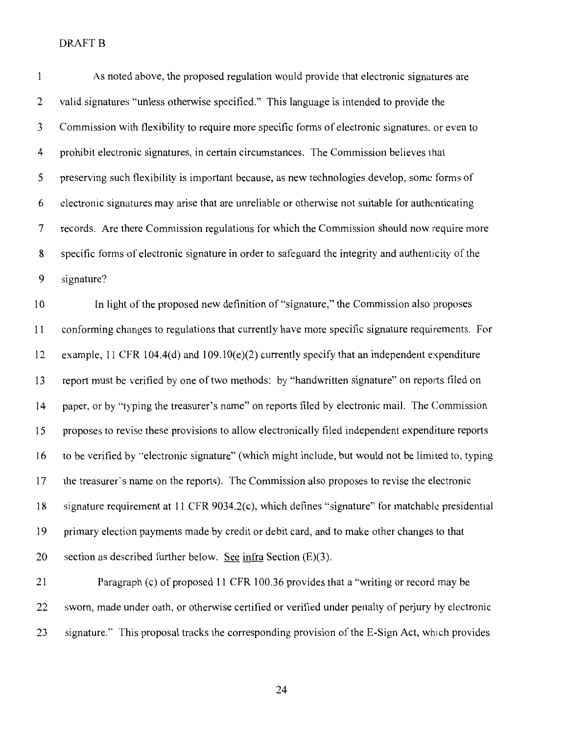DRAFT B

As noted above, the proposed regulation would provide that electronic signatures are valid signatures "unless otherwise specified." This language is intended to provide the Commission with flexibility to require more specific forms of electronic signatures, or even to prohibit electronic signatures, in certain circumstances. The Commission believes that preserving such flexibility is important because, as new technologies develop, some forms of electronic signatures may arise that are unreliable or otherwise not suitable for authenticating records. Are there Commission regulations for which the Commission should now require more specific forms of electronic signature in order to safeguard the integrity and authenticity of the signature?

In light of the proposed new definition of "signature," the Commission also proposes conforming changes to regulations that currently have more specific signature requirements. For example, 11 CFR 104.4(d) and 109.10(e)(2) currently specify that an independent expenditure report must be verified by one of two methods: by "handwritten signature" on reports filed on paper, or by "typing the treasurer's name" on reports filed by electronic mail. The Commission proposes to revise these provisions to allow electronically filed independent expenditure reports to be verified by "electronic signature" (which might include, but would not be limited to, typing the treasurer's name on the reports). The Commission also proposes to revise the electronic signature requirement at 11 CFR 9034.2(c), which defines "signature" for matchable presidential primary election payments made by credit or debit card, and to make other changes to that section as described further below. See infra Section (E)(3).

Paragraph (c) of proposed 11 CFR 100.36 provides that a "writing or record may be sworn, made under oath, or otherwise certified or verified under penalty of perjury by electronic signature." This proposal tracks the corresponding provision of the E-Sign Act, which provides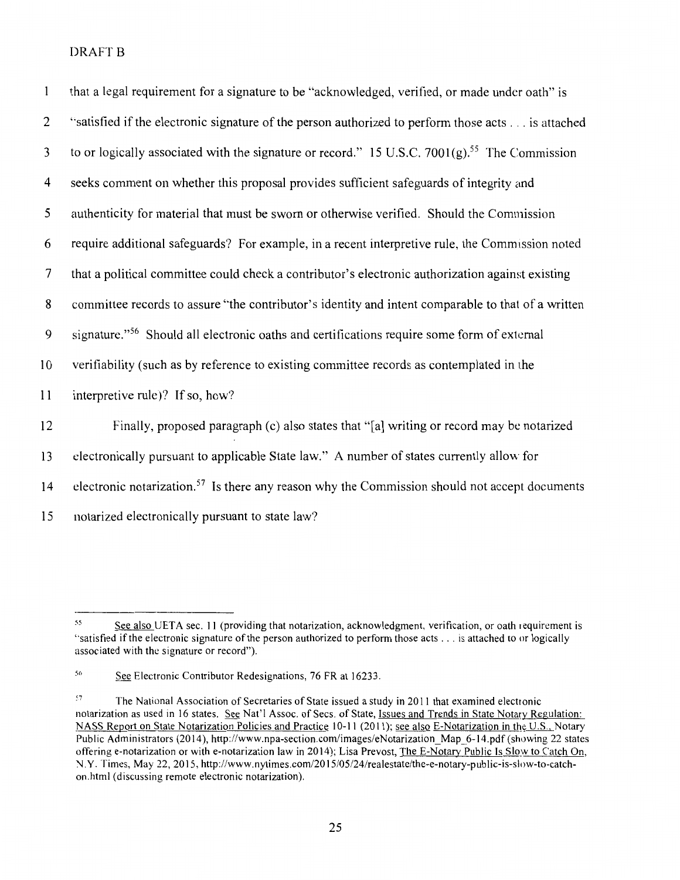DRAFT B

that a legal requirement for a signature to be "acknowledged, verified, or made under oath" is "satisfied if the electronic signature of the person authorized to perform those acts . . . is attached to or logically associated with the signature or record." 15 U.S.C. 7001(g).[55] The Commission seeks comment on whether this proposal provides sufficient safeguards of integrity and authenticity for material that must be sworn or otherwise verified. Should the Commission require additional safeguards? For example, in a recent interpretive rule, the Commission noted that a political committee could check a contributor's electronic authorization against existing committee records to assure "the contributor's identity and intent comparable to that of a written signature."[56] Should all electronic oaths and certifications require some form of external verifiability (such as by reference to existing committee records as contemplated in the interpretive rule)? If so, how?

Finally, proposed paragraph (c) also states that "[a] writing or record may be notarized electronically pursuant to applicable State law." A number of states currently allow for electronic notarization.[57] Is there any reason why the Commission should not accept documents notarized electronically pursuant to state law?

---

[55] See also UETA sec. 11 (providing that notarization, acknowledgment, verification, or oath requirement is "satisfied if the electronic signature of the person authorized to perform those acts . . . is attached to or logically associated with the signature or record").

[56] See Electronic Contributor Redesignations, 76 FR at 16233.

[57] The National Association of Secretaries of State issued a study in 2011 that examined electronic notarization as used in 16 states. See Nat'l Assoc. of Secs. of State, Issues and Trends in State Notary Regulation: NASS Report on State Notarization Policies and Practice 10-11 (2011); see also E-Notarization in the U.S., Notary Public Administrators (2014), http://www.npa-section.com/images/eNotarization_Map_6-14.pdf (showing 22 states offering e-notarization or with e-notarization law in 2014); Lisa Prevost, The E-Notary Public Is Slow to Catch On, N.Y. Times, May 22, 2015, http://www.nytimes.com/2015/05/24/realestate/the-e-notary-public-is-slow-to-catch-on.html (discussing remote electronic notarization).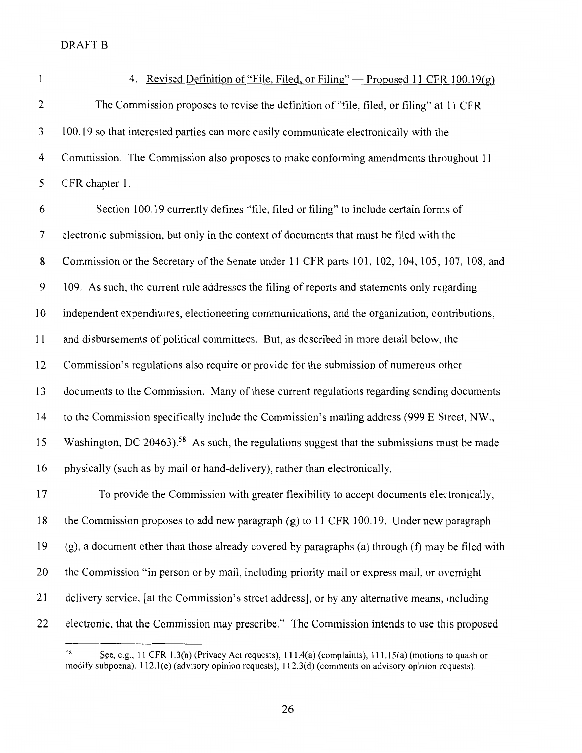DRAFT B

4. Revised Definition of "File, Filed, or Filing" — Proposed 11 CFR 100.19(g)

The Commission proposes to revise the definition of "file, filed, or filing" at 11 CFR 100.19 so that interested parties can more easily communicate electronically with the Commission. The Commission also proposes to make conforming amendments throughout 11 CFR chapter 1.

Section 100.19 currently defines "file, filed or filing" to include certain forms of electronic submission, but only in the context of documents that must be filed with the Commission or the Secretary of the Senate under 11 CFR parts 101, 102, 104, 105, 107, 108, and 109. As such, the current rule addresses the filing of reports and statements only regarding independent expenditures, electioneering communications, and the organization, contributions, and disbursements of political committees. But, as described in more detail below, the Commission's regulations also require or provide for the submission of numerous other documents to the Commission. Many of these current regulations regarding sending documents to the Commission specifically include the Commission's mailing address (999 E Street, NW., Washington, DC 20463).[58] As such, the regulations suggest that the submissions must be made physically (such as by mail or hand-delivery), rather than electronically.

To provide the Commission with greater flexibility to accept documents electronically, the Commission proposes to add new paragraph (g) to 11 CFR 100.19. Under new paragraph (g), a document other than those already covered by paragraphs (a) through (f) may be filed with the Commission "in person or by mail, including priority mail or express mail, or overnight delivery service, [at the Commission's street address], or by any alternative means, including electronic, that the Commission may prescribe." The Commission intends to use this proposed

---

[58] See, e.g., 11 CFR 1.3(b) (Privacy Act requests), 111.4(a) (complaints), 111.15(a) (motions to quash or modify subpoena), 112.1(e) (advisory opinion requests), 112.3(d) (comments on advisory opinion requests).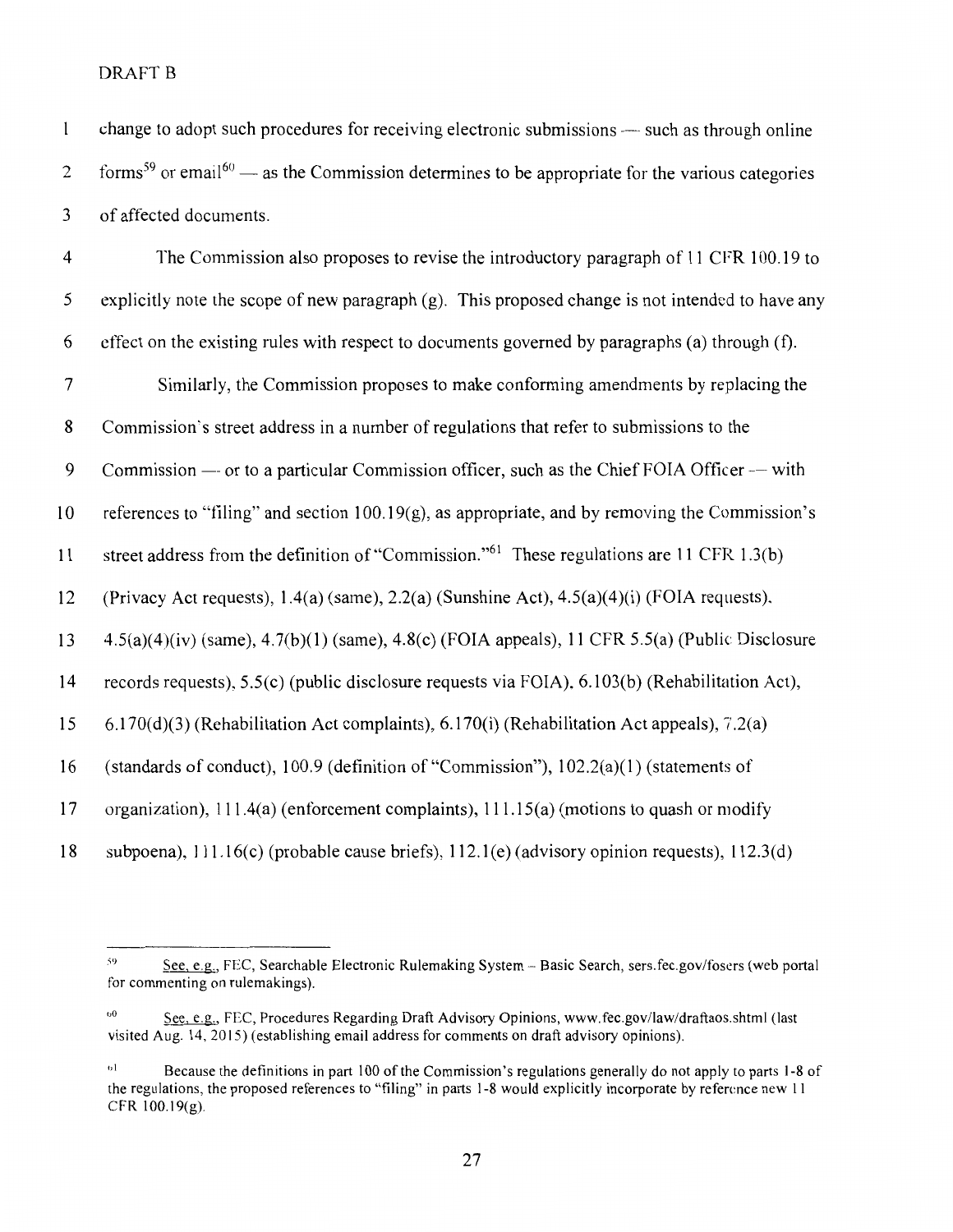DRAFT B

change to adopt such procedures for receiving electronic submissions — such as through online forms[59] or email[60] — as the Commission determines to be appropriate for the various categories of affected documents.

The Commission also proposes to revise the introductory paragraph of 11 CFR 100.19 to explicitly note the scope of new paragraph (g). This proposed change is not intended to have any effect on the existing rules with respect to documents governed by paragraphs (a) through (f).

Similarly, the Commission proposes to make conforming amendments by replacing the Commission's street address in a number of regulations that refer to submissions to the Commission — or to a particular Commission officer, such as the Chief FOIA Officer — with references to "filing" and section 100.19(g), as appropriate, and by removing the Commission's street address from the definition of "Commission."[61] These regulations are 11 CFR 1.3(b) (Privacy Act requests), 1.4(a) (same), 2.2(a) (Sunshine Act), 4.5(a)(4)(i) (FOIA requests), 4.5(a)(4)(iv) (same), 4.7(b)(1) (same), 4.8(c) (FOIA appeals), 11 CFR 5.5(a) (Public Disclosure records requests), 5.5(c) (public disclosure requests via FOIA), 6.103(b) (Rehabilitation Act), 6.170(d)(3) (Rehabilitation Act complaints), 6.170(i) (Rehabilitation Act appeals), 7.2(a) (standards of conduct), 100.9 (definition of "Commission"), 102.2(a)(1) (statements of organization), 111.4(a) (enforcement complaints), 111.15(a) (motions to quash or modify subpoena), 111.16(c) (probable cause briefs), 112.1(e) (advisory opinion requests), 112.3(d)

---

[59] See, e.g., FEC, Searchable Electronic Rulemaking System – Basic Search, sers.fec.gov/fosers (web portal for commenting on rulemakings).

[60] See, e.g., FEC, Procedures Regarding Draft Advisory Opinions, www.fec.gov/law/draftaos.shtml (last visited Aug. 14, 2015) (establishing email address for comments on draft advisory opinions).

[61] Because the definitions in part 100 of the Commission's regulations generally do not apply to parts 1-8 of the regulations, the proposed references to "filing" in parts 1-8 would explicitly incorporate by reference new 11 CFR 100.19(g).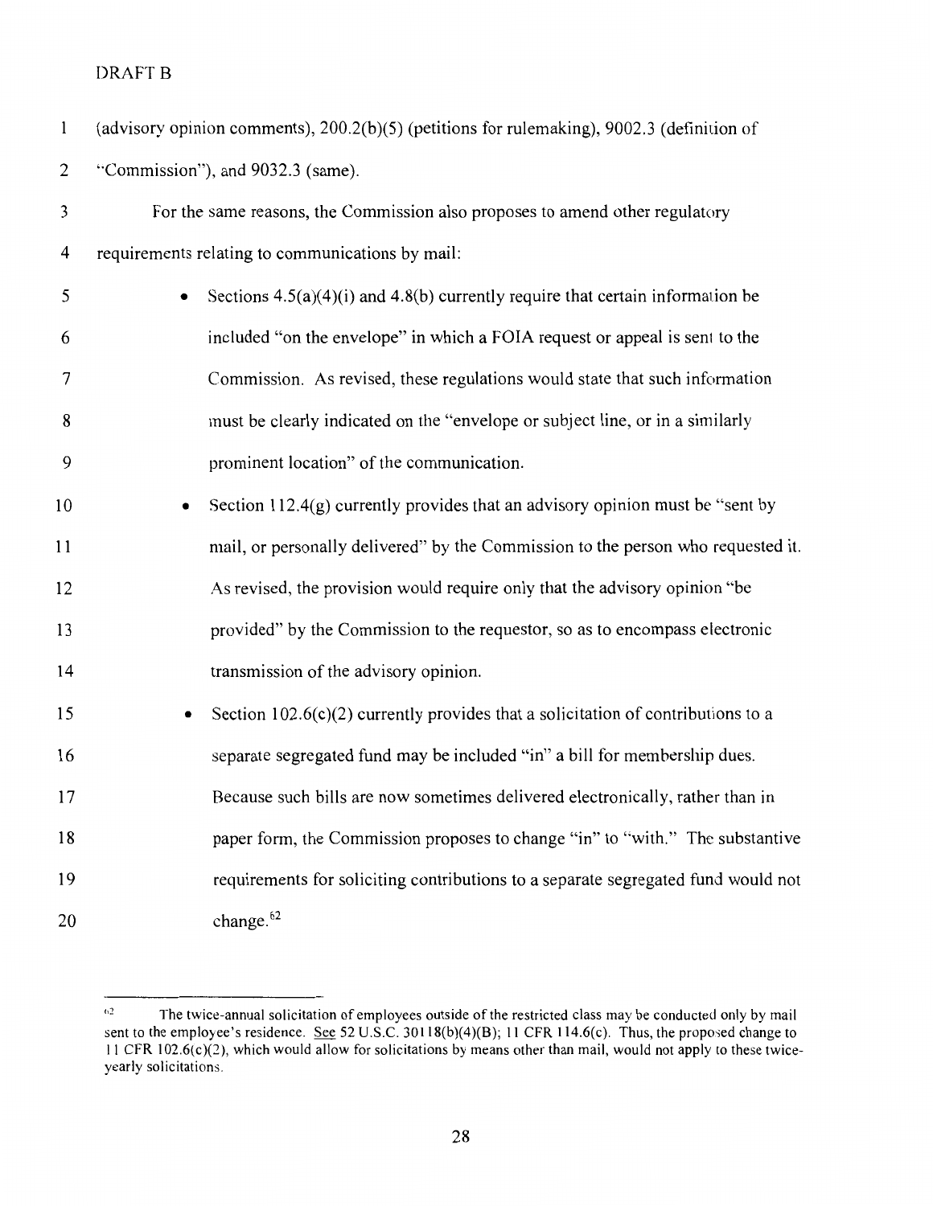DRAFT B

(advisory opinion comments), 200.2(b)(5) (petitions for rulemaking), 9002.3 (definition of "Commission"), and 9032.3 (same).

For the same reasons, the Commission also proposes to amend other regulatory requirements relating to communications by mail:

- Sections 4.5(a)(4)(i) and 4.8(b) currently require that certain information be included "on the envelope" in which a FOIA request or appeal is sent to the Commission. As revised, these regulations would state that such information must be clearly indicated on the "envelope or subject line, or in a similarly prominent location" of the communication.
- Section 112.4(g) currently provides that an advisory opinion must be "sent by mail, or personally delivered" by the Commission to the person who requested it. As revised, the provision would require only that the advisory opinion "be provided" by the Commission to the requestor, so as to encompass electronic transmission of the advisory opinion.
- Section 102.6(c)(2) currently provides that a solicitation of contributions to a separate segregated fund may be included "in" a bill for membership dues. Because such bills are now sometimes delivered electronically, rather than in paper form, the Commission proposes to change "in" to "with." The substantive requirements for soliciting contributions to a separate segregated fund would not change.[62]

---

[62] The twice-annual solicitation of employees outside of the restricted class may be conducted only by mail sent to the employee's residence. See 52 U.S.C. 30118(b)(4)(B); 11 CFR 114.6(c). Thus, the proposed change to 11 CFR 102.6(c)(2), which would allow for solicitations by means other than mail, would not apply to these twice-yearly solicitations.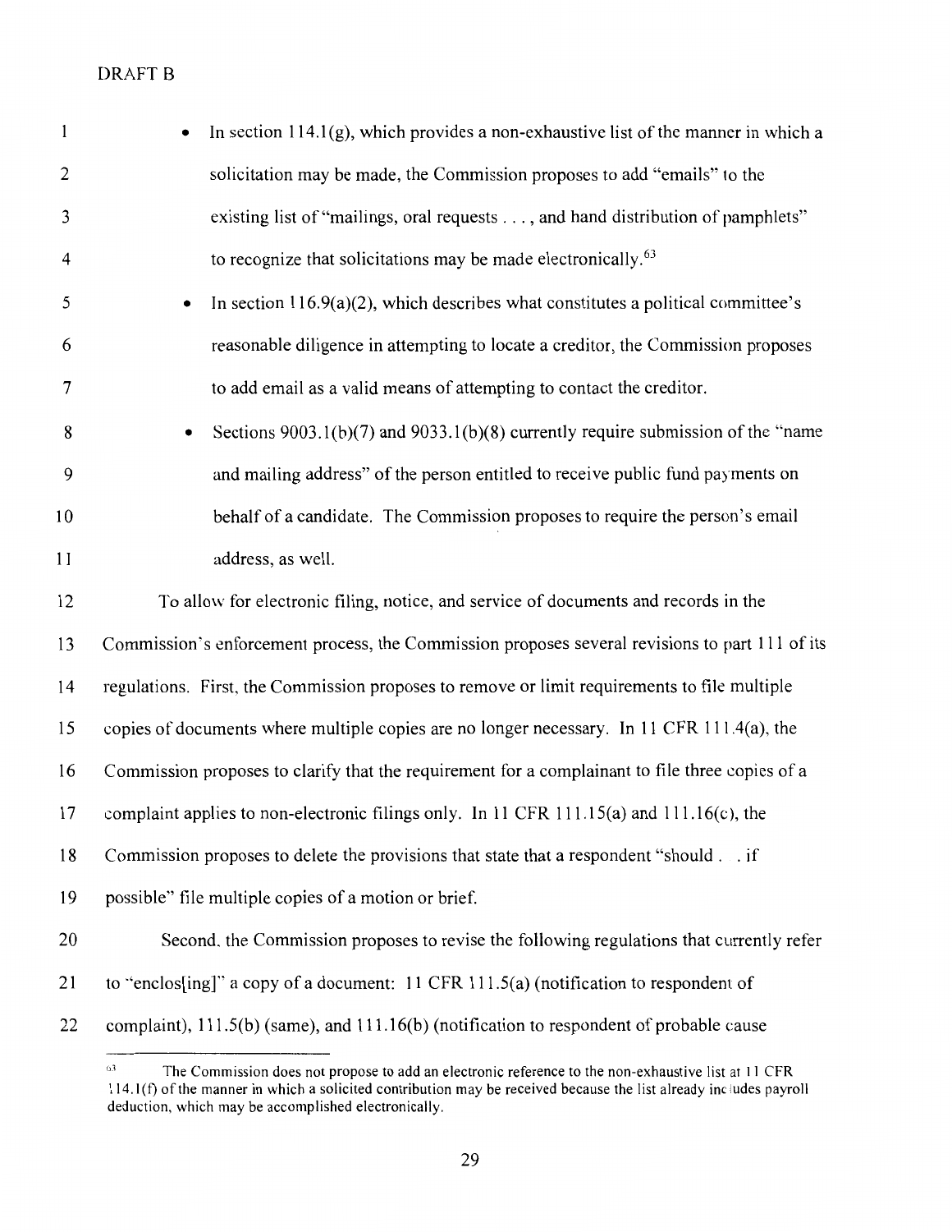DRAFT B

- In section 114.1(g), which provides a non-exhaustive list of the manner in which a solicitation may be made, the Commission proposes to add "emails" to the existing list of "mailings, oral requests . . . , and hand distribution of pamphlets" to recognize that solicitations may be made electronically.[63]
- In section 116.9(a)(2), which describes what constitutes a political committee's reasonable diligence in attempting to locate a creditor, the Commission proposes to add email as a valid means of attempting to contact the creditor.
- Sections 9003.1(b)(7) and 9033.1(b)(8) currently require submission of the "name and mailing address" of the person entitled to receive public fund payments on behalf of a candidate. The Commission proposes to require the person's email address, as well.

To allow for electronic filing, notice, and service of documents and records in the Commission's enforcement process, the Commission proposes several revisions to part 111 of its regulations. First, the Commission proposes to remove or limit requirements to file multiple copies of documents where multiple copies are no longer necessary. In 11 CFR 111.4(a), the Commission proposes to clarify that the requirement for a complainant to file three copies of a complaint applies to non-electronic filings only. In 11 CFR 111.15(a) and 111.16(c), the Commission proposes to delete the provisions that state that a respondent "should . . . if possible" file multiple copies of a motion or brief.

Second, the Commission proposes to revise the following regulations that currently refer to "enclos[ing]" a copy of a document: 11 CFR 111.5(a) (notification to respondent of complaint), 111.5(b) (same), and 111.16(b) (notification to respondent of probable cause

---

[63] The Commission does not propose to add an electronic reference to the non-exhaustive list at 11 CFR 114.1(f) of the manner in which a solicited contribution may be received because the list already includes payroll deduction, which may be accomplished electronically.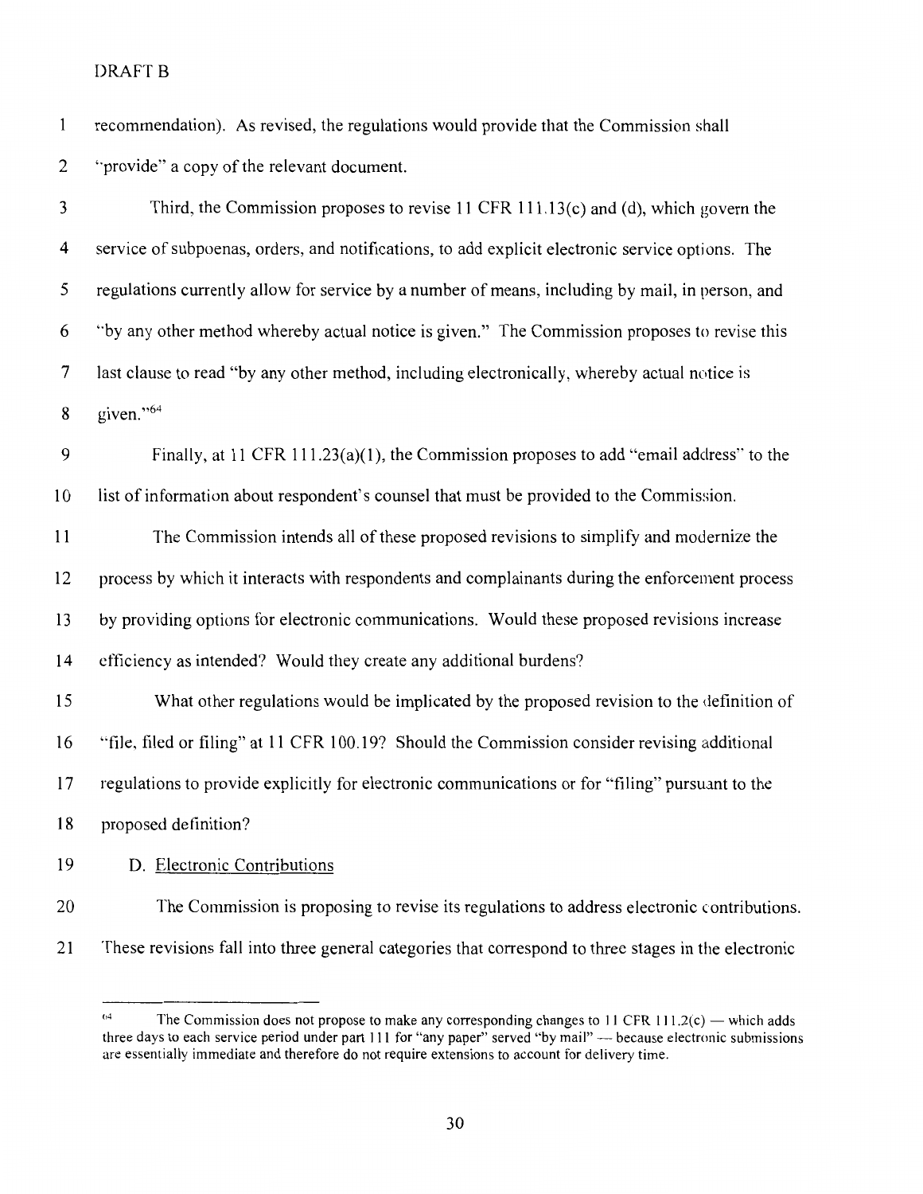recommendation). As revised, the regulations would provide that the Commission shall "provide" a copy of the relevant document.

Third, the Commission proposes to revise 11 CFR 111.13(c) and (d), which govern the service of subpoenas, orders, and notifications, to add explicit electronic service options. The regulations currently allow for service by a number of means, including by mail, in person, and "by any other method whereby actual notice is given." The Commission proposes to revise this last clause to read "by any other method, including electronically, whereby actual notice is given."[64]

Finally, at 11 CFR 111.23(a)(1), the Commission proposes to add "email address" to the list of information about respondent's counsel that must be provided to the Commission.

The Commission intends all of these proposed revisions to simplify and modernize the process by which it interacts with respondents and complainants during the enforcement process by providing options for electronic communications. Would these proposed revisions increase efficiency as intended? Would they create any additional burdens?

What other regulations would be implicated by the proposed revision to the definition of "file, filed or filing" at 11 CFR 100.19? Should the Commission consider revising additional regulations to provide explicitly for electronic communications or for "filing" pursuant to the proposed definition?

D. Electronic Contributions

The Commission is proposing to revise its regulations to address electronic contributions. These revisions fall into three general categories that correspond to three stages in the electronic

---

[64] The Commission does not propose to make any corresponding changes to 11 CFR 111.2(c) — which adds three days to each service period under part 111 for "any paper" served "by mail" — because electronic submissions are essentially immediate and therefore do not require extensions to account for delivery time.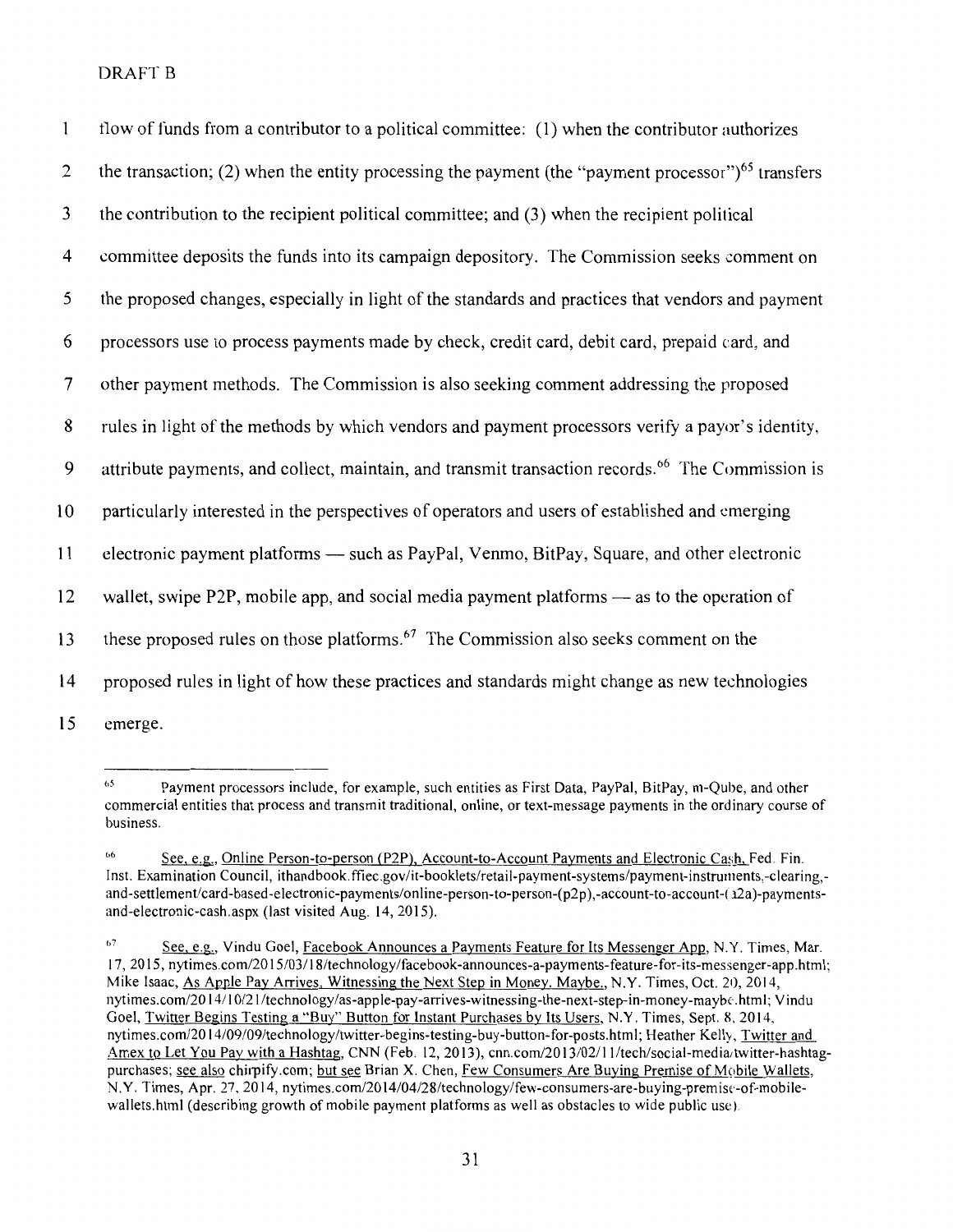DRAFT B

flow of funds from a contributor to a political committee: (1) when the contributor authorizes the transaction; (2) when the entity processing the payment (the "payment processor")[65] transfers the contribution to the recipient political committee; and (3) when the recipient political committee deposits the funds into its campaign depository. The Commission seeks comment on the proposed changes, especially in light of the standards and practices that vendors and payment processors use to process payments made by check, credit card, debit card, prepaid card, and other payment methods. The Commission is also seeking comment addressing the proposed rules in light of the methods by which vendors and payment processors verify a payor's identity, attribute payments, and collect, maintain, and transmit transaction records.[66] The Commission is particularly interested in the perspectives of operators and users of established and emerging electronic payment platforms — such as PayPal, Venmo, BitPay, Square, and other electronic wallet, swipe P2P, mobile app, and social media payment platforms — as to the operation of these proposed rules on those platforms.[67] The Commission also seeks comment on the proposed rules in light of how these practices and standards might change as new technologies emerge.

---

[65] Payment processors include, for example, such entities as First Data, PayPal, BitPay, m-Qube, and other commercial entities that process and transmit traditional, online, or text-message payments in the ordinary course of business.

[66] See, e.g., Online Person-to-person (P2P), Account-to-Account Payments and Electronic Cash, Fed. Fin. Inst. Examination Council, ithandbook.ffiec.gov/it-booklets/retail-payment-systems/payment-instruments,-clearing,-and-settlement/card-based-electronic-payments/online-person-to-person-(p2p),-account-to-account-(a2a)-payments-and-electronic-cash.aspx (last visited Aug. 14, 2015).

[67] See, e.g., Vindu Goel, Facebook Announces a Payments Feature for Its Messenger App, N.Y. Times, Mar. 17, 2015, nytimes.com/2015/03/18/technology/facebook-announces-a-payments-feature-for-its-messenger-app.html; Mike Isaac, As Apple Pay Arrives, Witnessing the Next Step in Money. Maybe., N.Y. Times, Oct. 20, 2014, nytimes.com/2014/10/21/technology/as-apple-pay-arrives-witnessing-the-next-step-in-money-maybe.html; Vindu Goel, Twitter Begins Testing a "Buy" Button for Instant Purchases by Its Users, N.Y. Times, Sept. 8, 2014, nytimes.com/2014/09/09/technology/twitter-begins-testing-buy-button-for-posts.html; Heather Kelly, Twitter and Amex to Let You Pay with a Hashtag, CNN (Feb. 12, 2013), cnn.com/2013/02/11/tech/social-media/twitter-hashtag-purchases; see also chirpify.com; but see Brian X. Chen, Few Consumers Are Buying Premise of Mobile Wallets, N.Y. Times, Apr. 27, 2014, nytimes.com/2014/04/28/technology/few-consumers-are-buying-premise-of-mobile-wallets.html (describing growth of mobile payment platforms as well as obstacles to wide public use).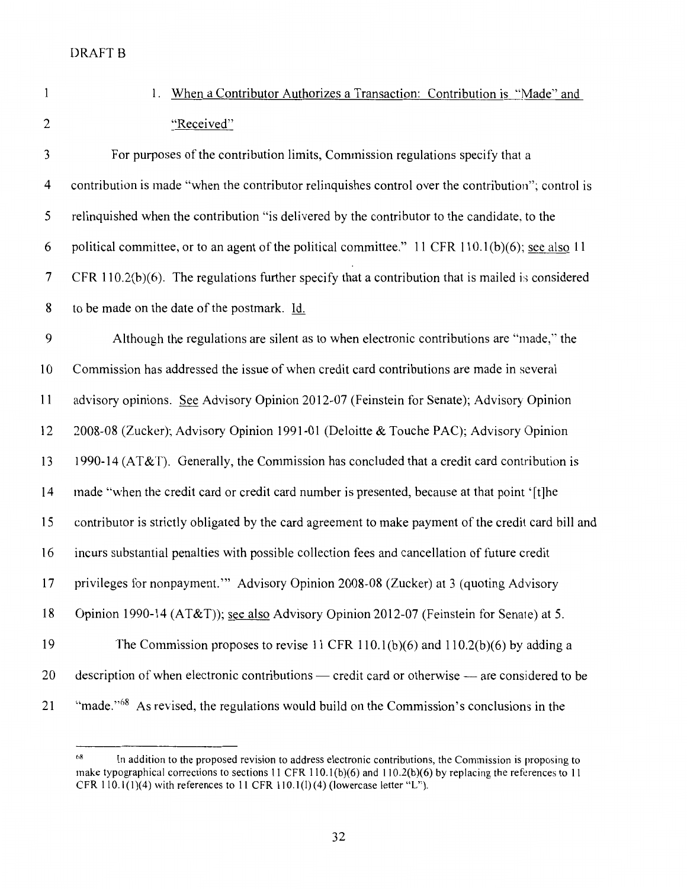DRAFT B

### 1. When a Contributor Authorizes a Transaction: Contribution is "Made" and "Received"

For purposes of the contribution limits, Commission regulations specify that a contribution is made "when the contributor relinquishes control over the contribution"; control is relinquished when the contribution "is delivered by the contributor to the candidate, to the political committee, or to an agent of the political committee." 11 CFR 110.1(b)(6); see also 11 CFR 110.2(b)(6). The regulations further specify that a contribution that is mailed is considered to be made on the date of the postmark. Id.

Although the regulations are silent as to when electronic contributions are "made," the Commission has addressed the issue of when credit card contributions are made in several advisory opinions. See Advisory Opinion 2012-07 (Feinstein for Senate); Advisory Opinion 2008-08 (Zucker); Advisory Opinion 1991-01 (Deloitte & Touche PAC); Advisory Opinion 1990-14 (AT&T). Generally, the Commission has concluded that a credit card contribution is made "when the credit card or credit card number is presented, because at that point '[t]he contributor is strictly obligated by the card agreement to make payment of the credit card bill and incurs substantial penalties with possible collection fees and cancellation of future credit privileges for nonpayment.'" Advisory Opinion 2008-08 (Zucker) at 3 (quoting Advisory Opinion 1990-14 (AT&T)); see also Advisory Opinion 2012-07 (Feinstein for Senate) at 5.

The Commission proposes to revise 11 CFR 110.1(b)(6) and 110.2(b)(6) by adding a description of when electronic contributions — credit card or otherwise — are considered to be "made."[68] As revised, the regulations would build on the Commission's conclusions in the

[68] In addition to the proposed revision to address electronic contributions, the Commission is proposing to make typographical corrections to sections 11 CFR 110.1(b)(6) and 110.2(b)(6) by replacing the references to 11 CFR 110.1(1)(4) with references to 11 CFR 110.1(l)(4) (lowercase letter "L").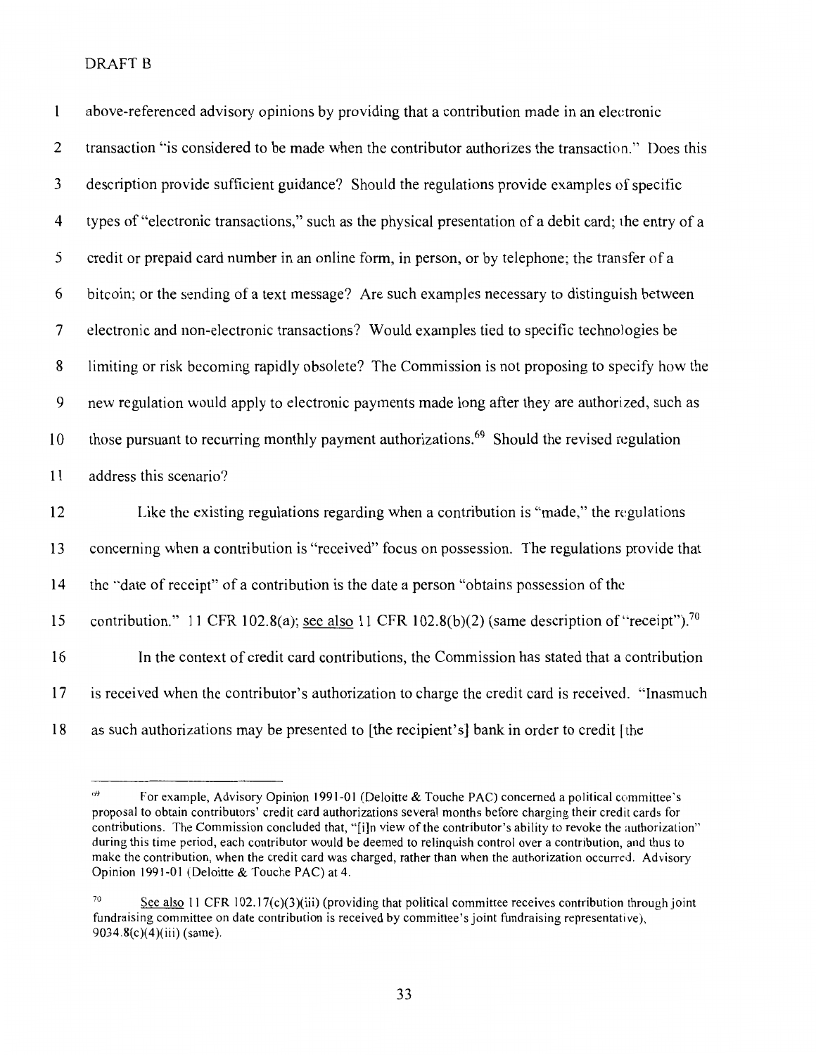above-referenced advisory opinions by providing that a contribution made in an electronic transaction "is considered to be made when the contributor authorizes the transaction." Does this description provide sufficient guidance? Should the regulations provide examples of specific types of "electronic transactions," such as the physical presentation of a debit card; the entry of a credit or prepaid card number in an online form, in person, or by telephone; the transfer of a bitcoin; or the sending of a text message? Are such examples necessary to distinguish between electronic and non-electronic transactions? Would examples tied to specific technologies be limiting or risk becoming rapidly obsolete? The Commission is not proposing to specify how the new regulation would apply to electronic payments made long after they are authorized, such as those pursuant to recurring monthly payment authorizations.[69] Should the revised regulation address this scenario?

Like the existing regulations regarding when a contribution is "made," the regulations concerning when a contribution is "received" focus on possession. The regulations provide that the "date of receipt" of a contribution is the date a person "obtains possession of the contribution." 11 CFR 102.8(a); see also 11 CFR 102.8(b)(2) (same description of "receipt").[70]

In the context of credit card contributions, the Commission has stated that a contribution is received when the contributor's authorization to charge the credit card is received. "Inasmuch as such authorizations may be presented to [the recipient's] bank in order to credit [the

---

[69] For example, Advisory Opinion 1991-01 (Deloitte & Touche PAC) concerned a political committee's proposal to obtain contributors' credit card authorizations several months before charging their credit cards for contributions. The Commission concluded that, "[i]n view of the contributor's ability to revoke the authorization" during this time period, each contributor would be deemed to relinquish control over a contribution, and thus to make the contribution, when the credit card was charged, rather than when the authorization occurred. Advisory Opinion 1991-01 (Deloitte & Touche PAC) at 4.

[70] See also 11 CFR 102.17(c)(3)(iii) (providing that political committee receives contribution through joint fundraising committee on date contribution is received by committee's joint fundraising representative), 9034.8(c)(4)(iii) (same).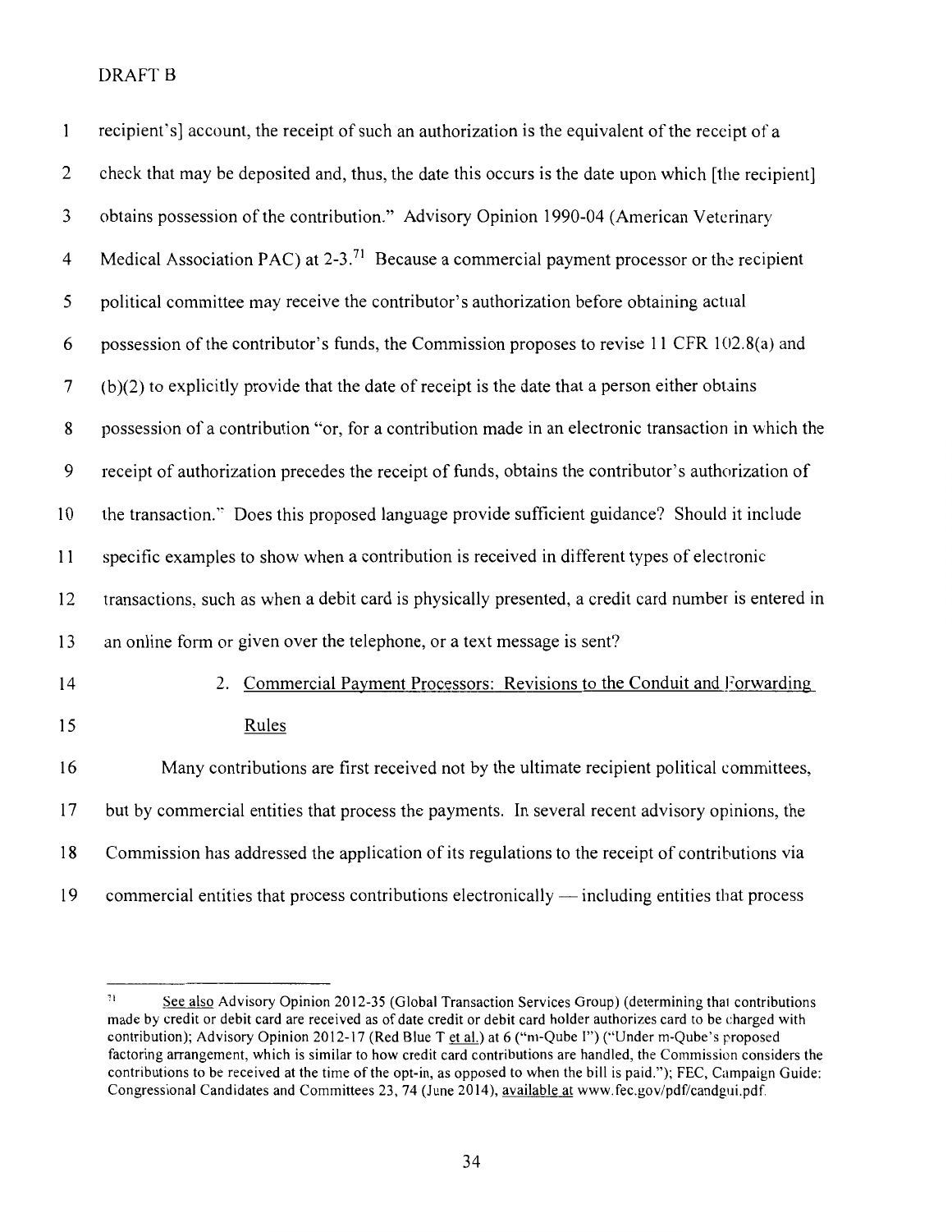DRAFT B

recipient's] account, the receipt of such an authorization is the equivalent of the receipt of a check that may be deposited and, thus, the date this occurs is the date upon which [the recipient] obtains possession of the contribution." Advisory Opinion 1990-04 (American Veterinary Medical Association PAC) at 2-3.[71] Because a commercial payment processor or the recipient political committee may receive the contributor's authorization before obtaining actual possession of the contributor's funds, the Commission proposes to revise 11 CFR 102.8(a) and (b)(2) to explicitly provide that the date of receipt is the date that a person either obtains possession of a contribution "or, for a contribution made in an electronic transaction in which the receipt of authorization precedes the receipt of funds, obtains the contributor's authorization of the transaction." Does this proposed language provide sufficient guidance? Should it include specific examples to show when a contribution is received in different types of electronic transactions, such as when a debit card is physically presented, a credit card number is entered in an online form or given over the telephone, or a text message is sent?

2. Commercial Payment Processors: Revisions to the Conduit and Forwarding Rules

Many contributions are first received not by the ultimate recipient political committees, but by commercial entities that process the payments. In several recent advisory opinions, the Commission has addressed the application of its regulations to the receipt of contributions via commercial entities that process contributions electronically — including entities that process

---

[71] See also Advisory Opinion 2012-35 (Global Transaction Services Group) (determining that contributions made by credit or debit card are received as of date credit or debit card holder authorizes card to be charged with contribution); Advisory Opinion 2012-17 (Red Blue T et al.) at 6 ("m-Qube I") ("Under m-Qube's proposed factoring arrangement, which is similar to how credit card contributions are handled, the Commission considers the contributions to be received at the time of the opt-in, as opposed to when the bill is paid."); FEC, Campaign Guide: Congressional Candidates and Committees 23, 74 (June 2014), available at www.fec.gov/pdf/candgui.pdf.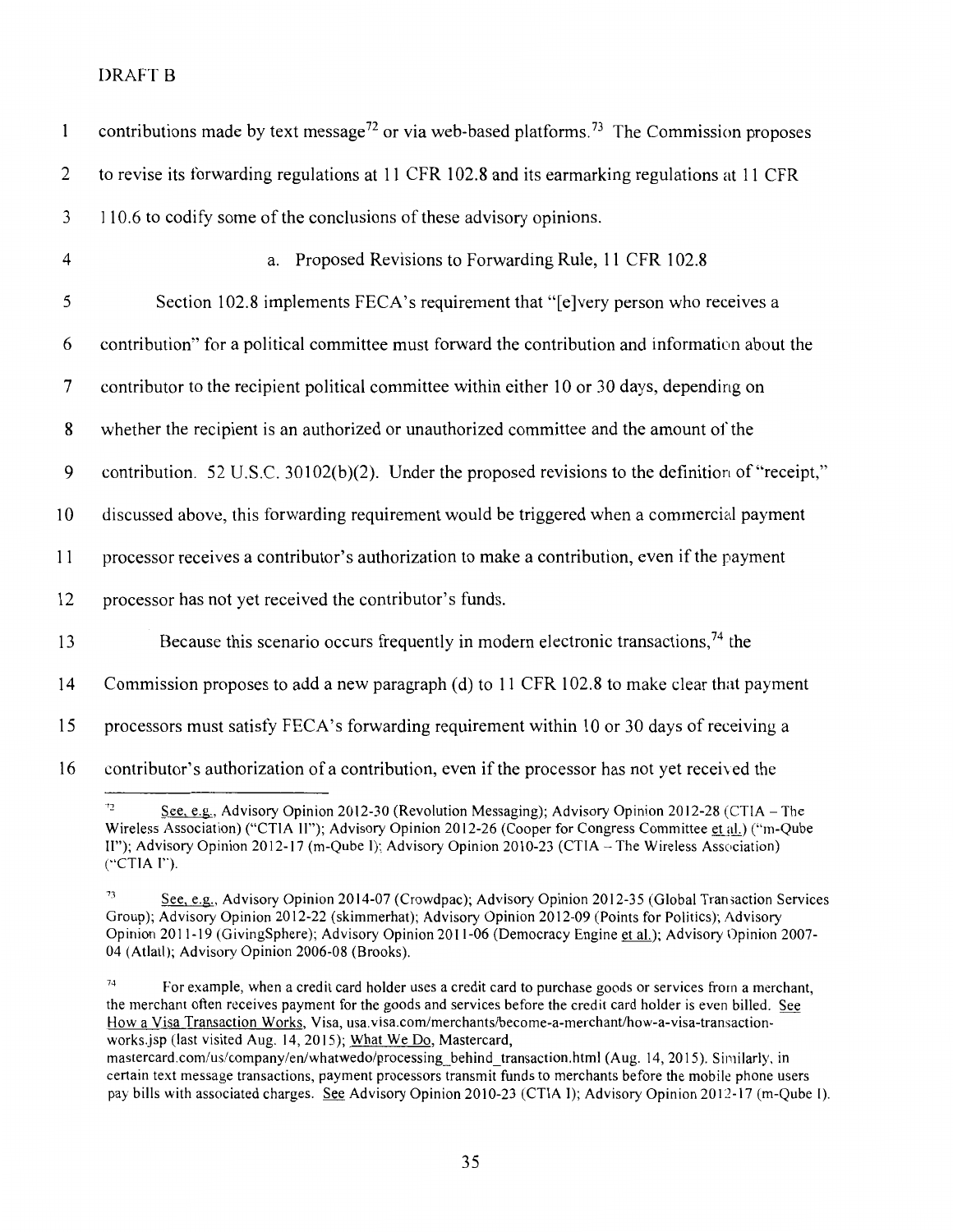DRAFT B

contributions made by text message[72] or via web-based platforms.[73] The Commission proposes to revise its forwarding regulations at 11 CFR 102.8 and its earmarking regulations at 11 CFR 110.6 to codify some of the conclusions of these advisory opinions.

a. Proposed Revisions to Forwarding Rule, 11 CFR 102.8

Section 102.8 implements FECA's requirement that "[e]very person who receives a contribution" for a political committee must forward the contribution and information about the contributor to the recipient political committee within either 10 or 30 days, depending on whether the recipient is an authorized or unauthorized committee and the amount of the contribution. 52 U.S.C. 30102(b)(2). Under the proposed revisions to the definition of "receipt," discussed above, this forwarding requirement would be triggered when a commercial payment processor receives a contributor's authorization to make a contribution, even if the payment processor has not yet received the contributor's funds.

Because this scenario occurs frequently in modern electronic transactions,[74] the Commission proposes to add a new paragraph (d) to 11 CFR 102.8 to make clear that payment processors must satisfy FECA's forwarding requirement within 10 or 30 days of receiving a contributor's authorization of a contribution, even if the processor has not yet received the

---

[72] See, e.g., Advisory Opinion 2012-30 (Revolution Messaging); Advisory Opinion 2012-28 (CTIA – The Wireless Association) ("CTIA II"); Advisory Opinion 2012-26 (Cooper for Congress Committee et al.) ("m-Qube II"); Advisory Opinion 2012-17 (m-Qube I); Advisory Opinion 2010-23 (CTIA – The Wireless Association) ("CTIA I").

[73] See, e.g., Advisory Opinion 2014-07 (Crowdpac); Advisory Opinion 2012-35 (Global Transaction Services Group); Advisory Opinion 2012-22 (skimmerhat); Advisory Opinion 2012-09 (Points for Politics); Advisory Opinion 2011-19 (GivingSphere); Advisory Opinion 2011-06 (Democracy Engine et al.); Advisory Opinion 2007-04 (Atlatl); Advisory Opinion 2006-08 (Brooks).

[74] For example, when a credit card holder uses a credit card to purchase goods or services from a merchant, the merchant often receives payment for the goods and services before the credit card holder is even billed. See How a Visa Transaction Works, Visa, usa.visa.com/merchants/become-a-merchant/how-a-visa-transaction-works.jsp (last visited Aug. 14, 2015); What We Do, Mastercard, mastercard.com/us/company/en/whatwedo/processing_behind_transaction.html (Aug. 14, 2015). Similarly, in certain text message transactions, payment processors transmit funds to merchants before the mobile phone users pay bills with associated charges. See Advisory Opinion 2010-23 (CTIA I); Advisory Opinion 2012-17 (m-Qube I).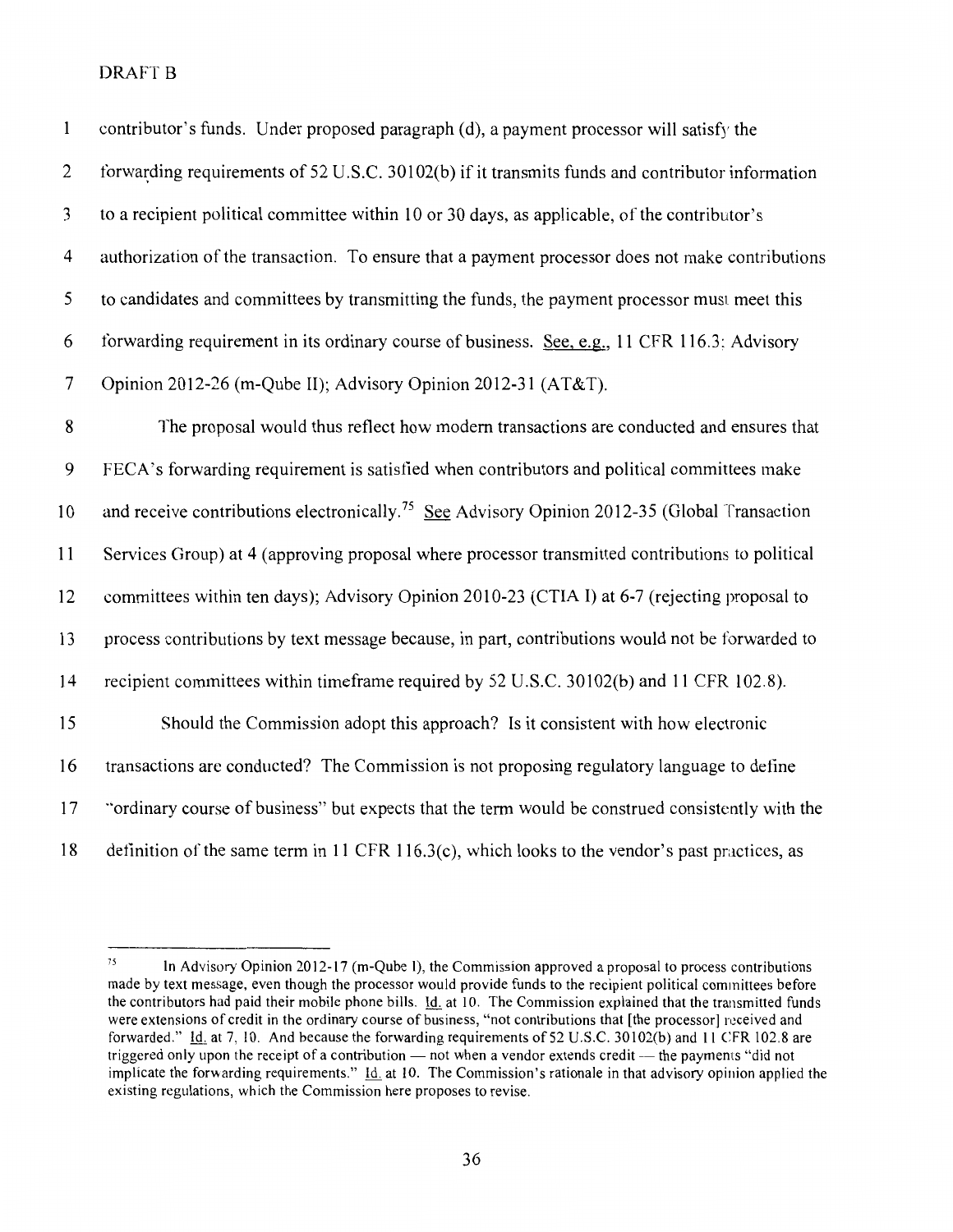DRAFT B

contributor's funds. Under proposed paragraph (d), a payment processor will satisfy the forwarding requirements of 52 U.S.C. 30102(b) if it transmits funds and contributor information to a recipient political committee within 10 or 30 days, as applicable, of the contributor's authorization of the transaction. To ensure that a payment processor does not make contributions to candidates and committees by transmitting the funds, the payment processor must meet this forwarding requirement in its ordinary course of business. See, e.g., 11 CFR 116.3; Advisory Opinion 2012-26 (m-Qube II); Advisory Opinion 2012-31 (AT&T).

The proposal would thus reflect how modern transactions are conducted and ensures that FECA's forwarding requirement is satisfied when contributors and political committees make and receive contributions electronically.[75] See Advisory Opinion 2012-35 (Global Transaction Services Group) at 4 (approving proposal where processor transmitted contributions to political committees within ten days); Advisory Opinion 2010-23 (CTIA I) at 6-7 (rejecting proposal to process contributions by text message because, in part, contributions would not be forwarded to recipient committees within timeframe required by 52 U.S.C. 30102(b) and 11 CFR 102.8).

Should the Commission adopt this approach? Is it consistent with how electronic transactions are conducted? The Commission is not proposing regulatory language to define "ordinary course of business" but expects that the term would be construed consistently with the definition of the same term in 11 CFR 116.3(c), which looks to the vendor's past practices, as

---

[75] In Advisory Opinion 2012-17 (m-Qube I), the Commission approved a proposal to process contributions made by text message, even though the processor would provide funds to the recipient political committees before the contributors had paid their mobile phone bills. Id. at 10. The Commission explained that the transmitted funds were extensions of credit in the ordinary course of business, "not contributions that [the processor] received and forwarded." Id. at 7, 10. And because the forwarding requirements of 52 U.S.C. 30102(b) and 11 CFR 102.8 are triggered only upon the receipt of a contribution — not when a vendor extends credit — the payments "did not implicate the forwarding requirements." Id. at 10. The Commission's rationale in that advisory opinion applied the existing regulations, which the Commission here proposes to revise.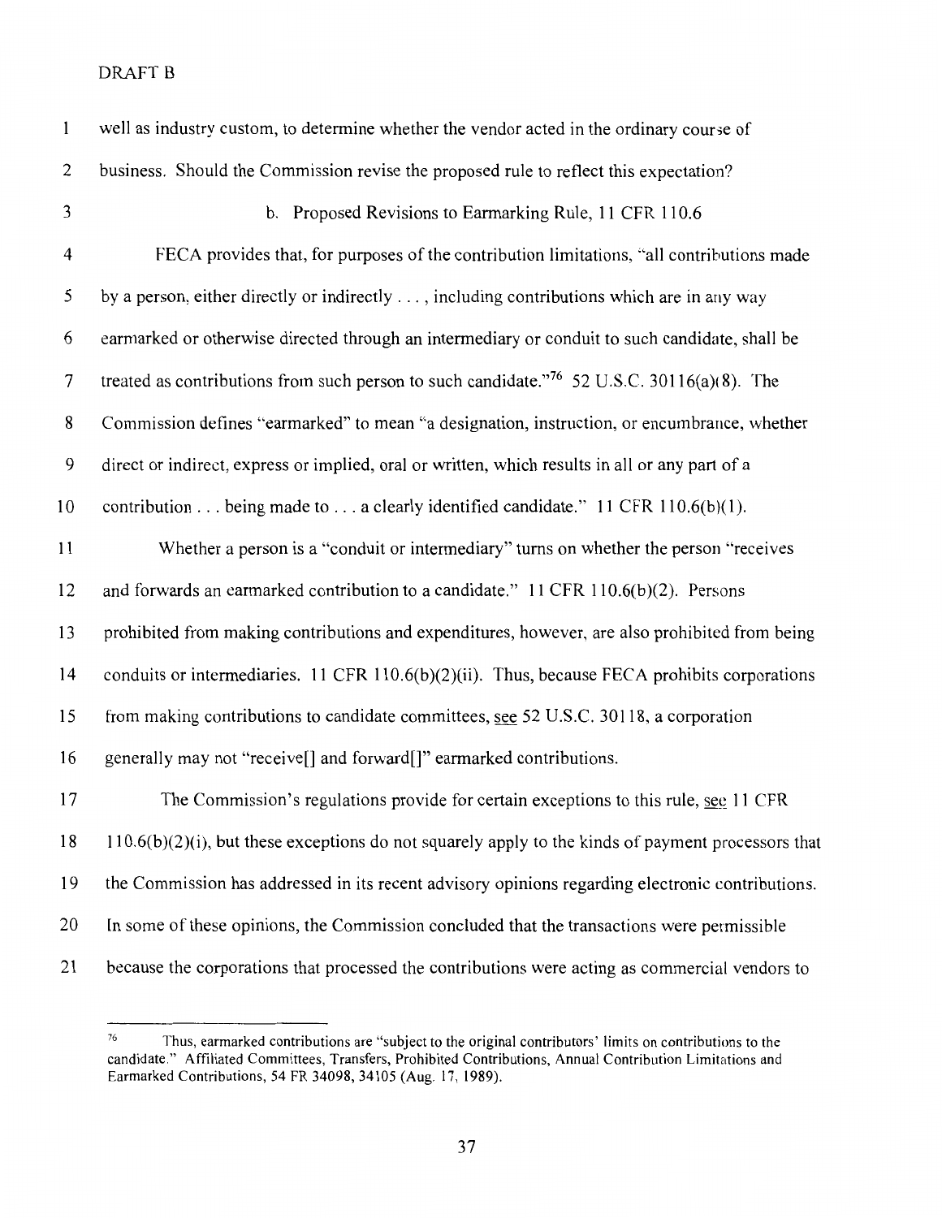well as industry custom, to determine whether the vendor acted in the ordinary course of business. Should the Commission revise the proposed rule to reflect this expectation?

b. Proposed Revisions to Earmarking Rule, 11 CFR 110.6

FECA provides that, for purposes of the contribution limitations, "all contributions made by a person, either directly or indirectly . . . , including contributions which are in any way earmarked or otherwise directed through an intermediary or conduit to such candidate, shall be treated as contributions from such person to such candidate."[76] 52 U.S.C. 30116(a)(8). The Commission defines "earmarked" to mean "a designation, instruction, or encumbrance, whether direct or indirect, express or implied, oral or written, which results in all or any part of a contribution . . . being made to . . . a clearly identified candidate." 11 CFR 110.6(b)(1).

Whether a person is a "conduit or intermediary" turns on whether the person "receives and forwards an earmarked contribution to a candidate." 11 CFR 110.6(b)(2). Persons prohibited from making contributions and expenditures, however, are also prohibited from being conduits or intermediaries. 11 CFR 110.6(b)(2)(ii). Thus, because FECA prohibits corporations from making contributions to candidate committees, see 52 U.S.C. 30118, a corporation generally may not "receive[] and forward[]" earmarked contributions.

The Commission's regulations provide for certain exceptions to this rule, see 11 CFR 110.6(b)(2)(i), but these exceptions do not squarely apply to the kinds of payment processors that the Commission has addressed in its recent advisory opinions regarding electronic contributions. In some of these opinions, the Commission concluded that the transactions were permissible because the corporations that processed the contributions were acting as commercial vendors to

---

[76] Thus, earmarked contributions are "subject to the original contributors' limits on contributions to the candidate." Affiliated Committees, Transfers, Prohibited Contributions, Annual Contribution Limitations and Earmarked Contributions, 54 FR 34098, 34105 (Aug. 17, 1989).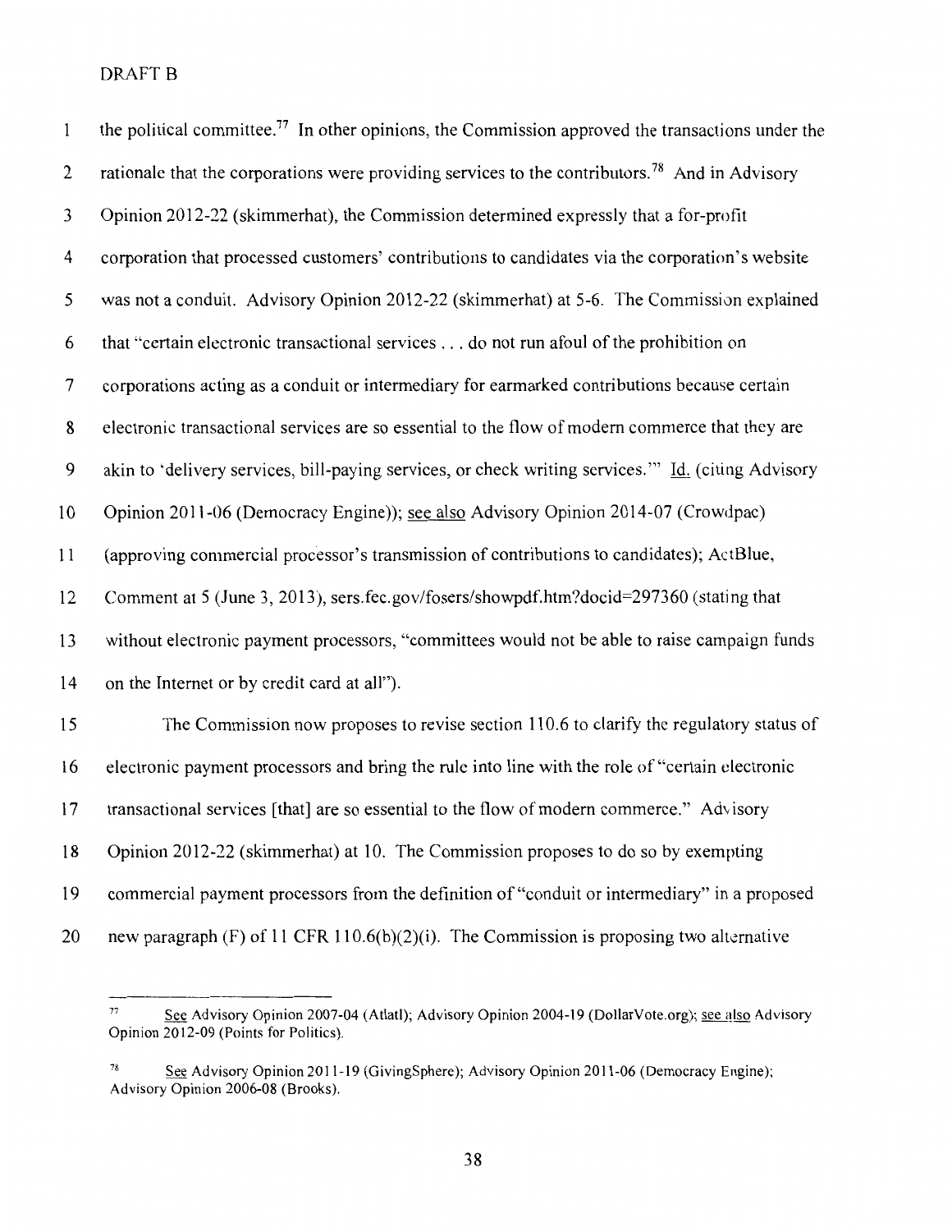DRAFT B

the political committee.[77] In other opinions, the Commission approved the transactions under the rationale that the corporations were providing services to the contributors.[78] And in Advisory Opinion 2012-22 (skimmerhat), the Commission determined expressly that a for-profit corporation that processed customers' contributions to candidates via the corporation's website was not a conduit. Advisory Opinion 2012-22 (skimmerhat) at 5-6. The Commission explained that "certain electronic transactional services . . . do not run afoul of the prohibition on corporations acting as a conduit or intermediary for earmarked contributions because certain electronic transactional services are so essential to the flow of modern commerce that they are akin to 'delivery services, bill-paying services, or check writing services.'" Id. (citing Advisory Opinion 2011-06 (Democracy Engine)); see also Advisory Opinion 2014-07 (Crowdpac) (approving commercial processor's transmission of contributions to candidates); ActBlue, Comment at 5 (June 3, 2013), sers.fec.gov/fosers/showpdf.htm?docid=297360 (stating that without electronic payment processors, "committees would not be able to raise campaign funds on the Internet or by credit card at all").

The Commission now proposes to revise section 110.6 to clarify the regulatory status of electronic payment processors and bring the rule into line with the role of "certain electronic transactional services [that] are so essential to the flow of modern commerce." Advisory Opinion 2012-22 (skimmerhat) at 10. The Commission proposes to do so by exempting commercial payment processors from the definition of "conduit or intermediary" in a proposed new paragraph (F) of 11 CFR 110.6(b)(2)(i). The Commission is proposing two alternative

---

[77] See Advisory Opinion 2007-04 (Atlatl); Advisory Opinion 2004-19 (DollarVote.org); see also Advisory Opinion 2012-09 (Points for Politics).

[78] See Advisory Opinion 2011-19 (GivingSphere); Advisory Opinion 2011-06 (Democracy Engine); Advisory Opinion 2006-08 (Brooks).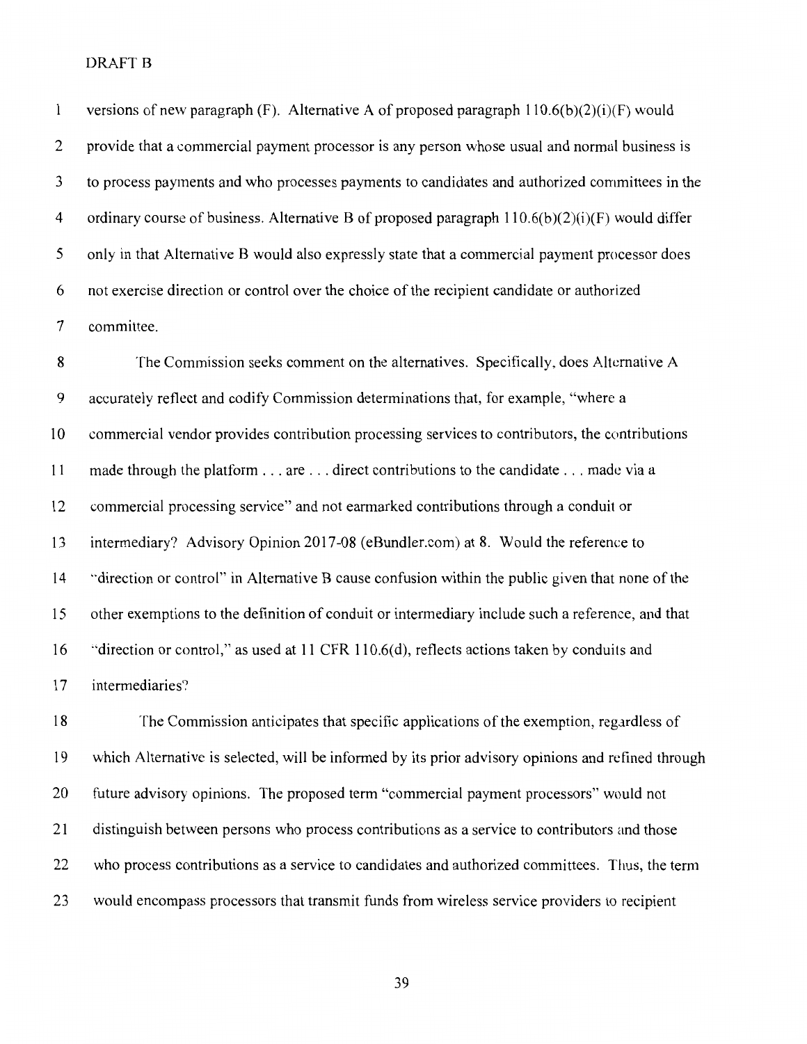versions of new paragraph (F). Alternative A of proposed paragraph 110.6(b)(2)(i)(F) would provide that a commercial payment processor is any person whose usual and normal business is to process payments and who processes payments to candidates and authorized committees in the ordinary course of business. Alternative B of proposed paragraph 110.6(b)(2)(i)(F) would differ only in that Alternative B would also expressly state that a commercial payment processor does not exercise direction or control over the choice of the recipient candidate or authorized committee.

The Commission seeks comment on the alternatives. Specifically, does Alternative A accurately reflect and codify Commission determinations that, for example, "where a commercial vendor provides contribution processing services to contributors, the contributions made through the platform . . . are . . . direct contributions to the candidate . . . made via a commercial processing service" and not earmarked contributions through a conduit or intermediary? Advisory Opinion 2017-08 (eBundler.com) at 8. Would the reference to "direction or control" in Alternative B cause confusion within the public given that none of the other exemptions to the definition of conduit or intermediary include such a reference, and that "direction or control," as used at 11 CFR 110.6(d), reflects actions taken by conduits and intermediaries?

The Commission anticipates that specific applications of the exemption, regardless of which Alternative is selected, will be informed by its prior advisory opinions and refined through future advisory opinions. The proposed term "commercial payment processors" would not distinguish between persons who process contributions as a service to contributors and those who process contributions as a service to candidates and authorized committees. Thus, the term would encompass processors that transmit funds from wireless service providers to recipient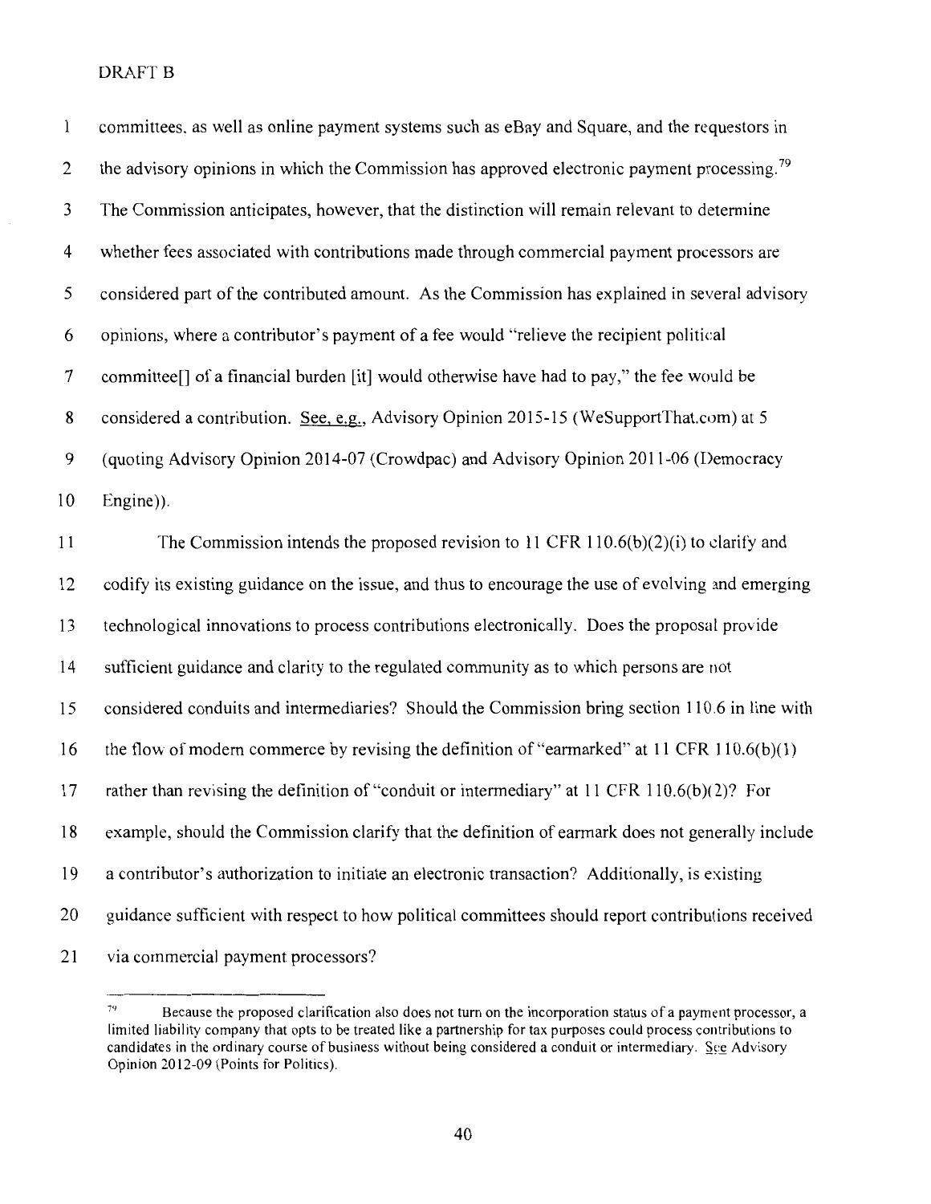committees, as well as online payment systems such as eBay and Square, and the requestors in the advisory opinions in which the Commission has approved electronic payment processing.[79] The Commission anticipates, however, that the distinction will remain relevant to determine whether fees associated with contributions made through commercial payment processors are considered part of the contributed amount. As the Commission has explained in several advisory opinions, where a contributor's payment of a fee would "relieve the recipient political committee[] of a financial burden [it] would otherwise have had to pay," the fee would be considered a contribution. See, e.g., Advisory Opinion 2015-15 (WeSupportThat.com) at 5 (quoting Advisory Opinion 2014-07 (Crowdpac) and Advisory Opinion 2011-06 (Democracy Engine)).

The Commission intends the proposed revision to 11 CFR 110.6(b)(2)(i) to clarify and codify its existing guidance on the issue, and thus to encourage the use of evolving and emerging technological innovations to process contributions electronically. Does the proposal provide sufficient guidance and clarity to the regulated community as to which persons are not considered conduits and intermediaries? Should the Commission bring section 110.6 in line with the flow of modern commerce by revising the definition of "earmarked" at 11 CFR 110.6(b)(1) rather than revising the definition of "conduit or intermediary" at 11 CFR 110.6(b)(2)? For example, should the Commission clarify that the definition of earmark does not generally include a contributor's authorization to initiate an electronic transaction? Additionally, is existing guidance sufficient with respect to how political committees should report contributions received via commercial payment processors?

---

[79] Because the proposed clarification also does not turn on the incorporation status of a payment processor, a limited liability company that opts to be treated like a partnership for tax purposes could process contributions to candidates in the ordinary course of business without being considered a conduit or intermediary. See Advisory Opinion 2012-09 (Points for Politics).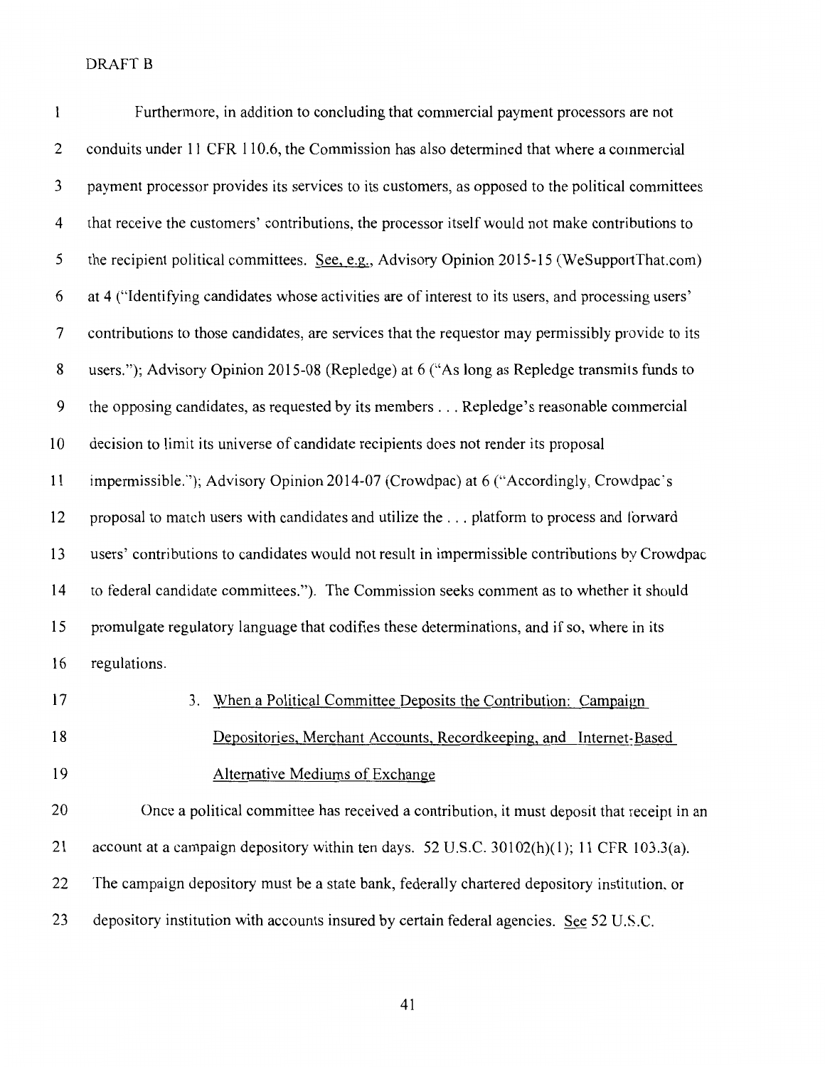DRAFT B

Furthermore, in addition to concluding that commercial payment processors are not conduits under 11 CFR 110.6, the Commission has also determined that where a commercial payment processor provides its services to its customers, as opposed to the political committees that receive the customers' contributions, the processor itself would not make contributions to the recipient political committees. See, e.g., Advisory Opinion 2015-15 (WeSupportThat.com) at 4 ("Identifying candidates whose activities are of interest to its users, and processing users' contributions to those candidates, are services that the requestor may permissibly provide to its users."); Advisory Opinion 2015-08 (Repledge) at 6 ("As long as Repledge transmits funds to the opposing candidates, as requested by its members . . . Repledge's reasonable commercial decision to limit its universe of candidate recipients does not render its proposal impermissible."); Advisory Opinion 2014-07 (Crowdpac) at 6 ("Accordingly, Crowdpac's proposal to match users with candidates and utilize the . . . platform to process and forward users' contributions to candidates would not result in impermissible contributions by Crowdpac to federal candidate committees."). The Commission seeks comment as to whether it should promulgate regulatory language that codifies these determinations, and if so, where in its regulations.

3. When a Political Committee Deposits the Contribution: Campaign Depositories, Merchant Accounts, Recordkeeping, and Internet-Based Alternative Mediums of Exchange

Once a political committee has received a contribution, it must deposit that receipt in an account at a campaign depository within ten days. 52 U.S.C. 30102(h)(1); 11 CFR 103.3(a). The campaign depository must be a state bank, federally chartered depository institution, or depository institution with accounts insured by certain federal agencies. See 52 U.S.C.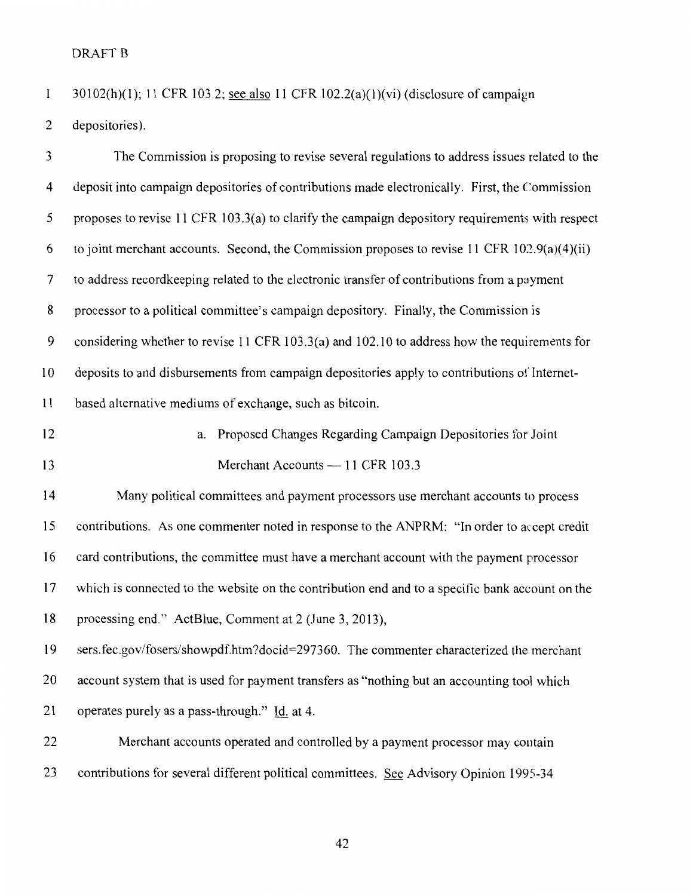30102(h)(1); 11 CFR 103.2; see also 11 CFR 102.2(a)(1)(vi) (disclosure of campaign depositories).

The Commission is proposing to revise several regulations to address issues related to the deposit into campaign depositories of contributions made electronically. First, the Commission proposes to revise 11 CFR 103.3(a) to clarify the campaign depository requirements with respect to joint merchant accounts. Second, the Commission proposes to revise 11 CFR 102.9(a)(4)(ii) to address recordkeeping related to the electronic transfer of contributions from a payment processor to a political committee's campaign depository. Finally, the Commission is considering whether to revise 11 CFR 103.3(a) and 102.10 to address how the requirements for deposits to and disbursements from campaign depositories apply to contributions of Internet-based alternative mediums of exchange, such as bitcoin.

a. Proposed Changes Regarding Campaign Depositories for Joint Merchant Accounts — 11 CFR 103.3

Many political committees and payment processors use merchant accounts to process contributions. As one commenter noted in response to the ANPRM: "In order to accept credit card contributions, the committee must have a merchant account with the payment processor which is connected to the website on the contribution end and to a specific bank account on the processing end." ActBlue, Comment at 2 (June 3, 2013), sers.fec.gov/fosers/showpdf.htm?docid=297360. The commenter characterized the merchant account system that is used for payment transfers as "nothing but an accounting tool which operates purely as a pass-through." Id. at 4.

Merchant accounts operated and controlled by a payment processor may contain contributions for several different political committees. See Advisory Opinion 1995-34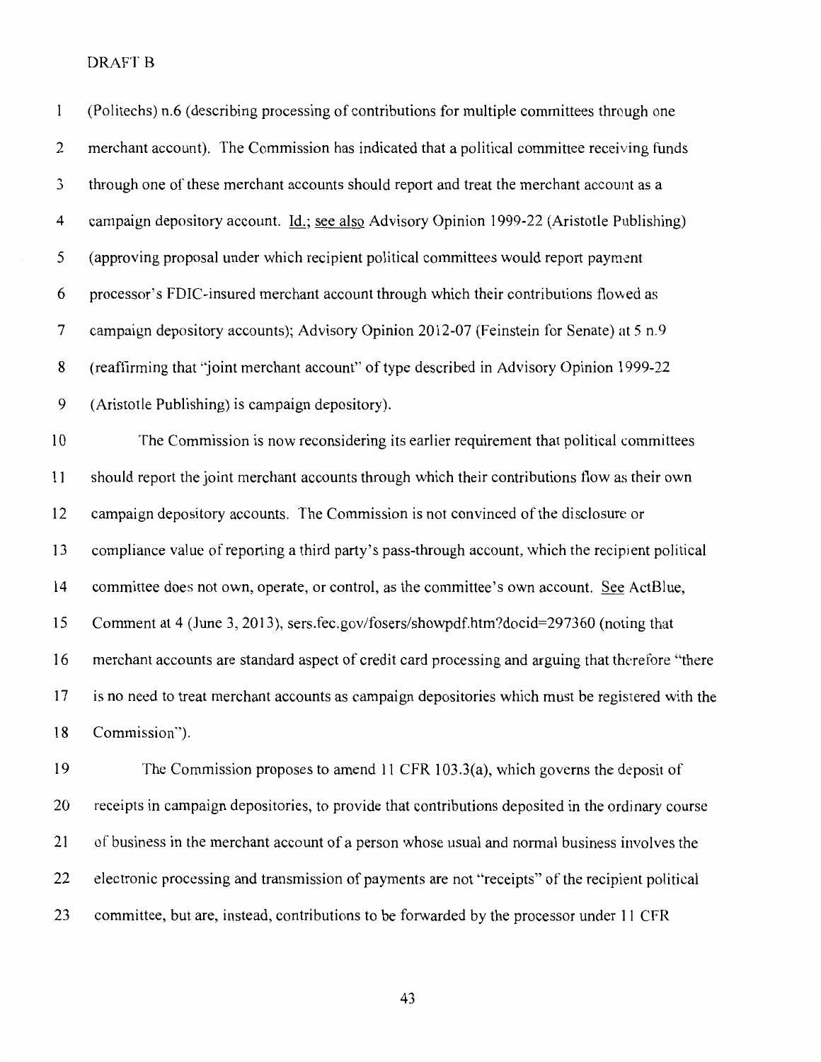(Politechs) n.6 (describing processing of contributions for multiple committees through one merchant account). The Commission has indicated that a political committee receiving funds through one of these merchant accounts should report and treat the merchant account as a campaign depository account. Id.; see also Advisory Opinion 1999-22 (Aristotle Publishing) (approving proposal under which recipient political committees would report payment processor's FDIC-insured merchant account through which their contributions flowed as campaign depository accounts); Advisory Opinion 2012-07 (Feinstein for Senate) at 5 n.9 (reaffirming that "joint merchant account" of type described in Advisory Opinion 1999-22 (Aristotle Publishing) is campaign depository).

The Commission is now reconsidering its earlier requirement that political committees should report the joint merchant accounts through which their contributions flow as their own campaign depository accounts. The Commission is not convinced of the disclosure or compliance value of reporting a third party's pass-through account, which the recipient political committee does not own, operate, or control, as the committee's own account. See ActBlue, Comment at 4 (June 3, 2013), sers.fec.gov/fosers/showpdf.htm?docid=297360 (noting that merchant accounts are standard aspect of credit card processing and arguing that therefore "there is no need to treat merchant accounts as campaign depositories which must be registered with the Commission").

The Commission proposes to amend 11 CFR 103.3(a), which governs the deposit of receipts in campaign depositories, to provide that contributions deposited in the ordinary course of business in the merchant account of a person whose usual and normal business involves the electronic processing and transmission of payments are not "receipts" of the recipient political committee, but are, instead, contributions to be forwarded by the processor under 11 CFR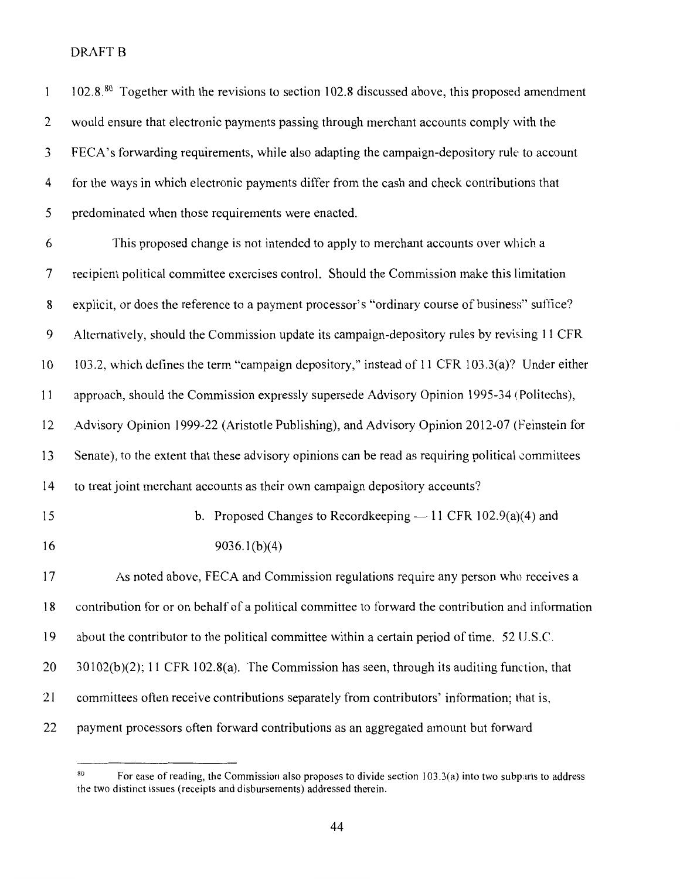102.8.[80] Together with the revisions to section 102.8 discussed above, this proposed amendment would ensure that electronic payments passing through merchant accounts comply with the FECA's forwarding requirements, while also adapting the campaign-depository rule to account for the ways in which electronic payments differ from the cash and check contributions that predominated when those requirements were enacted.

This proposed change is not intended to apply to merchant accounts over which a recipient political committee exercises control. Should the Commission make this limitation explicit, or does the reference to a payment processor's "ordinary course of business" suffice? Alternatively, should the Commission update its campaign-depository rules by revising 11 CFR 103.2, which defines the term "campaign depository," instead of 11 CFR 103.3(a)? Under either approach, should the Commission expressly supersede Advisory Opinion 1995-34 (Politechs), Advisory Opinion 1999-22 (Aristotle Publishing), and Advisory Opinion 2012-07 (Feinstein for Senate), to the extent that these advisory opinions can be read as requiring political committees to treat joint merchant accounts as their own campaign depository accounts?

b. Proposed Changes to Recordkeeping — 11 CFR 102.9(a)(4) and 9036.1(b)(4)

As noted above, FECA and Commission regulations require any person who receives a contribution for or on behalf of a political committee to forward the contribution and information about the contributor to the political committee within a certain period of time. 52 U.S.C. 30102(b)(2); 11 CFR 102.8(a). The Commission has seen, through its auditing function, that committees often receive contributions separately from contributors' information; that is, payment processors often forward contributions as an aggregated amount but forward

[80] For ease of reading, the Commission also proposes to divide section 103.3(a) into two subparts to address the two distinct issues (receipts and disbursements) addressed therein.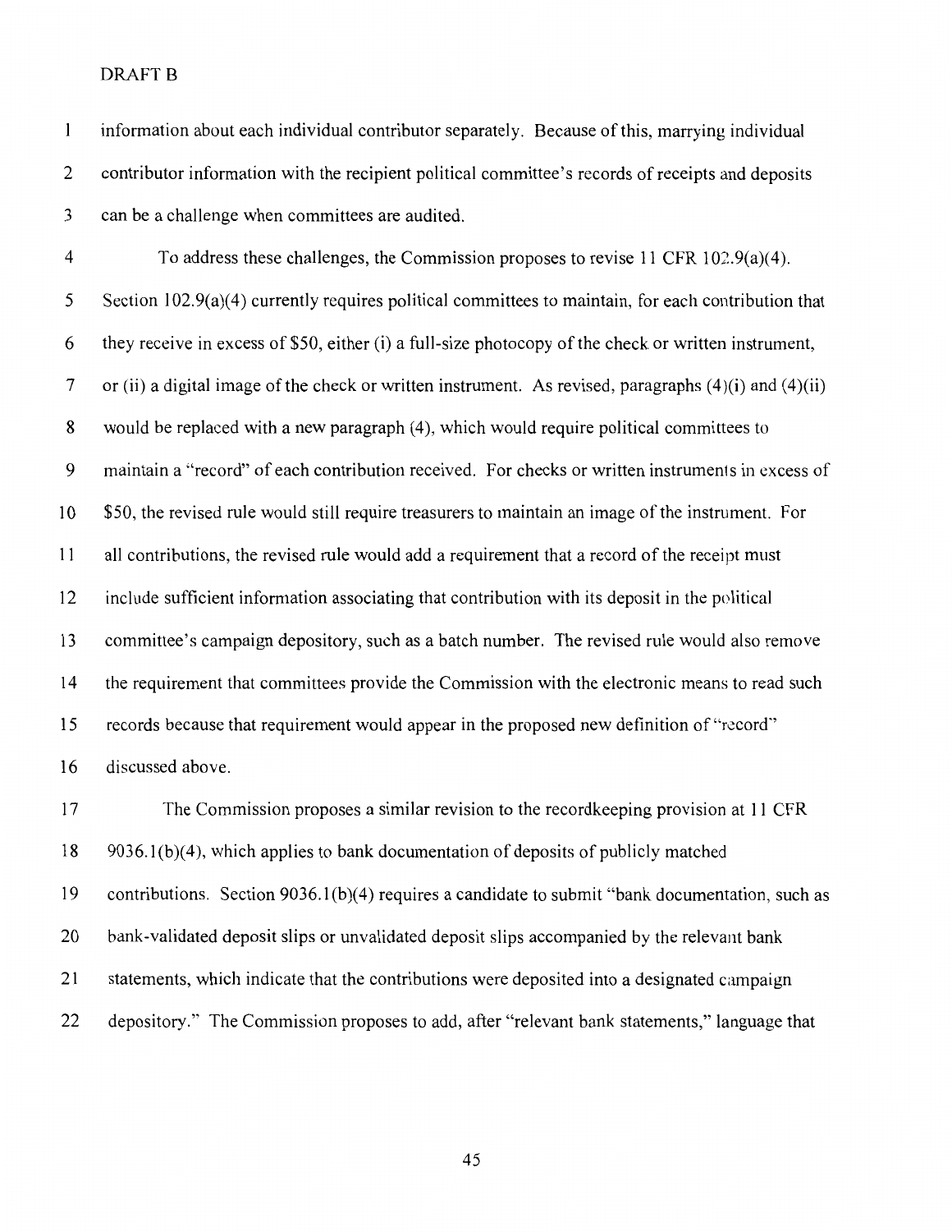information about each individual contributor separately. Because of this, marrying individual contributor information with the recipient political committee's records of receipts and deposits can be a challenge when committees are audited.

To address these challenges, the Commission proposes to revise 11 CFR 102.9(a)(4). Section 102.9(a)(4) currently requires political committees to maintain, for each contribution that they receive in excess of $50, either (i) a full-size photocopy of the check or written instrument, or (ii) a digital image of the check or written instrument. As revised, paragraphs (4)(i) and (4)(ii) would be replaced with a new paragraph (4), which would require political committees to maintain a "record" of each contribution received. For checks or written instruments in excess of $50, the revised rule would still require treasurers to maintain an image of the instrument. For all contributions, the revised rule would add a requirement that a record of the receipt must include sufficient information associating that contribution with its deposit in the political committee's campaign depository, such as a batch number. The revised rule would also remove the requirement that committees provide the Commission with the electronic means to read such records because that requirement would appear in the proposed new definition of "record" discussed above.

The Commission proposes a similar revision to the recordkeeping provision at 11 CFR 9036.1(b)(4), which applies to bank documentation of deposits of publicly matched contributions. Section 9036.1(b)(4) requires a candidate to submit "bank documentation, such as bank-validated deposit slips or unvalidated deposit slips accompanied by the relevant bank statements, which indicate that the contributions were deposited into a designated campaign depository." The Commission proposes to add, after "relevant bank statements," language that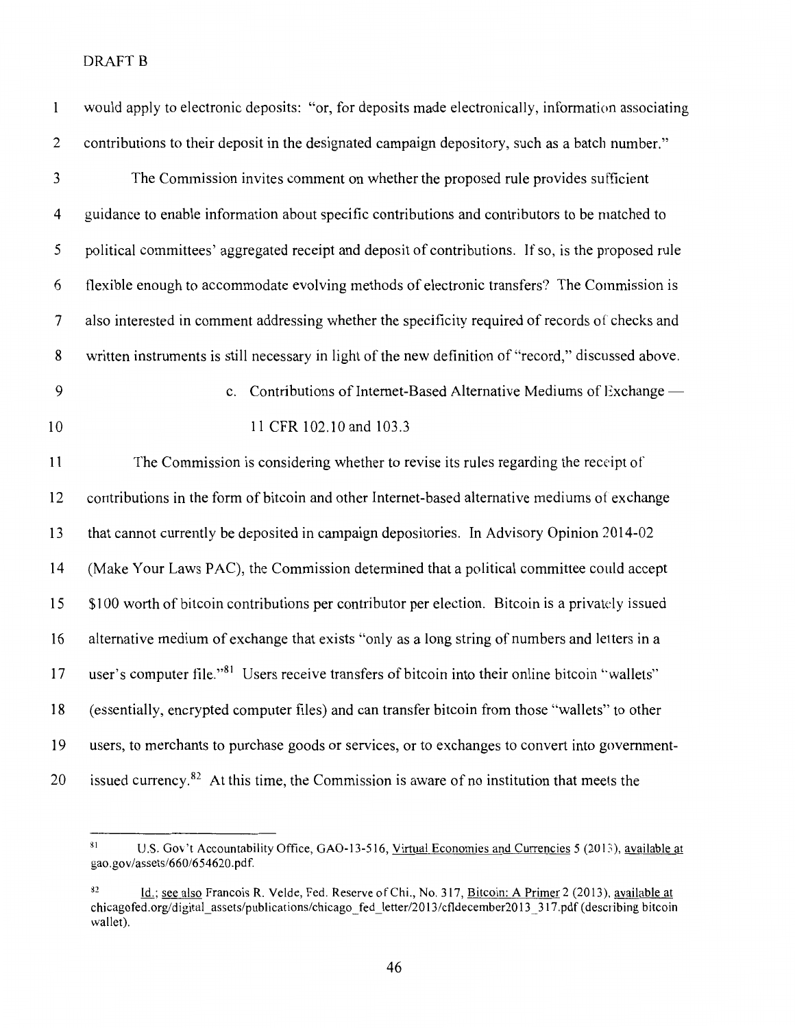would apply to electronic deposits: "or, for deposits made electronically, information associating contributions to their deposit in the designated campaign depository, such as a batch number."

The Commission invites comment on whether the proposed rule provides sufficient guidance to enable information about specific contributions and contributors to be matched to political committees' aggregated receipt and deposit of contributions. If so, is the proposed rule flexible enough to accommodate evolving methods of electronic transfers? The Commission is also interested in comment addressing whether the specificity required of records of checks and written instruments is still necessary in light of the new definition of "record," discussed above.

c. Contributions of Internet-Based Alternative Mediums of Exchange — 11 CFR 102.10 and 103.3

The Commission is considering whether to revise its rules regarding the receipt of contributions in the form of bitcoin and other Internet-based alternative mediums of exchange that cannot currently be deposited in campaign depositories. In Advisory Opinion 2014-02 (Make Your Laws PAC), the Commission determined that a political committee could accept $100 worth of bitcoin contributions per contributor per election. Bitcoin is a privately issued alternative medium of exchange that exists "only as a long string of numbers and letters in a user's computer file."[81] Users receive transfers of bitcoin into their online bitcoin "wallets" (essentially, encrypted computer files) and can transfer bitcoin from those "wallets" to other users, to merchants to purchase goods or services, or to exchanges to convert into government-issued currency.[82] At this time, the Commission is aware of no institution that meets the

---

[81] U.S. Gov't Accountability Office, GAO-13-516, Virtual Economies and Currencies 5 (2013), available at gao.gov/assets/660/654620.pdf.

[82] Id.; see also Francois R. Velde, Fed. Reserve of Chi., No. 317, Bitcoin: A Primer 2 (2013), available at chicagofed.org/digital_assets/publications/chicago_fed_letter/2013/cfldecember2013_317.pdf (describing bitcoin wallet).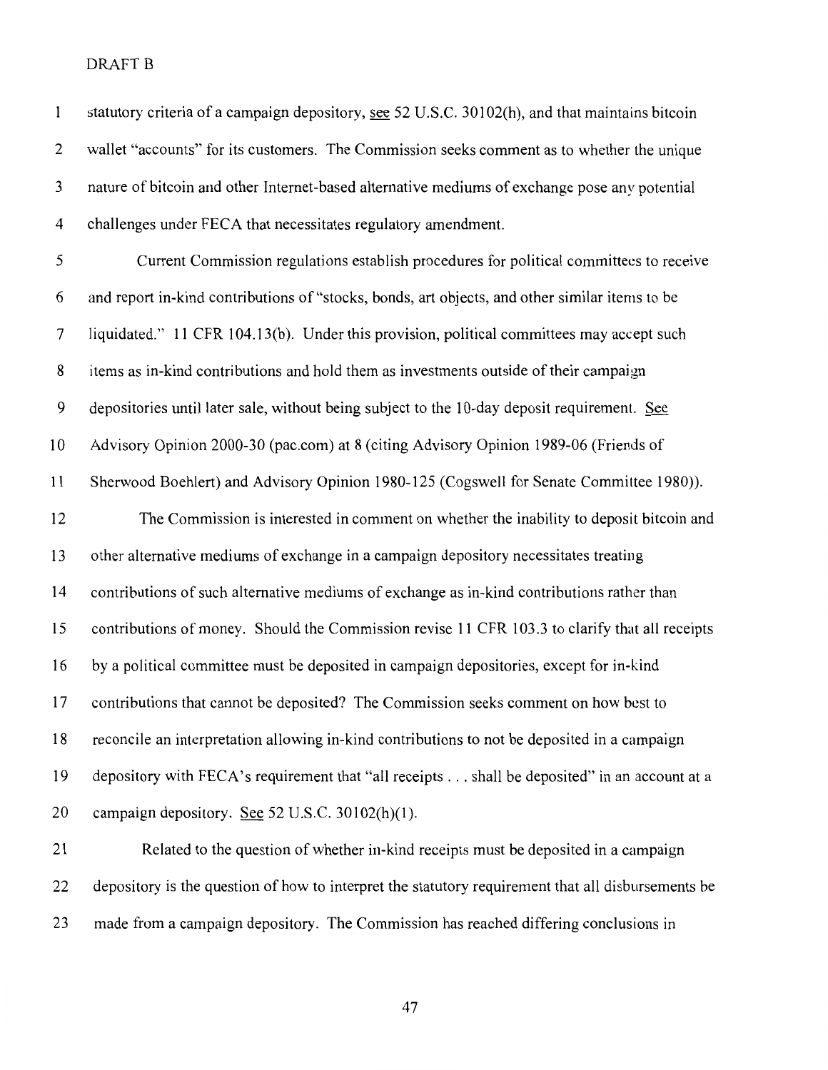statutory criteria of a campaign depository, see 52 U.S.C. 30102(h), and that maintains bitcoin wallet "accounts" for its customers. The Commission seeks comment as to whether the unique nature of bitcoin and other Internet-based alternative mediums of exchange pose any potential challenges under FECA that necessitates regulatory amendment.

Current Commission regulations establish procedures for political committees to receive and report in-kind contributions of "stocks, bonds, art objects, and other similar items to be liquidated." 11 CFR 104.13(b). Under this provision, political committees may accept such items as in-kind contributions and hold them as investments outside of their campaign depositories until later sale, without being subject to the 10-day deposit requirement. See Advisory Opinion 2000-30 (pac.com) at 8 (citing Advisory Opinion 1989-06 (Friends of Sherwood Boehlert) and Advisory Opinion 1980-125 (Cogswell for Senate Committee 1980)).

The Commission is interested in comment on whether the inability to deposit bitcoin and other alternative mediums of exchange in a campaign depository necessitates treating contributions of such alternative mediums of exchange as in-kind contributions rather than contributions of money. Should the Commission revise 11 CFR 103.3 to clarify that all receipts by a political committee must be deposited in campaign depositories, except for in-kind contributions that cannot be deposited? The Commission seeks comment on how best to reconcile an interpretation allowing in-kind contributions to not be deposited in a campaign depository with FECA's requirement that "all receipts . . . shall be deposited" in an account at a campaign depository. See 52 U.S.C. 30102(h)(1).

Related to the question of whether in-kind receipts must be deposited in a campaign depository is the question of how to interpret the statutory requirement that all disbursements be made from a campaign depository. The Commission has reached differing conclusions in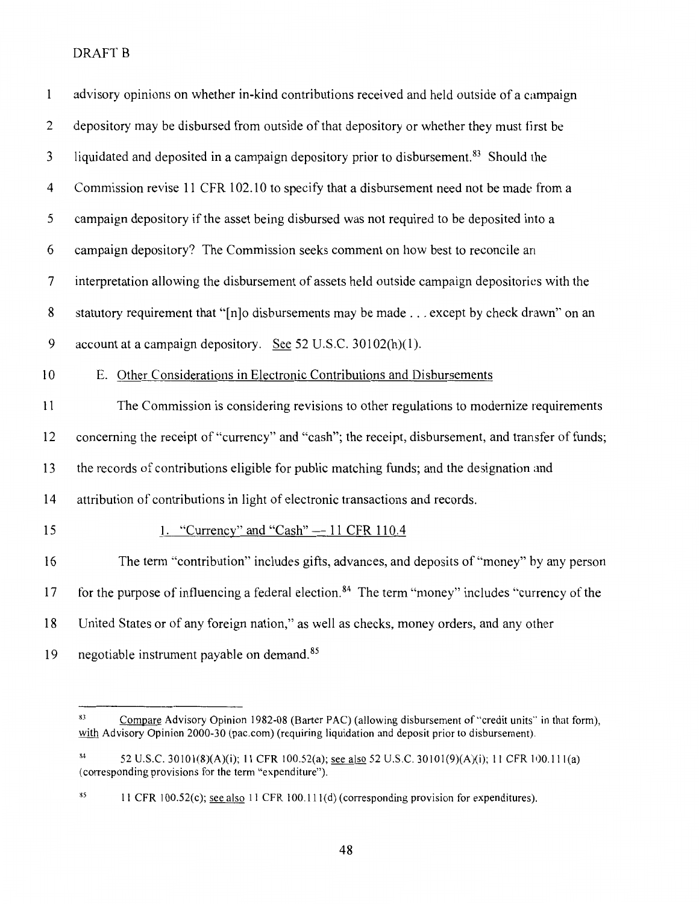advisory opinions on whether in-kind contributions received and held outside of a campaign depository may be disbursed from outside of that depository or whether they must first be liquidated and deposited in a campaign depository prior to disbursement.[83] Should the Commission revise 11 CFR 102.10 to specify that a disbursement need not be made from a campaign depository if the asset being disbursed was not required to be deposited into a campaign depository? The Commission seeks comment on how best to reconcile an interpretation allowing the disbursement of assets held outside campaign depositories with the statutory requirement that "[n]o disbursements may be made . . . except by check drawn" on an account at a campaign depository. See 52 U.S.C. 30102(h)(1).

### E. Other Considerations in Electronic Contributions and Disbursements

The Commission is considering revisions to other regulations to modernize requirements concerning the receipt of "currency" and "cash"; the receipt, disbursement, and transfer of funds; the records of contributions eligible for public matching funds; and the designation and attribution of contributions in light of electronic transactions and records.

#### 1. "Currency" and "Cash" — 11 CFR 110.4

The term "contribution" includes gifts, advances, and deposits of "money" by any person for the purpose of influencing a federal election.[84] The term "money" includes "currency of the United States or of any foreign nation," as well as checks, money orders, and any other negotiable instrument payable on demand.[85]

---

[83] Compare Advisory Opinion 1982-08 (Barter PAC) (allowing disbursement of "credit units" in that form), with Advisory Opinion 2000-30 (pac.com) (requiring liquidation and deposit prior to disbursement).

[84] 52 U.S.C. 30101(8)(A)(i); 11 CFR 100.52(a); see also 52 U.S.C. 30101(9)(A)(i); 11 CFR 100.111(a) (corresponding provisions for the term "expenditure").

[85] 11 CFR 100.52(c); see also 11 CFR 100.111(d) (corresponding provision for expenditures).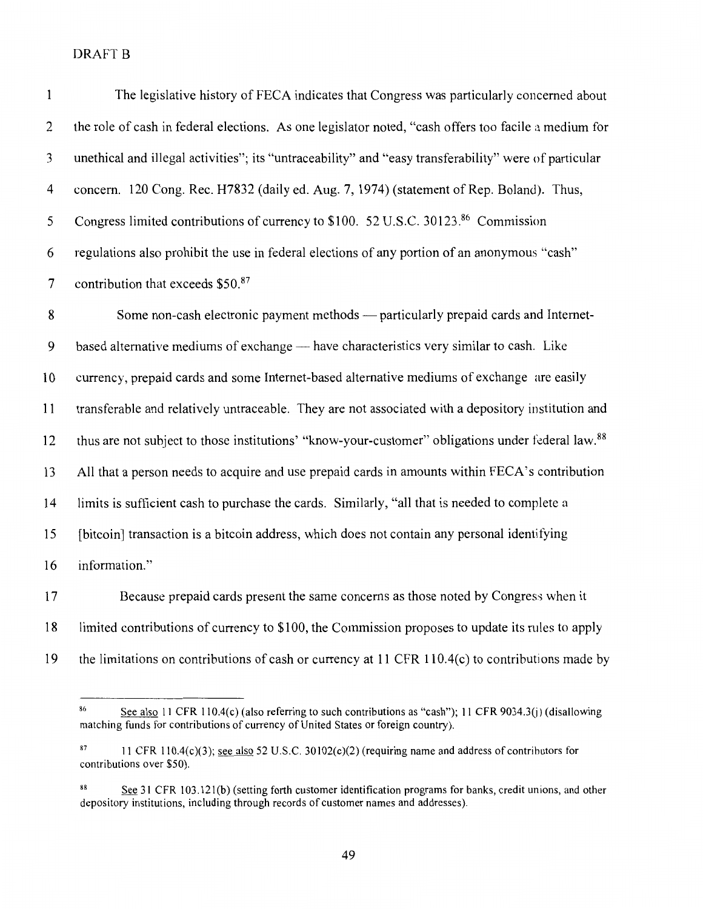DRAFT B

The legislative history of FECA indicates that Congress was particularly concerned about the role of cash in federal elections. As one legislator noted, "cash offers too facile a medium for unethical and illegal activities"; its "untraceability" and "easy transferability" were of particular concern. 120 Cong. Rec. H7832 (daily ed. Aug. 7, 1974) (statement of Rep. Boland). Thus, Congress limited contributions of currency to $100. 52 U.S.C. 30123.[86] Commission regulations also prohibit the use in federal elections of any portion of an anonymous "cash" contribution that exceeds $50.[87]

Some non-cash electronic payment methods — particularly prepaid cards and Internet-based alternative mediums of exchange — have characteristics very similar to cash. Like currency, prepaid cards and some Internet-based alternative mediums of exchange are easily transferable and relatively untraceable. They are not associated with a depository institution and thus are not subject to those institutions' "know-your-customer" obligations under federal law.[88] All that a person needs to acquire and use prepaid cards in amounts within FECA's contribution limits is sufficient cash to purchase the cards. Similarly, "all that is needed to complete a [bitcoin] transaction is a bitcoin address, which does not contain any personal identifying information."

Because prepaid cards present the same concerns as those noted by Congress when it limited contributions of currency to $100, the Commission proposes to update its rules to apply the limitations on contributions of cash or currency at 11 CFR 110.4(c) to contributions made by

---

[86] See also 11 CFR 110.4(c) (also referring to such contributions as "cash"); 11 CFR 9034.3(j) (disallowing matching funds for contributions of currency of United States or foreign country).

[87] 11 CFR 110.4(c)(3); see also 52 U.S.C. 30102(c)(2) (requiring name and address of contributors for contributions over $50).

[88] See 31 CFR 103.121(b) (setting forth customer identification programs for banks, credit unions, and other depository institutions, including through records of customer names and addresses).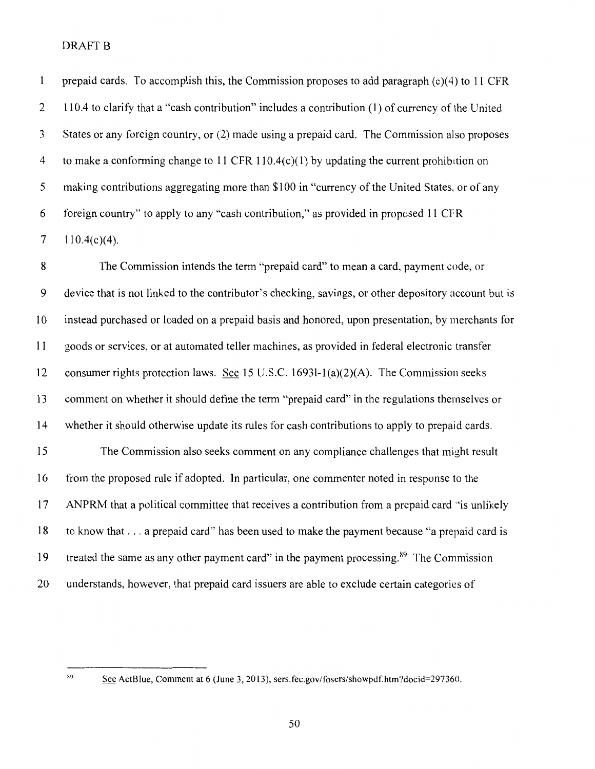prepaid cards. To accomplish this, the Commission proposes to add paragraph (c)(4) to 11 CFR 110.4 to clarify that a "cash contribution" includes a contribution (1) of currency of the United States or any foreign country, or (2) made using a prepaid card. The Commission also proposes to make a conforming change to 11 CFR 110.4(c)(1) by updating the current prohibition on making contributions aggregating more than $100 in "currency of the United States, or of any foreign country" to apply to any "cash contribution," as provided in proposed 11 CFR 110.4(c)(4).

The Commission intends the term "prepaid card" to mean a card, payment code, or device that is not linked to the contributor's checking, savings, or other depository account but is instead purchased or loaded on a prepaid basis and honored, upon presentation, by merchants for goods or services, or at automated teller machines, as provided in federal electronic transfer consumer rights protection laws. See 15 U.S.C. 1693l-1(a)(2)(A). The Commission seeks comment on whether it should define the term "prepaid card" in the regulations themselves or whether it should otherwise update its rules for cash contributions to apply to prepaid cards.

The Commission also seeks comment on any compliance challenges that might result from the proposed rule if adopted. In particular, one commenter noted in response to the ANPRM that a political committee that receives a contribution from a prepaid card "is unlikely to know that . . . a prepaid card" has been used to make the payment because "a prepaid card is treated the same as any other payment card" in the payment processing.[89] The Commission understands, however, that prepaid card issuers are able to exclude certain categories of

[89] See ActBlue, Comment at 6 (June 3, 2013), sers.fec.gov/fosers/showpdf.htm?docid=297360.